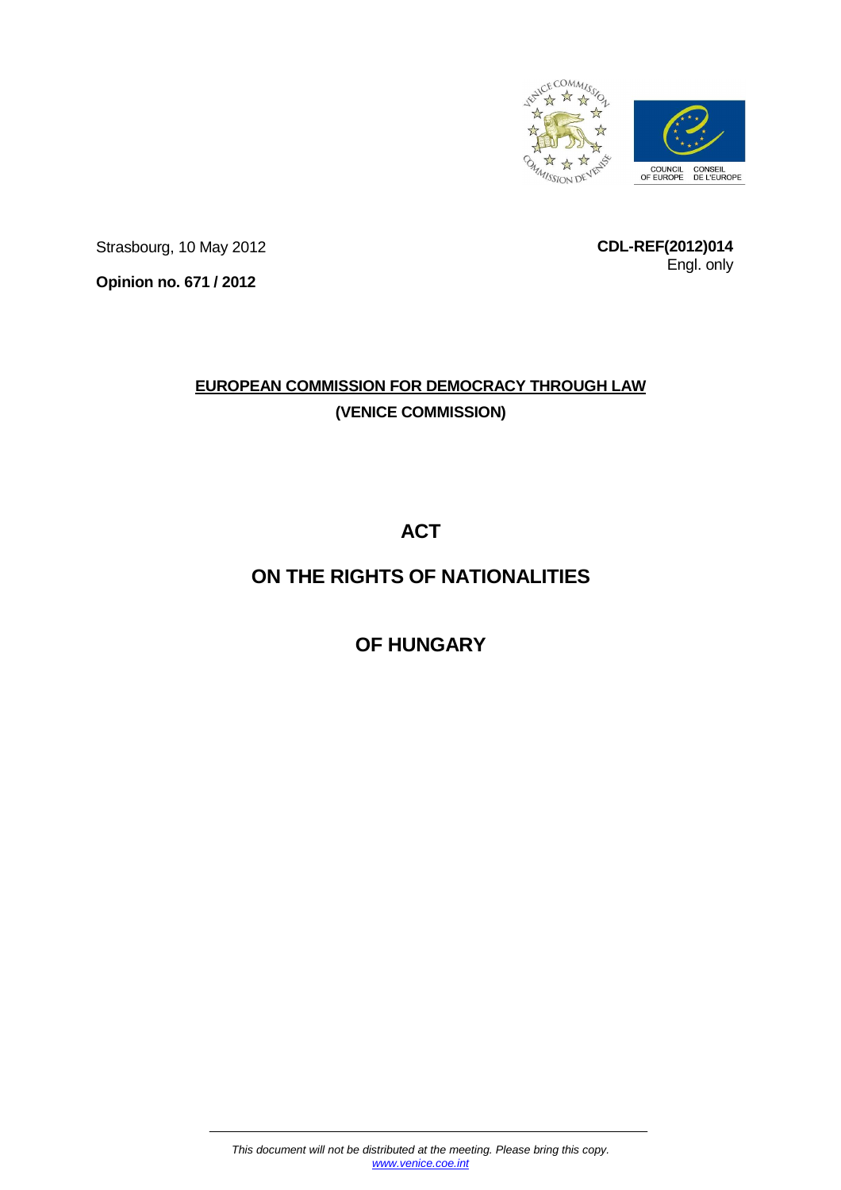Strasbourg, 10 May 2012

**CDL-REF(2012)014**
Engl. only

**Opinion no. 671 / 2012**

**EUROPEAN COMMISSION FOR DEMOCRACY THROUGH LAW**
**(VENICE COMMISSION)**

# ACT

# ON THE RIGHTS OF NATIONALITIES

# OF HUNGARY

*This document will not be distributed at the meeting. Please bring this copy.*
*www.venice.coe.int*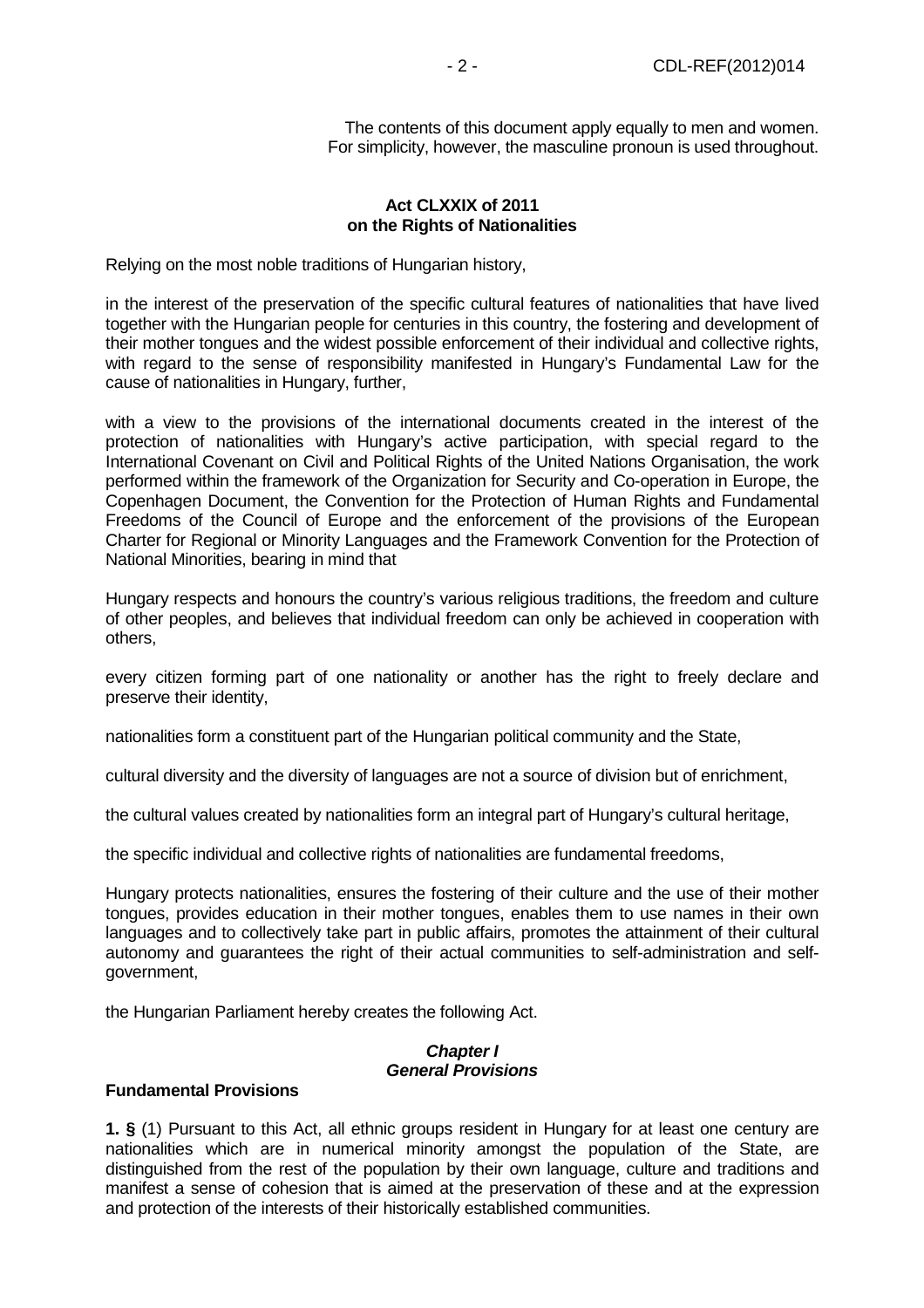The contents of this document apply equally to men and women.
For simplicity, however, the masculine pronoun is used throughout.

**Act CLXXIX of 2011**
**on the Rights of Nationalities**

Relying on the most noble traditions of Hungarian history,

in the interest of the preservation of the specific cultural features of nationalities that have lived together with the Hungarian people for centuries in this country, the fostering and development of their mother tongues and the widest possible enforcement of their individual and collective rights, with regard to the sense of responsibility manifested in Hungary's Fundamental Law for the cause of nationalities in Hungary, further,

with a view to the provisions of the international documents created in the interest of the protection of nationalities with Hungary's active participation, with special regard to the International Covenant on Civil and Political Rights of the United Nations Organisation, the work performed within the framework of the Organization for Security and Co-operation in Europe, the Copenhagen Document, the Convention for the Protection of Human Rights and Fundamental Freedoms of the Council of Europe and the enforcement of the provisions of the European Charter for Regional or Minority Languages and the Framework Convention for the Protection of National Minorities, bearing in mind that

Hungary respects and honours the country's various religious traditions, the freedom and culture of other peoples, and believes that individual freedom can only be achieved in cooperation with others,

every citizen forming part of one nationality or another has the right to freely declare and preserve their identity,

nationalities form a constituent part of the Hungarian political community and the State,

cultural diversity and the diversity of languages are not a source of division but of enrichment,

the cultural values created by nationalities form an integral part of Hungary's cultural heritage,

the specific individual and collective rights of nationalities are fundamental freedoms,

Hungary protects nationalities, ensures the fostering of their culture and the use of their mother tongues, provides education in their mother tongues, enables them to use names in their own languages and to collectively take part in public affairs, promotes the attainment of their cultural autonomy and guarantees the right of their actual communities to self-administration and self-government,

the Hungarian Parliament hereby creates the following Act.

## *Chapter I*
## *General Provisions*

### Fundamental Provisions

**1. §** (1) Pursuant to this Act, all ethnic groups resident in Hungary for at least one century are nationalities which are in numerical minority amongst the population of the State, are distinguished from the rest of the population by their own language, culture and traditions and manifest a sense of cohesion that is aimed at the preservation of these and at the expression and protection of the interests of their historically established communities.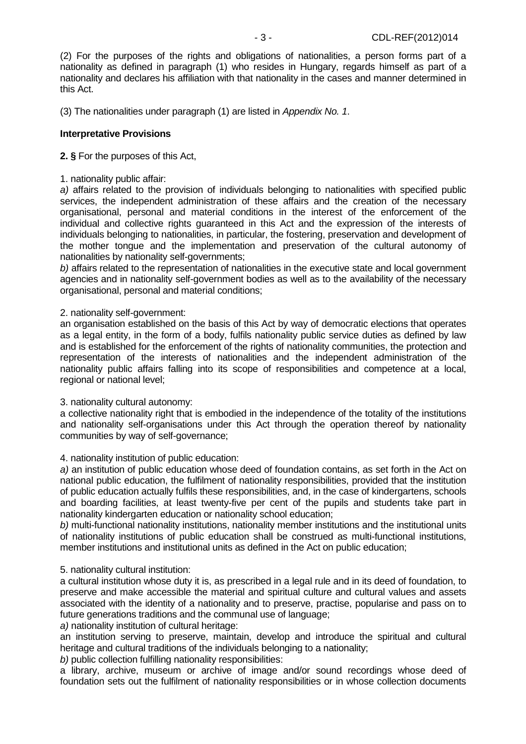(2) For the purposes of the rights and obligations of nationalities, a person forms part of a nationality as defined in paragraph (1) who resides in Hungary, regards himself as part of a nationality and declares his affiliation with that nationality in the cases and manner determined in this Act.

(3) The nationalities under paragraph (1) are listed in *Appendix No. 1*.

**Interpretative Provisions**

**2. §** For the purposes of this Act,

1. nationality public affair:

*a)* affairs related to the provision of individuals belonging to nationalities with specified public services, the independent administration of these affairs and the creation of the necessary organisational, personal and material conditions in the interest of the enforcement of the individual and collective rights guaranteed in this Act and the expression of the interests of individuals belonging to nationalities, in particular, the fostering, preservation and development of the mother tongue and the implementation and preservation of the cultural autonomy of nationalities by nationality self-governments;

*b)* affairs related to the representation of nationalities in the executive state and local government agencies and in nationality self-government bodies as well as to the availability of the necessary organisational, personal and material conditions;

2. nationality self-government:

an organisation established on the basis of this Act by way of democratic elections that operates as a legal entity, in the form of a body, fulfils nationality public service duties as defined by law and is established for the enforcement of the rights of nationality communities, the protection and representation of the interests of nationalities and the independent administration of the nationality public affairs falling into its scope of responsibilities and competence at a local, regional or national level;

3. nationality cultural autonomy:

a collective nationality right that is embodied in the independence of the totality of the institutions and nationality self-organisations under this Act through the operation thereof by nationality communities by way of self-governance;

4. nationality institution of public education:

*a)* an institution of public education whose deed of foundation contains, as set forth in the Act on national public education, the fulfilment of nationality responsibilities, provided that the institution of public education actually fulfils these responsibilities, and, in the case of kindergartens, schools and boarding facilities, at least twenty-five per cent of the pupils and students take part in nationality kindergarten education or nationality school education;

*b)* multi-functional nationality institutions, nationality member institutions and the institutional units of nationality institutions of public education shall be construed as multi-functional institutions, member institutions and institutional units as defined in the Act on public education;

5. nationality cultural institution:

a cultural institution whose duty it is, as prescribed in a legal rule and in its deed of foundation, to preserve and make accessible the material and spiritual culture and cultural values and assets associated with the identity of a nationality and to preserve, practise, popularise and pass on to future generations traditions and the communal use of language;

*a)* nationality institution of cultural heritage:

an institution serving to preserve, maintain, develop and introduce the spiritual and cultural heritage and cultural traditions of the individuals belonging to a nationality;

*b)* public collection fulfilling nationality responsibilities:

a library, archive, museum or archive of image and/or sound recordings whose deed of foundation sets out the fulfilment of nationality responsibilities or in whose collection documents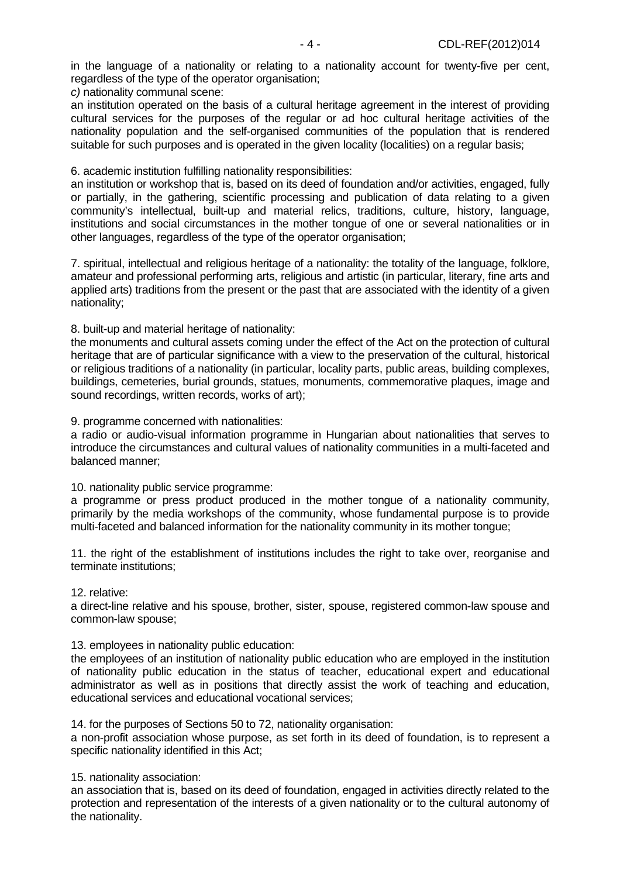in the language of a nationality or relating to a nationality account for twenty-five per cent, regardless of the type of the operator organisation;

*c)* nationality communal scene:

an institution operated on the basis of a cultural heritage agreement in the interest of providing cultural services for the purposes of the regular or ad hoc cultural heritage activities of the nationality population and the self-organised communities of the population that is rendered suitable for such purposes and is operated in the given locality (localities) on a regular basis;

6. academic institution fulfilling nationality responsibilities:

an institution or workshop that is, based on its deed of foundation and/or activities, engaged, fully or partially, in the gathering, scientific processing and publication of data relating to a given community's intellectual, built-up and material relics, traditions, culture, history, language, institutions and social circumstances in the mother tongue of one or several nationalities or in other languages, regardless of the type of the operator organisation;

7. spiritual, intellectual and religious heritage of a nationality: the totality of the language, folklore, amateur and professional performing arts, religious and artistic (in particular, literary, fine arts and applied arts) traditions from the present or the past that are associated with the identity of a given nationality;

8. built-up and material heritage of nationality:

the monuments and cultural assets coming under the effect of the Act on the protection of cultural heritage that are of particular significance with a view to the preservation of the cultural, historical or religious traditions of a nationality (in particular, locality parts, public areas, building complexes, buildings, cemeteries, burial grounds, statues, monuments, commemorative plaques, image and sound recordings, written records, works of art);

9. programme concerned with nationalities:

a radio or audio-visual information programme in Hungarian about nationalities that serves to introduce the circumstances and cultural values of nationality communities in a multi-faceted and balanced manner;

10. nationality public service programme:

a programme or press product produced in the mother tongue of a nationality community, primarily by the media workshops of the community, whose fundamental purpose is to provide multi-faceted and balanced information for the nationality community in its mother tongue;

11. the right of the establishment of institutions includes the right to take over, reorganise and terminate institutions;

12. relative:

a direct-line relative and his spouse, brother, sister, spouse, registered common-law spouse and common-law spouse;

13. employees in nationality public education:

the employees of an institution of nationality public education who are employed in the institution of nationality public education in the status of teacher, educational expert and educational administrator as well as in positions that directly assist the work of teaching and education, educational services and educational vocational services;

14. for the purposes of Sections 50 to 72, nationality organisation:

a non-profit association whose purpose, as set forth in its deed of foundation, is to represent a specific nationality identified in this Act;

15. nationality association:

an association that is, based on its deed of foundation, engaged in activities directly related to the protection and representation of the interests of a given nationality or to the cultural autonomy of the nationality.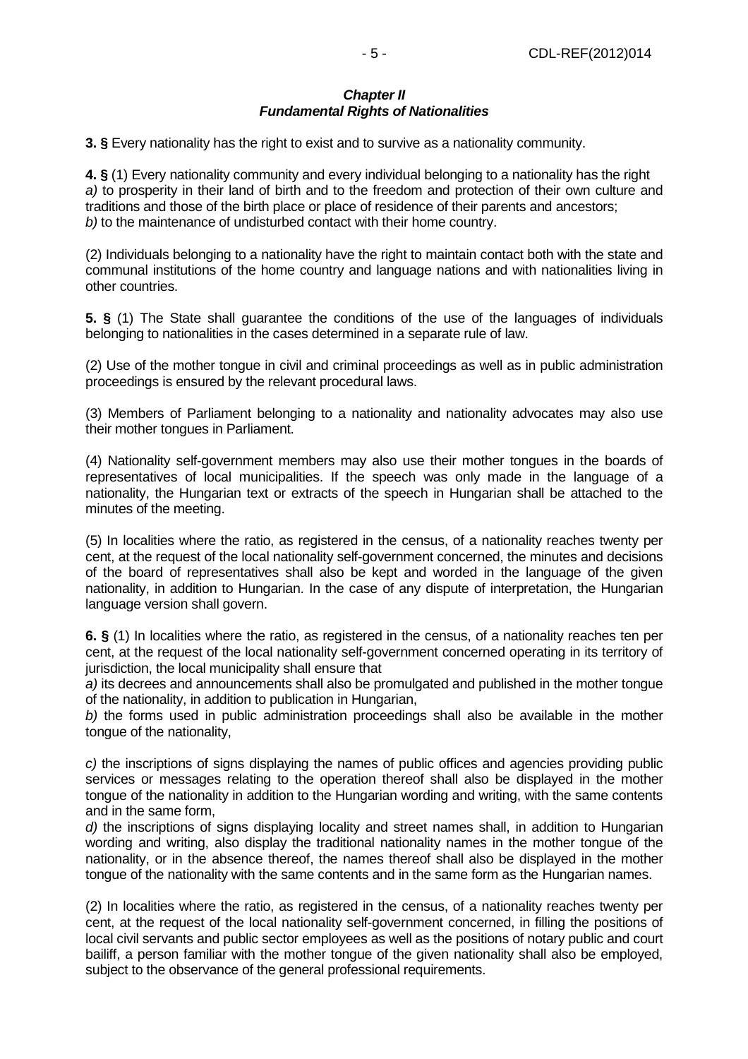## *Chapter II*
## *Fundamental Rights of Nationalities*

**3. §** Every nationality has the right to exist and to survive as a nationality community.

**4. §** (1) Every nationality community and every individual belonging to a nationality has the right
*a)* to prosperity in their land of birth and to the freedom and protection of their own culture and traditions and those of the birth place or place of residence of their parents and ancestors;
*b)* to the maintenance of undisturbed contact with their home country.

(2) Individuals belonging to a nationality have the right to maintain contact both with the state and communal institutions of the home country and language nations and with nationalities living in other countries.

**5. §** (1) The State shall guarantee the conditions of the use of the languages of individuals belonging to nationalities in the cases determined in a separate rule of law.

(2) Use of the mother tongue in civil and criminal proceedings as well as in public administration proceedings is ensured by the relevant procedural laws.

(3) Members of Parliament belonging to a nationality and nationality advocates may also use their mother tongues in Parliament.

(4) Nationality self-government members may also use their mother tongues in the boards of representatives of local municipalities. If the speech was only made in the language of a nationality, the Hungarian text or extracts of the speech in Hungarian shall be attached to the minutes of the meeting.

(5) In localities where the ratio, as registered in the census, of a nationality reaches twenty per cent, at the request of the local nationality self-government concerned, the minutes and decisions of the board of representatives shall also be kept and worded in the language of the given nationality, in addition to Hungarian. In the case of any dispute of interpretation, the Hungarian language version shall govern.

**6. §** (1) In localities where the ratio, as registered in the census, of a nationality reaches ten per cent, at the request of the local nationality self-government concerned operating in its territory of jurisdiction, the local municipality shall ensure that
*a)* its decrees and announcements shall also be promulgated and published in the mother tongue of the nationality, in addition to publication in Hungarian,
*b)* the forms used in public administration proceedings shall also be available in the mother tongue of the nationality,

*c)* the inscriptions of signs displaying the names of public offices and agencies providing public services or messages relating to the operation thereof shall also be displayed in the mother tongue of the nationality in addition to the Hungarian wording and writing, with the same contents and in the same form,
*d)* the inscriptions of signs displaying locality and street names shall, in addition to Hungarian wording and writing, also display the traditional nationality names in the mother tongue of the nationality, or in the absence thereof, the names thereof shall also be displayed in the mother tongue of the nationality with the same contents and in the same form as the Hungarian names.

(2) In localities where the ratio, as registered in the census, of a nationality reaches twenty per cent, at the request of the local nationality self-government concerned, in filling the positions of local civil servants and public sector employees as well as the positions of notary public and court bailiff, a person familiar with the mother tongue of the given nationality shall also be employed, subject to the observance of the general professional requirements.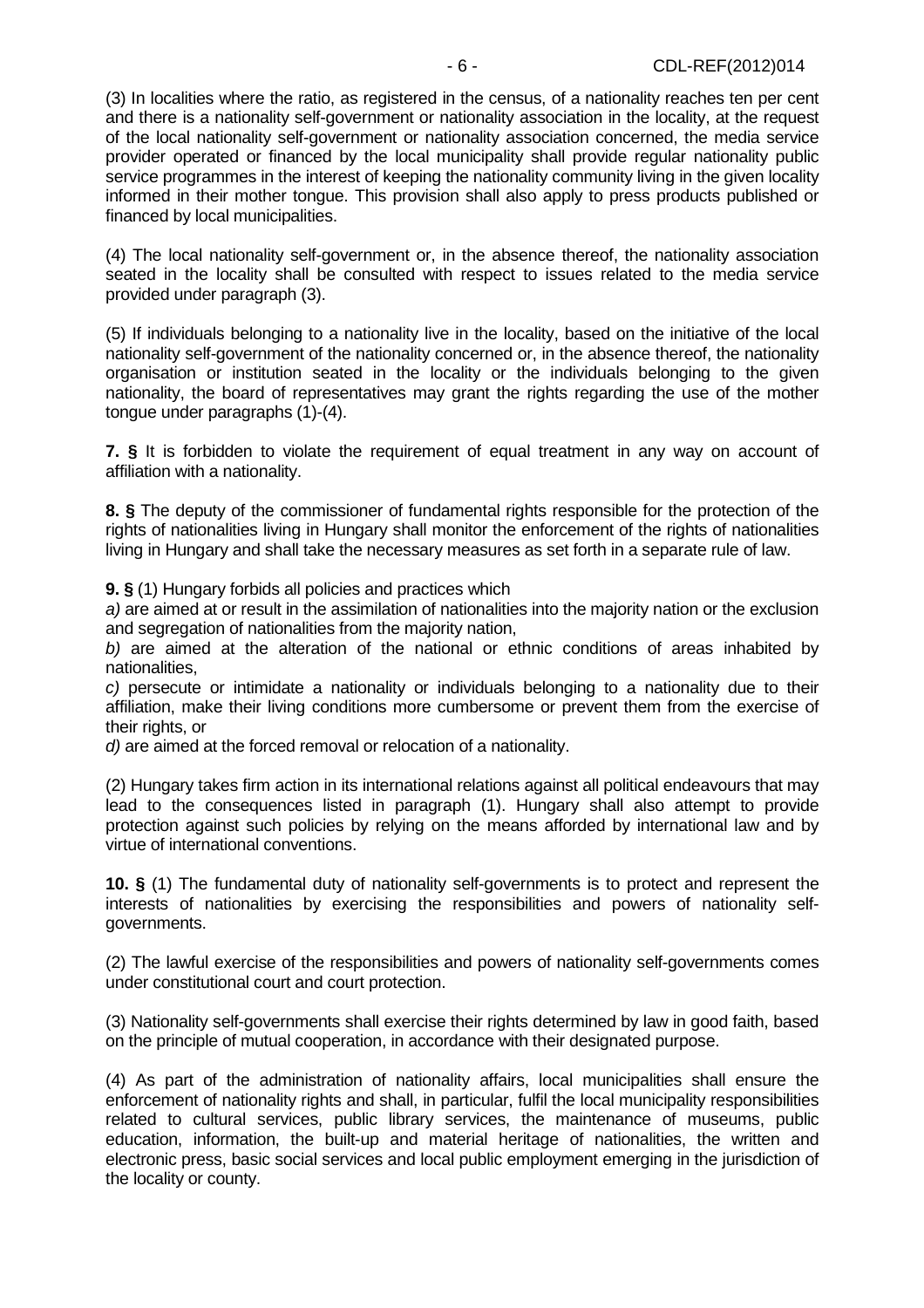(3) In localities where the ratio, as registered in the census, of a nationality reaches ten per cent and there is a nationality self-government or nationality association in the locality, at the request of the local nationality self-government or nationality association concerned, the media service provider operated or financed by the local municipality shall provide regular nationality public service programmes in the interest of keeping the nationality community living in the given locality informed in their mother tongue. This provision shall also apply to press products published or financed by local municipalities.

(4) The local nationality self-government or, in the absence thereof, the nationality association seated in the locality shall be consulted with respect to issues related to the media service provided under paragraph (3).

(5) If individuals belonging to a nationality live in the locality, based on the initiative of the local nationality self-government of the nationality concerned or, in the absence thereof, the nationality organisation or institution seated in the locality or the individuals belonging to the given nationality, the board of representatives may grant the rights regarding the use of the mother tongue under paragraphs (1)-(4).

**7. §** It is forbidden to violate the requirement of equal treatment in any way on account of affiliation with a nationality.

**8. §** The deputy of the commissioner of fundamental rights responsible for the protection of the rights of nationalities living in Hungary shall monitor the enforcement of the rights of nationalities living in Hungary and shall take the necessary measures as set forth in a separate rule of law.

**9. §** (1) Hungary forbids all policies and practices which

*a)* are aimed at or result in the assimilation of nationalities into the majority nation or the exclusion and segregation of nationalities from the majority nation,

*b)* are aimed at the alteration of the national or ethnic conditions of areas inhabited by nationalities,

*c)* persecute or intimidate a nationality or individuals belonging to a nationality due to their affiliation, make their living conditions more cumbersome or prevent them from the exercise of their rights, or

*d)* are aimed at the forced removal or relocation of a nationality.

(2) Hungary takes firm action in its international relations against all political endeavours that may lead to the consequences listed in paragraph (1). Hungary shall also attempt to provide protection against such policies by relying on the means afforded by international law and by virtue of international conventions.

**10. §** (1) The fundamental duty of nationality self-governments is to protect and represent the interests of nationalities by exercising the responsibilities and powers of nationality self-governments.

(2) The lawful exercise of the responsibilities and powers of nationality self-governments comes under constitutional court and court protection.

(3) Nationality self-governments shall exercise their rights determined by law in good faith, based on the principle of mutual cooperation, in accordance with their designated purpose.

(4) As part of the administration of nationality affairs, local municipalities shall ensure the enforcement of nationality rights and shall, in particular, fulfil the local municipality responsibilities related to cultural services, public library services, the maintenance of museums, public education, information, the built-up and material heritage of nationalities, the written and electronic press, basic social services and local public employment emerging in the jurisdiction of the locality or county.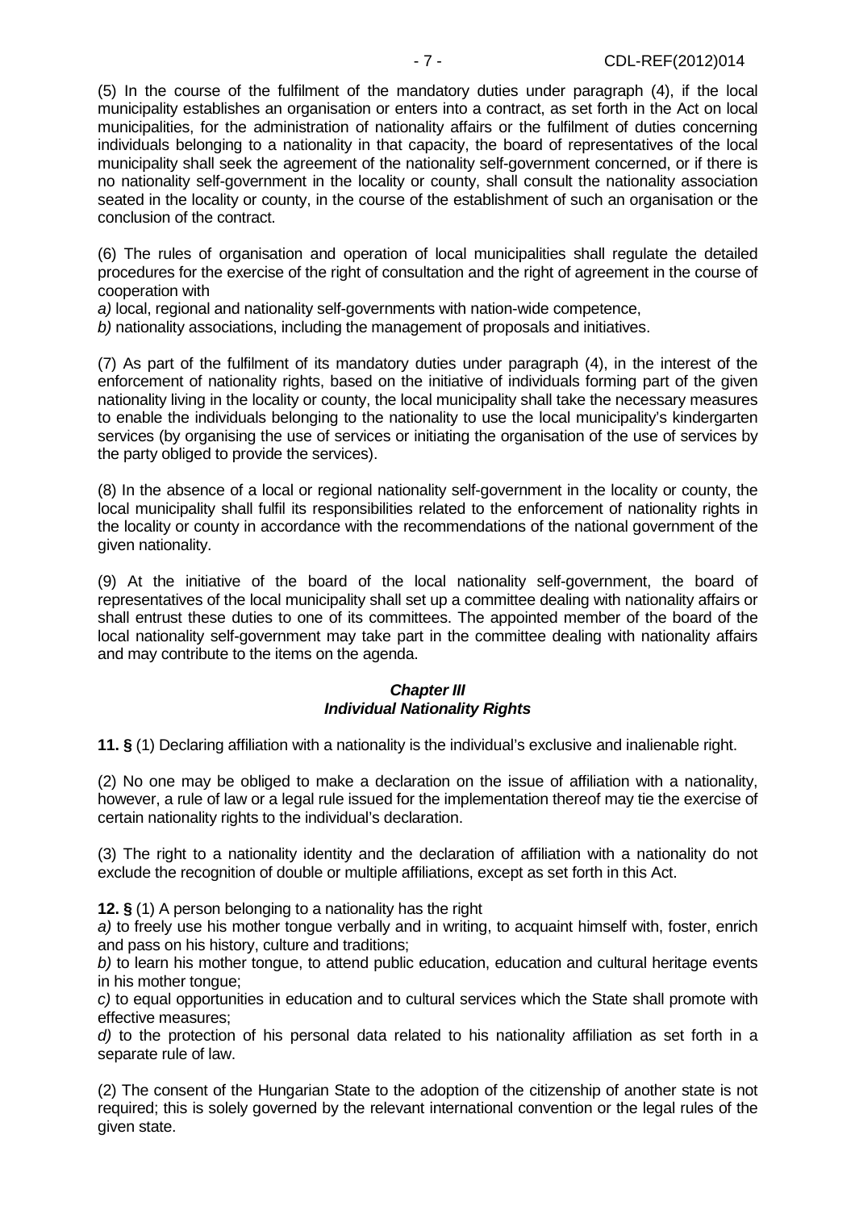(5) In the course of the fulfilment of the mandatory duties under paragraph (4), if the local municipality establishes an organisation or enters into a contract, as set forth in the Act on local municipalities, for the administration of nationality affairs or the fulfilment of duties concerning individuals belonging to a nationality in that capacity, the board of representatives of the local municipality shall seek the agreement of the nationality self-government concerned, or if there is no nationality self-government in the locality or county, shall consult the nationality association seated in the locality or county, in the course of the establishment of such an organisation or the conclusion of the contract.

(6) The rules of organisation and operation of local municipalities shall regulate the detailed procedures for the exercise of the right of consultation and the right of agreement in the course of cooperation with

*a)* local, regional and nationality self-governments with nation-wide competence,

*b)* nationality associations, including the management of proposals and initiatives.

(7) As part of the fulfilment of its mandatory duties under paragraph (4), in the interest of the enforcement of nationality rights, based on the initiative of individuals forming part of the given nationality living in the locality or county, the local municipality shall take the necessary measures to enable the individuals belonging to the nationality to use the local municipality's kindergarten services (by organising the use of services or initiating the organisation of the use of services by the party obliged to provide the services).

(8) In the absence of a local or regional nationality self-government in the locality or county, the local municipality shall fulfil its responsibilities related to the enforcement of nationality rights in the locality or county in accordance with the recommendations of the national government of the given nationality.

(9) At the initiative of the board of the local nationality self-government, the board of representatives of the local municipality shall set up a committee dealing with nationality affairs or shall entrust these duties to one of its committees. The appointed member of the board of the local nationality self-government may take part in the committee dealing with nationality affairs and may contribute to the items on the agenda.

## *Chapter III*
## *Individual Nationality Rights*

**11. §** (1) Declaring affiliation with a nationality is the individual's exclusive and inalienable right.

(2) No one may be obliged to make a declaration on the issue of affiliation with a nationality, however, a rule of law or a legal rule issued for the implementation thereof may tie the exercise of certain nationality rights to the individual's declaration.

(3) The right to a nationality identity and the declaration of affiliation with a nationality do not exclude the recognition of double or multiple affiliations, except as set forth in this Act.

**12. §** (1) A person belonging to a nationality has the right

*a)* to freely use his mother tongue verbally and in writing, to acquaint himself with, foster, enrich and pass on his history, culture and traditions;

*b)* to learn his mother tongue, to attend public education, education and cultural heritage events in his mother tongue;

*c)* to equal opportunities in education and to cultural services which the State shall promote with effective measures;

*d)* to the protection of his personal data related to his nationality affiliation as set forth in a separate rule of law.

(2) The consent of the Hungarian State to the adoption of the citizenship of another state is not required; this is solely governed by the relevant international convention or the legal rules of the given state.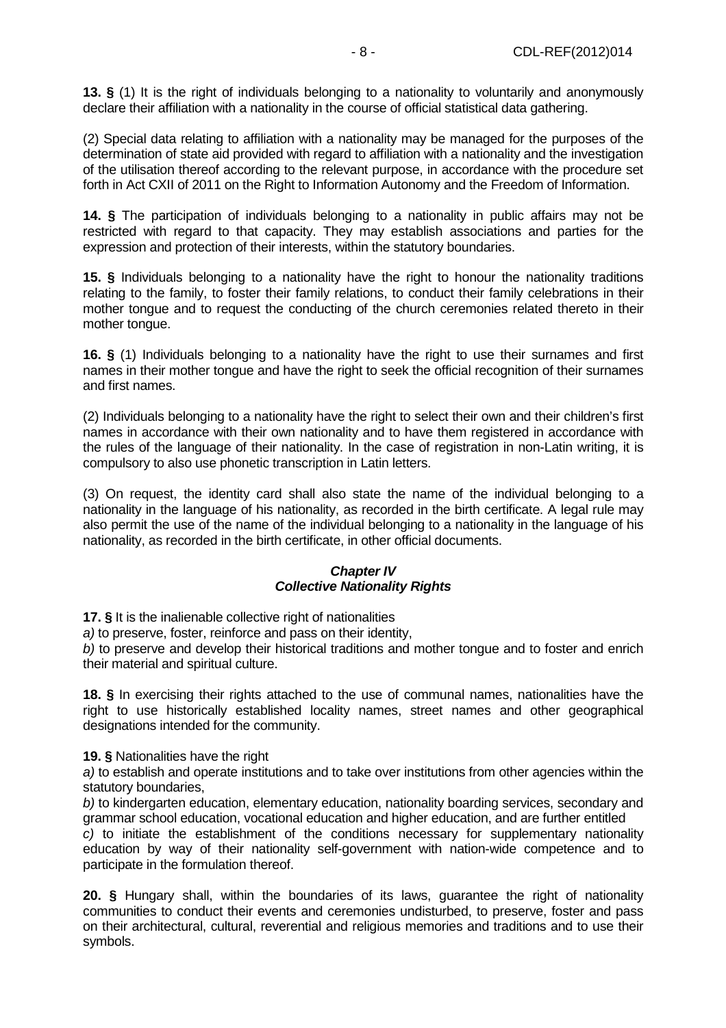**13. §** (1) It is the right of individuals belonging to a nationality to voluntarily and anonymously declare their affiliation with a nationality in the course of official statistical data gathering.

(2) Special data relating to affiliation with a nationality may be managed for the purposes of the determination of state aid provided with regard to affiliation with a nationality and the investigation of the utilisation thereof according to the relevant purpose, in accordance with the procedure set forth in Act CXII of 2011 on the Right to Information Autonomy and the Freedom of Information.

**14. §** The participation of individuals belonging to a nationality in public affairs may not be restricted with regard to that capacity. They may establish associations and parties for the expression and protection of their interests, within the statutory boundaries.

**15. §** Individuals belonging to a nationality have the right to honour the nationality traditions relating to the family, to foster their family relations, to conduct their family celebrations in their mother tongue and to request the conducting of the church ceremonies related thereto in their mother tongue.

**16. §** (1) Individuals belonging to a nationality have the right to use their surnames and first names in their mother tongue and have the right to seek the official recognition of their surnames and first names.

(2) Individuals belonging to a nationality have the right to select their own and their children's first names in accordance with their own nationality and to have them registered in accordance with the rules of the language of their nationality. In the case of registration in non-Latin writing, it is compulsory to also use phonetic transcription in Latin letters.

(3) On request, the identity card shall also state the name of the individual belonging to a nationality in the language of his nationality, as recorded in the birth certificate. A legal rule may also permit the use of the name of the individual belonging to a nationality in the language of his nationality, as recorded in the birth certificate, in other official documents.

## *Chapter IV*
## *Collective Nationality Rights*

**17. §** It is the inalienable collective right of nationalities
*a)* to preserve, foster, reinforce and pass on their identity,
*b)* to preserve and develop their historical traditions and mother tongue and to foster and enrich their material and spiritual culture.

**18. §** In exercising their rights attached to the use of communal names, nationalities have the right to use historically established locality names, street names and other geographical designations intended for the community.

**19. §** Nationalities have the right
*a)* to establish and operate institutions and to take over institutions from other agencies within the statutory boundaries,
*b)* to kindergarten education, elementary education, nationality boarding services, secondary and grammar school education, vocational education and higher education, and are further entitled
*c)* to initiate the establishment of the conditions necessary for supplementary nationality education by way of their nationality self-government with nation-wide competence and to participate in the formulation thereof.

**20. §** Hungary shall, within the boundaries of its laws, guarantee the right of nationality communities to conduct their events and ceremonies undisturbed, to preserve, foster and pass on their architectural, cultural, reverential and religious memories and traditions and to use their symbols.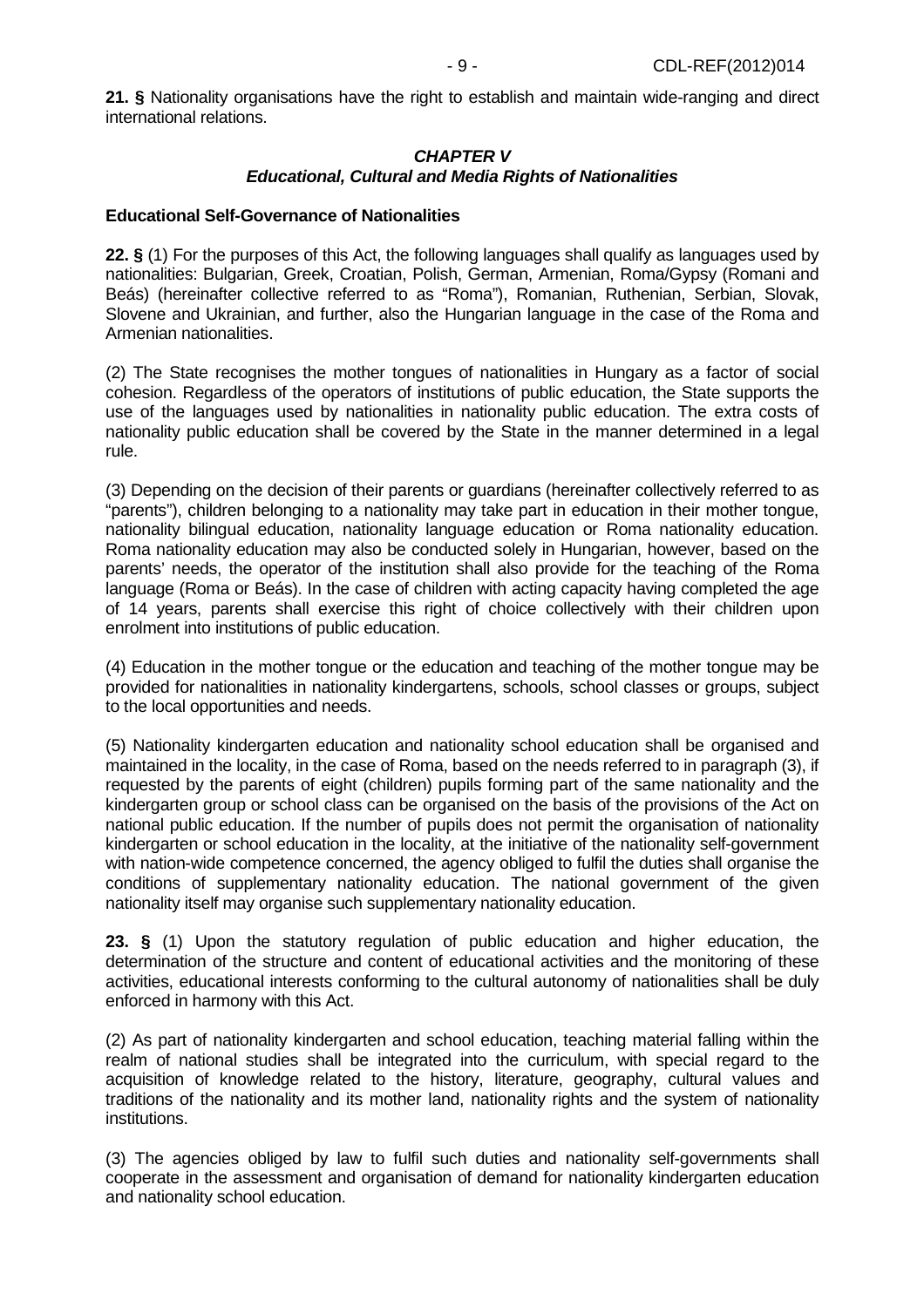**21. §** Nationality organisations have the right to establish and maintain wide-ranging and direct international relations.

## *CHAPTER V*
## *Educational, Cultural and Media Rights of Nationalities*

### Educational Self-Governance of Nationalities

**22. §** (1) For the purposes of this Act, the following languages shall qualify as languages used by nationalities: Bulgarian, Greek, Croatian, Polish, German, Armenian, Roma/Gypsy (Romani and Beás) (hereinafter collective referred to as "Roma"), Romanian, Ruthenian, Serbian, Slovak, Slovene and Ukrainian, and further, also the Hungarian language in the case of the Roma and Armenian nationalities.

(2) The State recognises the mother tongues of nationalities in Hungary as a factor of social cohesion. Regardless of the operators of institutions of public education, the State supports the use of the languages used by nationalities in nationality public education. The extra costs of nationality public education shall be covered by the State in the manner determined in a legal rule.

(3) Depending on the decision of their parents or guardians (hereinafter collectively referred to as "parents"), children belonging to a nationality may take part in education in their mother tongue, nationality bilingual education, nationality language education or Roma nationality education. Roma nationality education may also be conducted solely in Hungarian, however, based on the parents' needs, the operator of the institution shall also provide for the teaching of the Roma language (Roma or Beás). In the case of children with acting capacity having completed the age of 14 years, parents shall exercise this right of choice collectively with their children upon enrolment into institutions of public education.

(4) Education in the mother tongue or the education and teaching of the mother tongue may be provided for nationalities in nationality kindergartens, schools, school classes or groups, subject to the local opportunities and needs.

(5) Nationality kindergarten education and nationality school education shall be organised and maintained in the locality, in the case of Roma, based on the needs referred to in paragraph (3), if requested by the parents of eight (children) pupils forming part of the same nationality and the kindergarten group or school class can be organised on the basis of the provisions of the Act on national public education. If the number of pupils does not permit the organisation of nationality kindergarten or school education in the locality, at the initiative of the nationality self-government with nation-wide competence concerned, the agency obliged to fulfil the duties shall organise the conditions of supplementary nationality education. The national government of the given nationality itself may organise such supplementary nationality education.

**23. §** (1) Upon the statutory regulation of public education and higher education, the determination of the structure and content of educational activities and the monitoring of these activities, educational interests conforming to the cultural autonomy of nationalities shall be duly enforced in harmony with this Act.

(2) As part of nationality kindergarten and school education, teaching material falling within the realm of national studies shall be integrated into the curriculum, with special regard to the acquisition of knowledge related to the history, literature, geography, cultural values and traditions of the nationality and its mother land, nationality rights and the system of nationality institutions.

(3) The agencies obliged by law to fulfil such duties and nationality self-governments shall cooperate in the assessment and organisation of demand for nationality kindergarten education and nationality school education.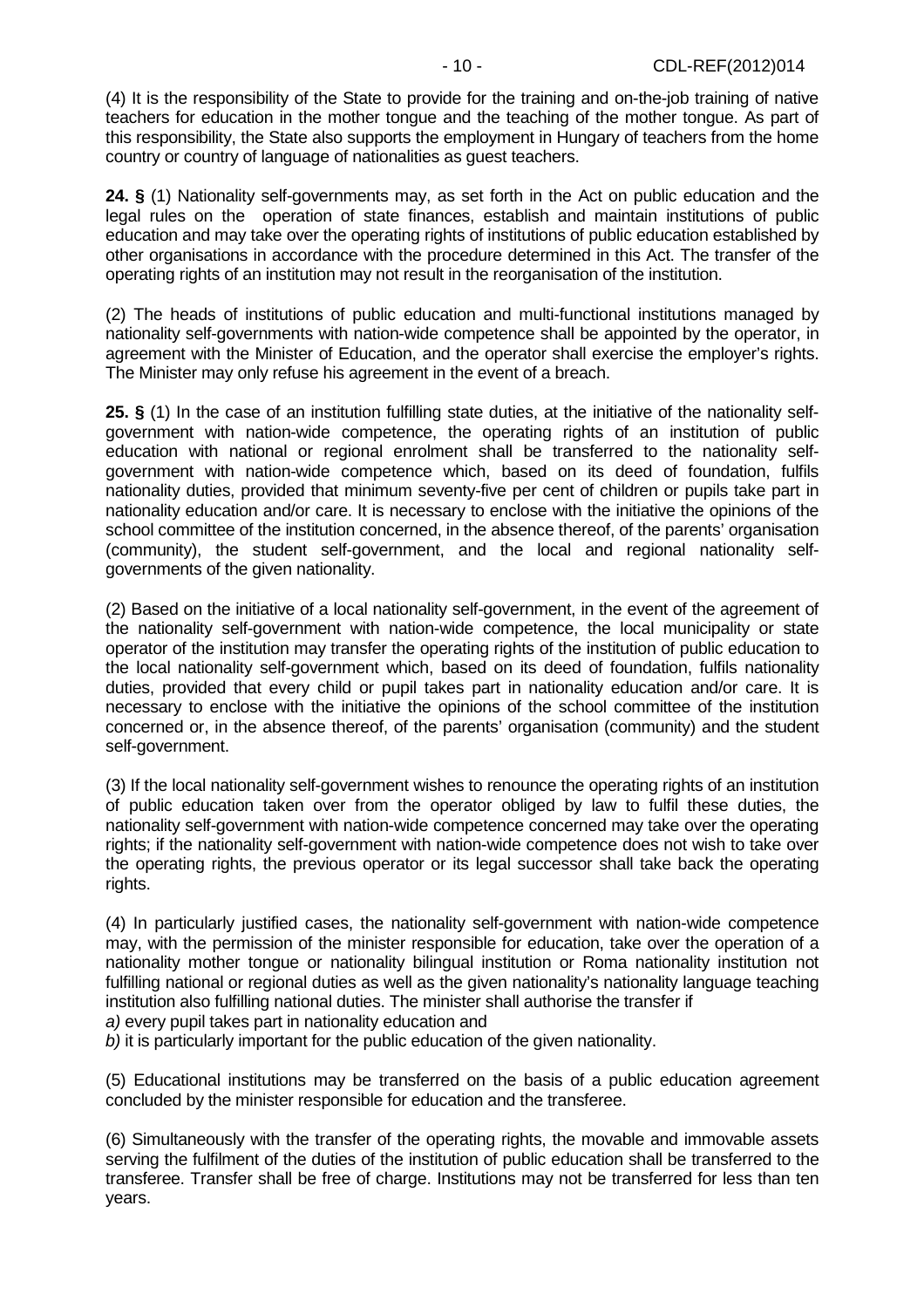(4) It is the responsibility of the State to provide for the training and on-the-job training of native teachers for education in the mother tongue and the teaching of the mother tongue. As part of this responsibility, the State also supports the employment in Hungary of teachers from the home country or country of language of nationalities as guest teachers.

**24. §** (1) Nationality self-governments may, as set forth in the Act on public education and the legal rules on the operation of state finances, establish and maintain institutions of public education and may take over the operating rights of institutions of public education established by other organisations in accordance with the procedure determined in this Act. The transfer of the operating rights of an institution may not result in the reorganisation of the institution.

(2) The heads of institutions of public education and multi-functional institutions managed by nationality self-governments with nation-wide competence shall be appointed by the operator, in agreement with the Minister of Education, and the operator shall exercise the employer's rights. The Minister may only refuse his agreement in the event of a breach.

**25. §** (1) In the case of an institution fulfilling state duties, at the initiative of the nationality self-government with nation-wide competence, the operating rights of an institution of public education with national or regional enrolment shall be transferred to the nationality self-government with nation-wide competence which, based on its deed of foundation, fulfils nationality duties, provided that minimum seventy-five per cent of children or pupils take part in nationality education and/or care. It is necessary to enclose with the initiative the opinions of the school committee of the institution concerned, in the absence thereof, of the parents' organisation (community), the student self-government, and the local and regional nationality self-governments of the given nationality.

(2) Based on the initiative of a local nationality self-government, in the event of the agreement of the nationality self-government with nation-wide competence, the local municipality or state operator of the institution may transfer the operating rights of the institution of public education to the local nationality self-government which, based on its deed of foundation, fulfils nationality duties, provided that every child or pupil takes part in nationality education and/or care. It is necessary to enclose with the initiative the opinions of the school committee of the institution concerned or, in the absence thereof, of the parents' organisation (community) and the student self-government.

(3) If the local nationality self-government wishes to renounce the operating rights of an institution of public education taken over from the operator obliged by law to fulfil these duties, the nationality self-government with nation-wide competence concerned may take over the operating rights; if the nationality self-government with nation-wide competence does not wish to take over the operating rights, the previous operator or its legal successor shall take back the operating rights.

(4) In particularly justified cases, the nationality self-government with nation-wide competence may, with the permission of the minister responsible for education, take over the operation of a nationality mother tongue or nationality bilingual institution or Roma nationality institution not fulfilling national or regional duties as well as the given nationality's nationality language teaching institution also fulfilling national duties. The minister shall authorise the transfer if

*a)* every pupil takes part in nationality education and

*b)* it is particularly important for the public education of the given nationality.

(5) Educational institutions may be transferred on the basis of a public education agreement concluded by the minister responsible for education and the transferee.

(6) Simultaneously with the transfer of the operating rights, the movable and immovable assets serving the fulfilment of the duties of the institution of public education shall be transferred to the transferee. Transfer shall be free of charge. Institutions may not be transferred for less than ten years.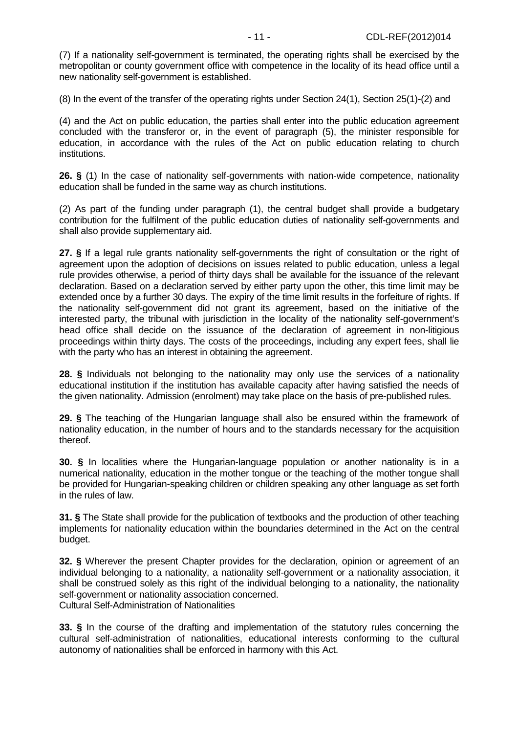(7) If a nationality self-government is terminated, the operating rights shall be exercised by the metropolitan or county government office with competence in the locality of its head office until a new nationality self-government is established.

(8) In the event of the transfer of the operating rights under Section 24(1), Section 25(1)-(2) and

(4) and the Act on public education, the parties shall enter into the public education agreement concluded with the transferor or, in the event of paragraph (5), the minister responsible for education, in accordance with the rules of the Act on public education relating to church institutions.

**26. §** (1) In the case of nationality self-governments with nation-wide competence, nationality education shall be funded in the same way as church institutions.

(2) As part of the funding under paragraph (1), the central budget shall provide a budgetary contribution for the fulfilment of the public education duties of nationality self-governments and shall also provide supplementary aid.

**27. §** If a legal rule grants nationality self-governments the right of consultation or the right of agreement upon the adoption of decisions on issues related to public education, unless a legal rule provides otherwise, a period of thirty days shall be available for the issuance of the relevant declaration. Based on a declaration served by either party upon the other, this time limit may be extended once by a further 30 days. The expiry of the time limit results in the forfeiture of rights. If the nationality self-government did not grant its agreement, based on the initiative of the interested party, the tribunal with jurisdiction in the locality of the nationality self-government's head office shall decide on the issuance of the declaration of agreement in non-litigious proceedings within thirty days. The costs of the proceedings, including any expert fees, shall lie with the party who has an interest in obtaining the agreement.

**28. §** Individuals not belonging to the nationality may only use the services of a nationality educational institution if the institution has available capacity after having satisfied the needs of the given nationality. Admission (enrolment) may take place on the basis of pre-published rules.

**29. §** The teaching of the Hungarian language shall also be ensured within the framework of nationality education, in the number of hours and to the standards necessary for the acquisition thereof.

**30. §** In localities where the Hungarian-language population or another nationality is in a numerical nationality, education in the mother tongue or the teaching of the mother tongue shall be provided for Hungarian-speaking children or children speaking any other language as set forth in the rules of law.

**31. §** The State shall provide for the publication of textbooks and the production of other teaching implements for nationality education within the boundaries determined in the Act on the central budget.

**32. §** Wherever the present Chapter provides for the declaration, opinion or agreement of an individual belonging to a nationality, a nationality self-government or a nationality association, it shall be construed solely as this right of the individual belonging to a nationality, the nationality self-government or nationality association concerned.

Cultural Self-Administration of Nationalities

**33. §** In the course of the drafting and implementation of the statutory rules concerning the cultural self-administration of nationalities, educational interests conforming to the cultural autonomy of nationalities shall be enforced in harmony with this Act.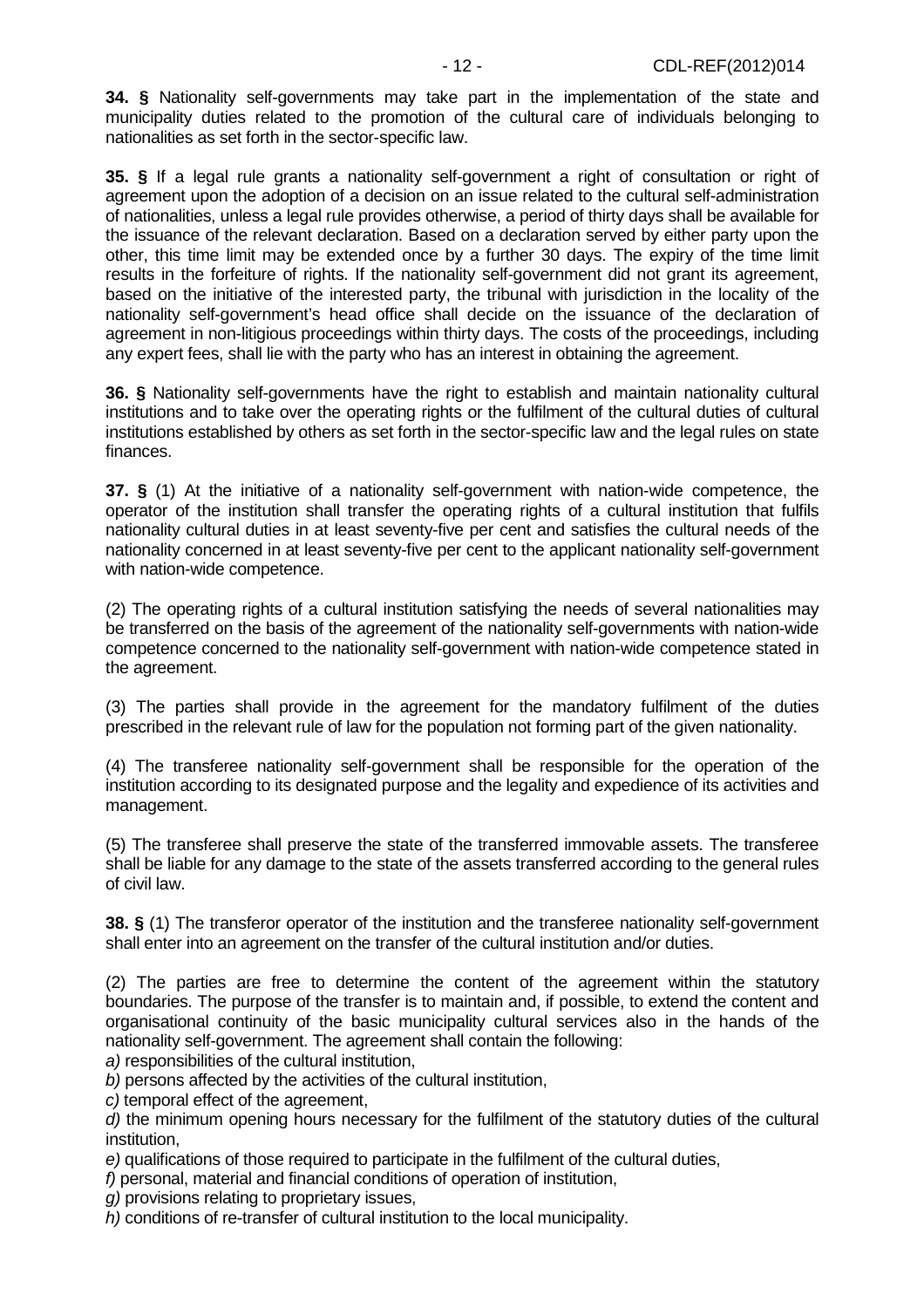**34. §** Nationality self-governments may take part in the implementation of the state and municipality duties related to the promotion of the cultural care of individuals belonging to nationalities as set forth in the sector-specific law.

**35. §** If a legal rule grants a nationality self-government a right of consultation or right of agreement upon the adoption of a decision on an issue related to the cultural self-administration of nationalities, unless a legal rule provides otherwise, a period of thirty days shall be available for the issuance of the relevant declaration. Based on a declaration served by either party upon the other, this time limit may be extended once by a further 30 days. The expiry of the time limit results in the forfeiture of rights. If the nationality self-government did not grant its agreement, based on the initiative of the interested party, the tribunal with jurisdiction in the locality of the nationality self-government's head office shall decide on the issuance of the declaration of agreement in non-litigious proceedings within thirty days. The costs of the proceedings, including any expert fees, shall lie with the party who has an interest in obtaining the agreement.

**36. §** Nationality self-governments have the right to establish and maintain nationality cultural institutions and to take over the operating rights or the fulfilment of the cultural duties of cultural institutions established by others as set forth in the sector-specific law and the legal rules on state finances.

**37. §** (1) At the initiative of a nationality self-government with nation-wide competence, the operator of the institution shall transfer the operating rights of a cultural institution that fulfils nationality cultural duties in at least seventy-five per cent and satisfies the cultural needs of the nationality concerned in at least seventy-five per cent to the applicant nationality self-government with nation-wide competence.

(2) The operating rights of a cultural institution satisfying the needs of several nationalities may be transferred on the basis of the agreement of the nationality self-governments with nation-wide competence concerned to the nationality self-government with nation-wide competence stated in the agreement.

(3) The parties shall provide in the agreement for the mandatory fulfilment of the duties prescribed in the relevant rule of law for the population not forming part of the given nationality.

(4) The transferee nationality self-government shall be responsible for the operation of the institution according to its designated purpose and the legality and expedience of its activities and management.

(5) The transferee shall preserve the state of the transferred immovable assets. The transferee shall be liable for any damage to the state of the assets transferred according to the general rules of civil law.

**38. §** (1) The transferor operator of the institution and the transferee nationality self-government shall enter into an agreement on the transfer of the cultural institution and/or duties.

(2) The parties are free to determine the content of the agreement within the statutory boundaries. The purpose of the transfer is to maintain and, if possible, to extend the content and organisational continuity of the basic municipality cultural services also in the hands of the nationality self-government. The agreement shall contain the following:
*a)* responsibilities of the cultural institution,
*b)* persons affected by the activities of the cultural institution,
*c)* temporal effect of the agreement,
*d)* the minimum opening hours necessary for the fulfilment of the statutory duties of the cultural institution,
*e)* qualifications of those required to participate in the fulfilment of the cultural duties,
*f)* personal, material and financial conditions of operation of institution,
*g)* provisions relating to proprietary issues,
*h)* conditions of re-transfer of cultural institution to the local municipality.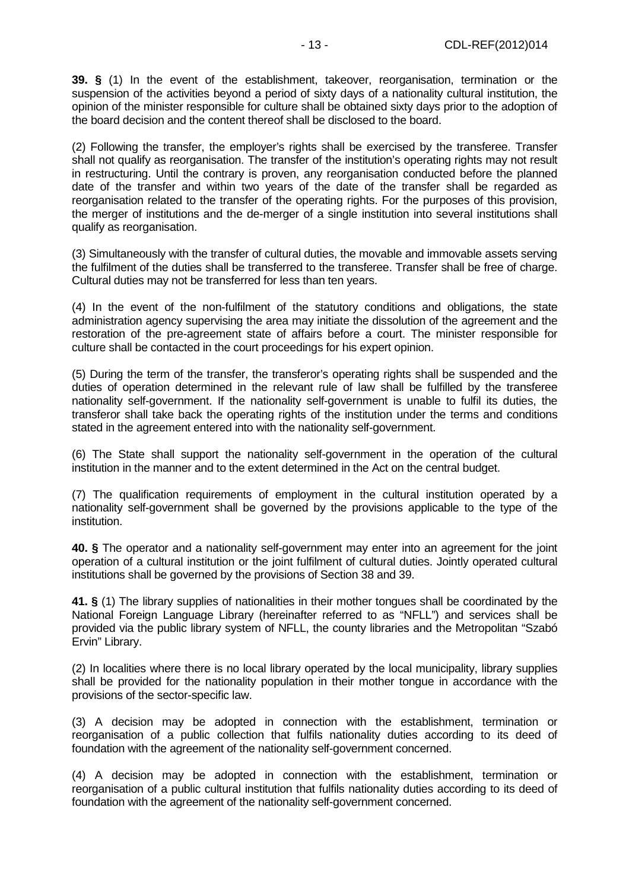**39. §** (1) In the event of the establishment, takeover, reorganisation, termination or the suspension of the activities beyond a period of sixty days of a nationality cultural institution, the opinion of the minister responsible for culture shall be obtained sixty days prior to the adoption of the board decision and the content thereof shall be disclosed to the board.

(2) Following the transfer, the employer's rights shall be exercised by the transferee. Transfer shall not qualify as reorganisation. The transfer of the institution's operating rights may not result in restructuring. Until the contrary is proven, any reorganisation conducted before the planned date of the transfer and within two years of the date of the transfer shall be regarded as reorganisation related to the transfer of the operating rights. For the purposes of this provision, the merger of institutions and the de-merger of a single institution into several institutions shall qualify as reorganisation.

(3) Simultaneously with the transfer of cultural duties, the movable and immovable assets serving the fulfilment of the duties shall be transferred to the transferee. Transfer shall be free of charge. Cultural duties may not be transferred for less than ten years.

(4) In the event of the non-fulfilment of the statutory conditions and obligations, the state administration agency supervising the area may initiate the dissolution of the agreement and the restoration of the pre-agreement state of affairs before a court. The minister responsible for culture shall be contacted in the court proceedings for his expert opinion.

(5) During the term of the transfer, the transferor's operating rights shall be suspended and the duties of operation determined in the relevant rule of law shall be fulfilled by the transferee nationality self-government. If the nationality self-government is unable to fulfil its duties, the transferor shall take back the operating rights of the institution under the terms and conditions stated in the agreement entered into with the nationality self-government.

(6) The State shall support the nationality self-government in the operation of the cultural institution in the manner and to the extent determined in the Act on the central budget.

(7) The qualification requirements of employment in the cultural institution operated by a nationality self-government shall be governed by the provisions applicable to the type of the institution.

**40. §** The operator and a nationality self-government may enter into an agreement for the joint operation of a cultural institution or the joint fulfilment of cultural duties. Jointly operated cultural institutions shall be governed by the provisions of Section 38 and 39.

**41. §** (1) The library supplies of nationalities in their mother tongues shall be coordinated by the National Foreign Language Library (hereinafter referred to as "NFLL") and services shall be provided via the public library system of NFLL, the county libraries and the Metropolitan "Szabó Ervin" Library.

(2) In localities where there is no local library operated by the local municipality, library supplies shall be provided for the nationality population in their mother tongue in accordance with the provisions of the sector-specific law.

(3) A decision may be adopted in connection with the establishment, termination or reorganisation of a public collection that fulfils nationality duties according to its deed of foundation with the agreement of the nationality self-government concerned.

(4) A decision may be adopted in connection with the establishment, termination or reorganisation of a public cultural institution that fulfils nationality duties according to its deed of foundation with the agreement of the nationality self-government concerned.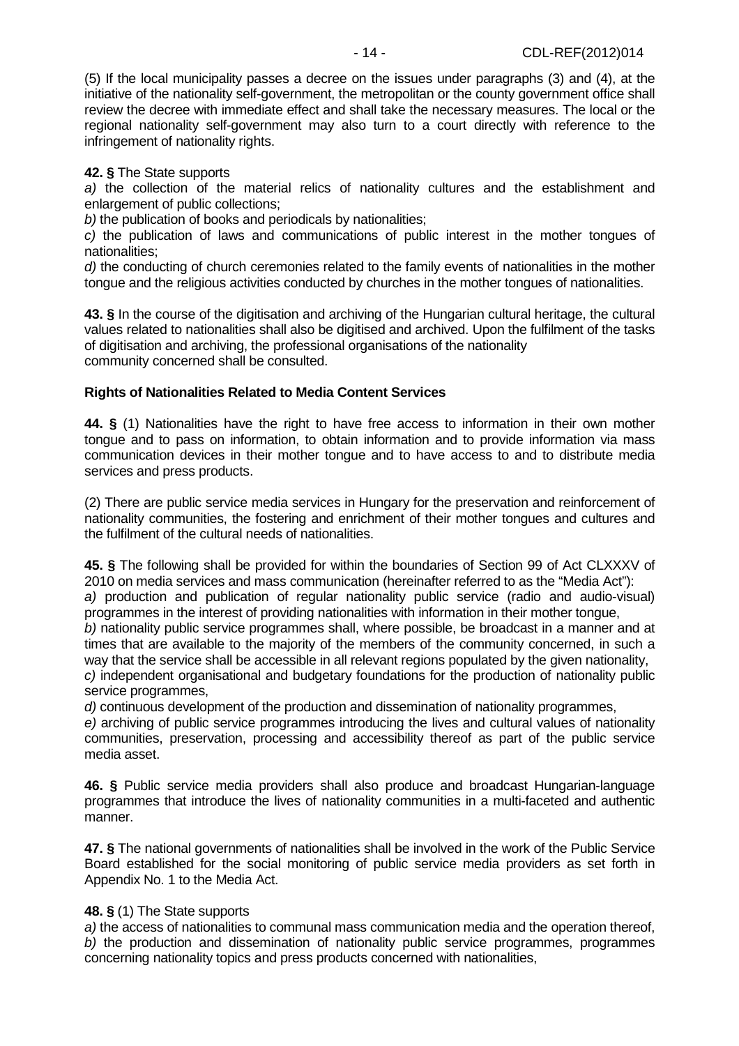(5) If the local municipality passes a decree on the issues under paragraphs (3) and (4), at the initiative of the nationality self-government, the metropolitan or the county government office shall review the decree with immediate effect and shall take the necessary measures. The local or the regional nationality self-government may also turn to a court directly with reference to the infringement of nationality rights.

**42. §** The State supports

*a)* the collection of the material relics of nationality cultures and the establishment and enlargement of public collections;

*b)* the publication of books and periodicals by nationalities;

*c)* the publication of laws and communications of public interest in the mother tongues of nationalities;

*d)* the conducting of church ceremonies related to the family events of nationalities in the mother tongue and the religious activities conducted by churches in the mother tongues of nationalities.

**43. §** In the course of the digitisation and archiving of the Hungarian cultural heritage, the cultural values related to nationalities shall also be digitised and archived. Upon the fulfilment of the tasks of digitisation and archiving, the professional organisations of the nationality community concerned shall be consulted.

**Rights of Nationalities Related to Media Content Services**

**44. §** (1) Nationalities have the right to have free access to information in their own mother tongue and to pass on information, to obtain information and to provide information via mass communication devices in their mother tongue and to have access to and to distribute media services and press products.

(2) There are public service media services in Hungary for the preservation and reinforcement of nationality communities, the fostering and enrichment of their mother tongues and cultures and the fulfilment of the cultural needs of nationalities.

**45. §** The following shall be provided for within the boundaries of Section 99 of Act CLXXXV of 2010 on media services and mass communication (hereinafter referred to as the "Media Act"):

*a)* production and publication of regular nationality public service (radio and audio-visual) programmes in the interest of providing nationalities with information in their mother tongue,

*b)* nationality public service programmes shall, where possible, be broadcast in a manner and at times that are available to the majority of the members of the community concerned, in such a way that the service shall be accessible in all relevant regions populated by the given nationality,

*c)* independent organisational and budgetary foundations for the production of nationality public service programmes,

*d)* continuous development of the production and dissemination of nationality programmes,

*e)* archiving of public service programmes introducing the lives and cultural values of nationality communities, preservation, processing and accessibility thereof as part of the public service media asset.

**46. §** Public service media providers shall also produce and broadcast Hungarian-language programmes that introduce the lives of nationality communities in a multi-faceted and authentic manner.

**47. §** The national governments of nationalities shall be involved in the work of the Public Service Board established for the social monitoring of public service media providers as set forth in Appendix No. 1 to the Media Act.

**48. §** (1) The State supports

*a)* the access of nationalities to communal mass communication media and the operation thereof,

*b)* the production and dissemination of nationality public service programmes, programmes concerning nationality topics and press products concerned with nationalities,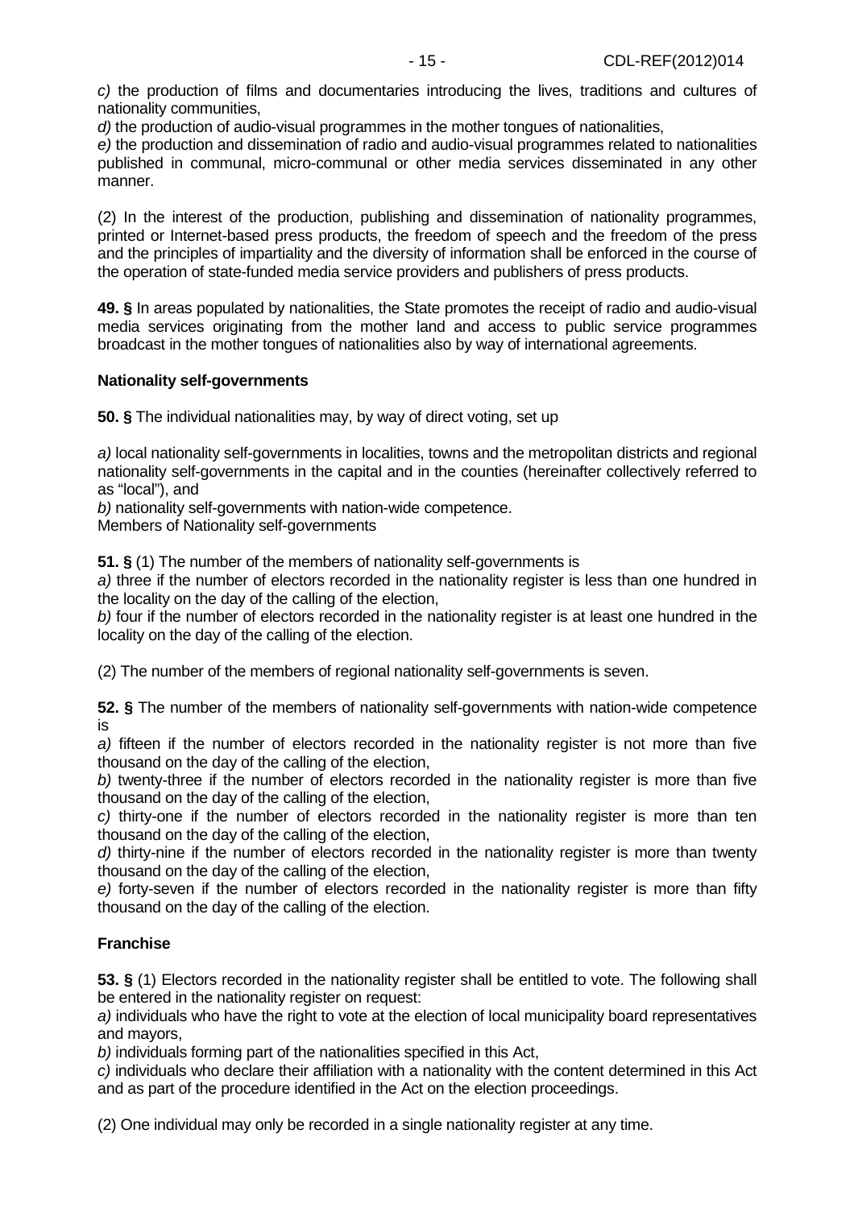*c)* the production of films and documentaries introducing the lives, traditions and cultures of nationality communities,

*d)* the production of audio-visual programmes in the mother tongues of nationalities,

*e)* the production and dissemination of radio and audio-visual programmes related to nationalities published in communal, micro-communal or other media services disseminated in any other manner.

(2) In the interest of the production, publishing and dissemination of nationality programmes, printed or Internet-based press products, the freedom of speech and the freedom of the press and the principles of impartiality and the diversity of information shall be enforced in the course of the operation of state-funded media service providers and publishers of press products.

**49. §** In areas populated by nationalities, the State promotes the receipt of radio and audio-visual media services originating from the mother land and access to public service programmes broadcast in the mother tongues of nationalities also by way of international agreements.

**Nationality self-governments**

**50. §** The individual nationalities may, by way of direct voting, set up

*a)* local nationality self-governments in localities, towns and the metropolitan districts and regional nationality self-governments in the capital and in the counties (hereinafter collectively referred to as "local"), and

*b)* nationality self-governments with nation-wide competence.

Members of Nationality self-governments

**51. §** (1) The number of the members of nationality self-governments is

*a)* three if the number of electors recorded in the nationality register is less than one hundred in the locality on the day of the calling of the election,

*b)* four if the number of electors recorded in the nationality register is at least one hundred in the locality on the day of the calling of the election.

(2) The number of the members of regional nationality self-governments is seven.

**52. §** The number of the members of nationality self-governments with nation-wide competence is

*a)* fifteen if the number of electors recorded in the nationality register is not more than five thousand on the day of the calling of the election,

*b)* twenty-three if the number of electors recorded in the nationality register is more than five thousand on the day of the calling of the election,

*c)* thirty-one if the number of electors recorded in the nationality register is more than ten thousand on the day of the calling of the election,

*d)* thirty-nine if the number of electors recorded in the nationality register is more than twenty thousand on the day of the calling of the election,

*e)* forty-seven if the number of electors recorded in the nationality register is more than fifty thousand on the day of the calling of the election.

**Franchise**

**53. §** (1) Electors recorded in the nationality register shall be entitled to vote. The following shall be entered in the nationality register on request:

*a)* individuals who have the right to vote at the election of local municipality board representatives and mayors,

*b)* individuals forming part of the nationalities specified in this Act,

*c)* individuals who declare their affiliation with a nationality with the content determined in this Act and as part of the procedure identified in the Act on the election proceedings.

(2) One individual may only be recorded in a single nationality register at any time.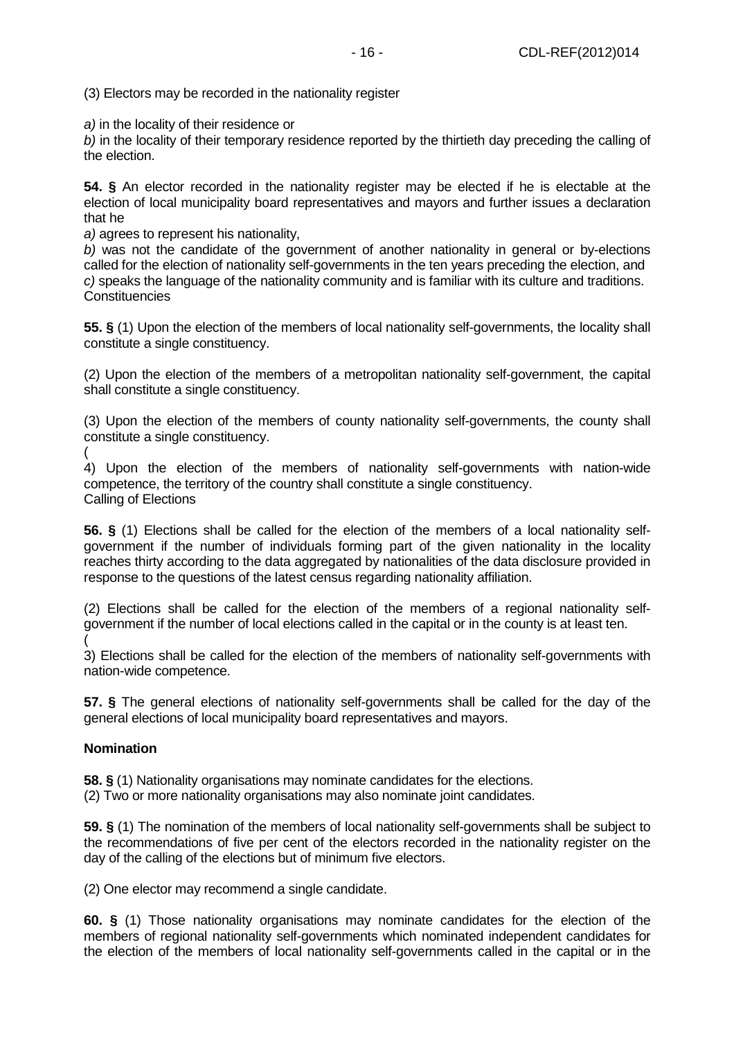(3) Electors may be recorded in the nationality register

*a)* in the locality of their residence or
*b)* in the locality of their temporary residence reported by the thirtieth day preceding the calling of the election.

**54. §** An elector recorded in the nationality register may be elected if he is electable at the election of local municipality board representatives and mayors and further issues a declaration that he

*a)* agrees to represent his nationality,
*b)* was not the candidate of the government of another nationality in general or by-elections called for the election of nationality self-governments in the ten years preceding the election, and
*c)* speaks the language of the nationality community and is familiar with its culture and traditions.

Constituencies

**55. §** (1) Upon the election of the members of local nationality self-governments, the locality shall constitute a single constituency.

(2) Upon the election of the members of a metropolitan nationality self-government, the capital shall constitute a single constituency.

(3) Upon the election of the members of county nationality self-governments, the county shall constitute a single constituency.

(4) Upon the election of the members of nationality self-governments with nation-wide competence, the territory of the country shall constitute a single constituency.

Calling of Elections

**56. §** (1) Elections shall be called for the election of the members of a local nationality self-government if the number of individuals forming part of the given nationality in the locality reaches thirty according to the data aggregated by nationalities of the data disclosure provided in response to the questions of the latest census regarding nationality affiliation.

(2) Elections shall be called for the election of the members of a regional nationality self-government if the number of local elections called in the capital or in the county is at least ten.

(3) Elections shall be called for the election of the members of nationality self-governments with nation-wide competence.

**57. §** The general elections of nationality self-governments shall be called for the day of the general elections of local municipality board representatives and mayors.

**Nomination**

**58. §** (1) Nationality organisations may nominate candidates for the elections.
(2) Two or more nationality organisations may also nominate joint candidates.

**59. §** (1) The nomination of the members of local nationality self-governments shall be subject to the recommendations of five per cent of the electors recorded in the nationality register on the day of the calling of the elections but of minimum five electors.

(2) One elector may recommend a single candidate.

**60. §** (1) Those nationality organisations may nominate candidates for the election of the members of regional nationality self-governments which nominated independent candidates for the election of the members of local nationality self-governments called in the capital or in the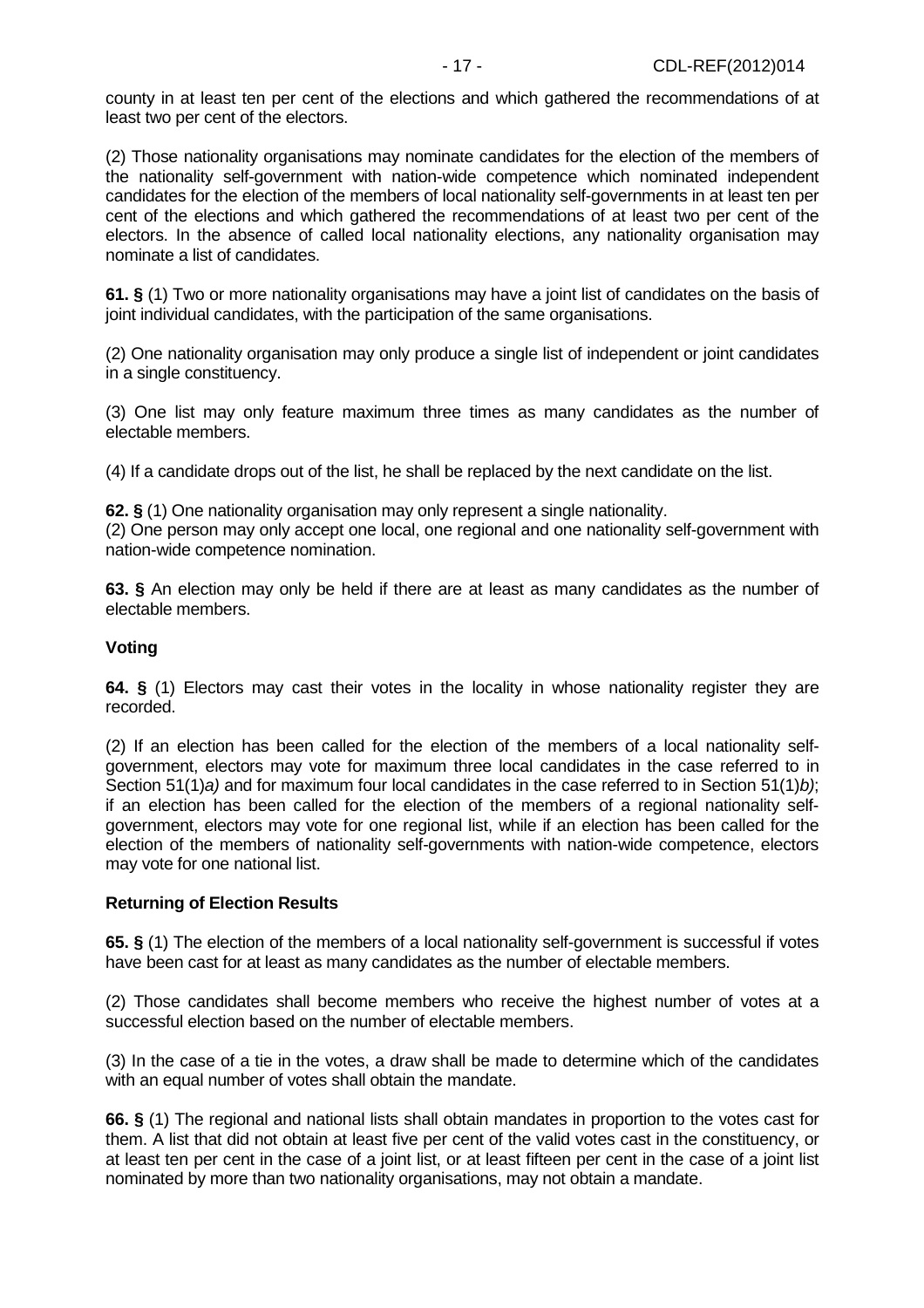county in at least ten per cent of the elections and which gathered the recommendations of at least two per cent of the electors.

(2) Those nationality organisations may nominate candidates for the election of the members of the nationality self-government with nation-wide competence which nominated independent candidates for the election of the members of local nationality self-governments in at least ten per cent of the elections and which gathered the recommendations of at least two per cent of the electors. In the absence of called local nationality elections, any nationality organisation may nominate a list of candidates.

**61. §** (1) Two or more nationality organisations may have a joint list of candidates on the basis of joint individual candidates, with the participation of the same organisations.

(2) One nationality organisation may only produce a single list of independent or joint candidates in a single constituency.

(3) One list may only feature maximum three times as many candidates as the number of electable members.

(4) If a candidate drops out of the list, he shall be replaced by the next candidate on the list.

**62. §** (1) One nationality organisation may only represent a single nationality.
(2) One person may only accept one local, one regional and one nationality self-government with nation-wide competence nomination.

**63. §** An election may only be held if there are at least as many candidates as the number of electable members.

#### Voting

**64. §** (1) Electors may cast their votes in the locality in whose nationality register they are recorded.

(2) If an election has been called for the election of the members of a local nationality self-government, electors may vote for maximum three local candidates in the case referred to in Section 51(1)*a)* and for maximum four local candidates in the case referred to in Section 51(1)*b)*; if an election has been called for the election of the members of a regional nationality self-government, electors may vote for one regional list, while if an election has been called for the election of the members of nationality self-governments with nation-wide competence, electors may vote for one national list.

#### Returning of Election Results

**65. §** (1) The election of the members of a local nationality self-government is successful if votes have been cast for at least as many candidates as the number of electable members.

(2) Those candidates shall become members who receive the highest number of votes at a successful election based on the number of electable members.

(3) In the case of a tie in the votes, a draw shall be made to determine which of the candidates with an equal number of votes shall obtain the mandate.

**66. §** (1) The regional and national lists shall obtain mandates in proportion to the votes cast for them. A list that did not obtain at least five per cent of the valid votes cast in the constituency, or at least ten per cent in the case of a joint list, or at least fifteen per cent in the case of a joint list nominated by more than two nationality organisations, may not obtain a mandate.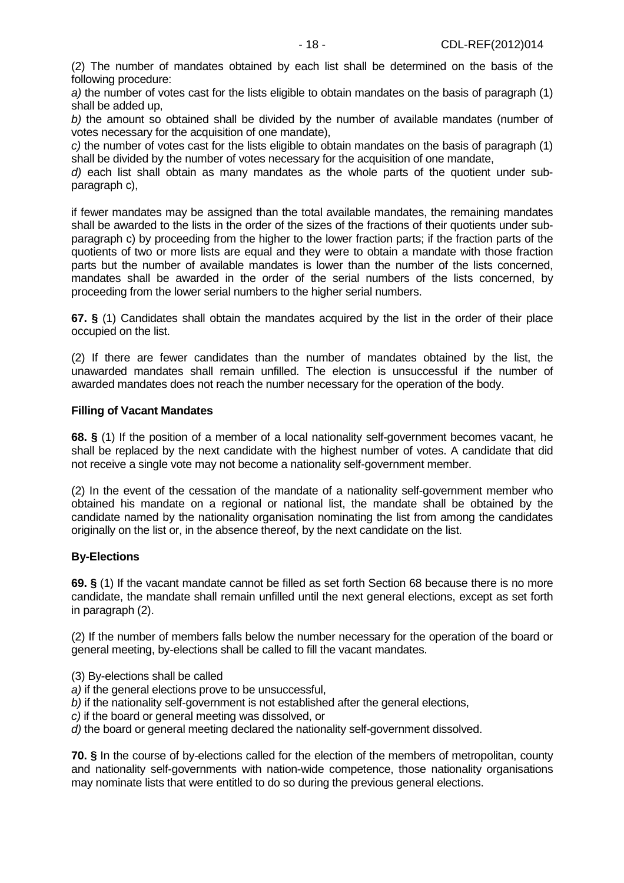(2) The number of mandates obtained by each list shall be determined on the basis of the following procedure:

*a)* the number of votes cast for the lists eligible to obtain mandates on the basis of paragraph (1) shall be added up,

*b)* the amount so obtained shall be divided by the number of available mandates (number of votes necessary for the acquisition of one mandate),

*c)* the number of votes cast for the lists eligible to obtain mandates on the basis of paragraph (1) shall be divided by the number of votes necessary for the acquisition of one mandate,

*d)* each list shall obtain as many mandates as the whole parts of the quotient under sub-paragraph c),

if fewer mandates may be assigned than the total available mandates, the remaining mandates shall be awarded to the lists in the order of the sizes of the fractions of their quotients under sub-paragraph c) by proceeding from the higher to the lower fraction parts; if the fraction parts of the quotients of two or more lists are equal and they were to obtain a mandate with those fraction parts but the number of available mandates is lower than the number of the lists concerned, mandates shall be awarded in the order of the serial numbers of the lists concerned, by proceeding from the lower serial numbers to the higher serial numbers.

**67. §** (1) Candidates shall obtain the mandates acquired by the list in the order of their place occupied on the list.

(2) If there are fewer candidates than the number of mandates obtained by the list, the unawarded mandates shall remain unfilled. The election is unsuccessful if the number of awarded mandates does not reach the number necessary for the operation of the body.

**Filling of Vacant Mandates**

**68. §** (1) If the position of a member of a local nationality self-government becomes vacant, he shall be replaced by the next candidate with the highest number of votes. A candidate that did not receive a single vote may not become a nationality self-government member.

(2) In the event of the cessation of the mandate of a nationality self-government member who obtained his mandate on a regional or national list, the mandate shall be obtained by the candidate named by the nationality organisation nominating the list from among the candidates originally on the list or, in the absence thereof, by the next candidate on the list.

**By-Elections**

**69. §** (1) If the vacant mandate cannot be filled as set forth Section 68 because there is no more candidate, the mandate shall remain unfilled until the next general elections, except as set forth in paragraph (2).

(2) If the number of members falls below the number necessary for the operation of the board or general meeting, by-elections shall be called to fill the vacant mandates.

(3) By-elections shall be called

*a)* if the general elections prove to be unsuccessful,

*b)* if the nationality self-government is not established after the general elections,

*c)* if the board or general meeting was dissolved, or

*d)* the board or general meeting declared the nationality self-government dissolved.

**70. §** In the course of by-elections called for the election of the members of metropolitan, county and nationality self-governments with nation-wide competence, those nationality organisations may nominate lists that were entitled to do so during the previous general elections.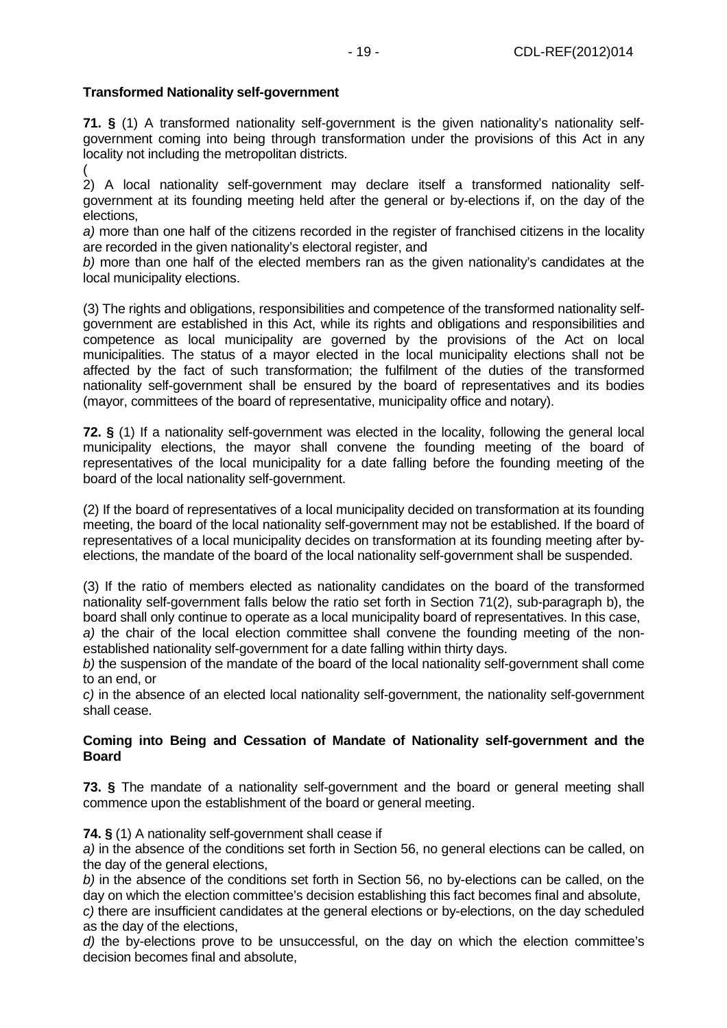**Transformed Nationality self-government**

**71. §** (1) A transformed nationality self-government is the given nationality's nationality self-government coming into being through transformation under the provisions of this Act in any locality not including the metropolitan districts.

(2) A local nationality self-government may declare itself a transformed nationality self-government at its founding meeting held after the general or by-elections if, on the day of the elections,

*a)* more than one half of the citizens recorded in the register of franchised citizens in the locality are recorded in the given nationality's electoral register, and

*b)* more than one half of the elected members ran as the given nationality's candidates at the local municipality elections.

(3) The rights and obligations, responsibilities and competence of the transformed nationality self-government are established in this Act, while its rights and obligations and responsibilities and competence as local municipality are governed by the provisions of the Act on local municipalities. The status of a mayor elected in the local municipality elections shall not be affected by the fact of such transformation; the fulfilment of the duties of the transformed nationality self-government shall be ensured by the board of representatives and its bodies (mayor, committees of the board of representative, municipality office and notary).

**72. §** (1) If a nationality self-government was elected in the locality, following the general local municipality elections, the mayor shall convene the founding meeting of the board of representatives of the local municipality for a date falling before the founding meeting of the board of the local nationality self-government.

(2) If the board of representatives of a local municipality decided on transformation at its founding meeting, the board of the local nationality self-government may not be established. If the board of representatives of a local municipality decides on transformation at its founding meeting after by-elections, the mandate of the board of the local nationality self-government shall be suspended.

(3) If the ratio of members elected as nationality candidates on the board of the transformed nationality self-government falls below the ratio set forth in Section 71(2), sub-paragraph b), the board shall only continue to operate as a local municipality board of representatives. In this case,

*a)* the chair of the local election committee shall convene the founding meeting of the non-established nationality self-government for a date falling within thirty days.

*b)* the suspension of the mandate of the board of the local nationality self-government shall come to an end, or

*c)* in the absence of an elected local nationality self-government, the nationality self-government shall cease.

**Coming into Being and Cessation of Mandate of Nationality self-government and the Board**

**73. §** The mandate of a nationality self-government and the board or general meeting shall commence upon the establishment of the board or general meeting.

**74. §** (1) A nationality self-government shall cease if

*a)* in the absence of the conditions set forth in Section 56, no general elections can be called, on the day of the general elections,

*b)* in the absence of the conditions set forth in Section 56, no by-elections can be called, on the day on which the election committee's decision establishing this fact becomes final and absolute,

*c)* there are insufficient candidates at the general elections or by-elections, on the day scheduled as the day of the elections,

*d)* the by-elections prove to be unsuccessful, on the day on which the election committee's decision becomes final and absolute,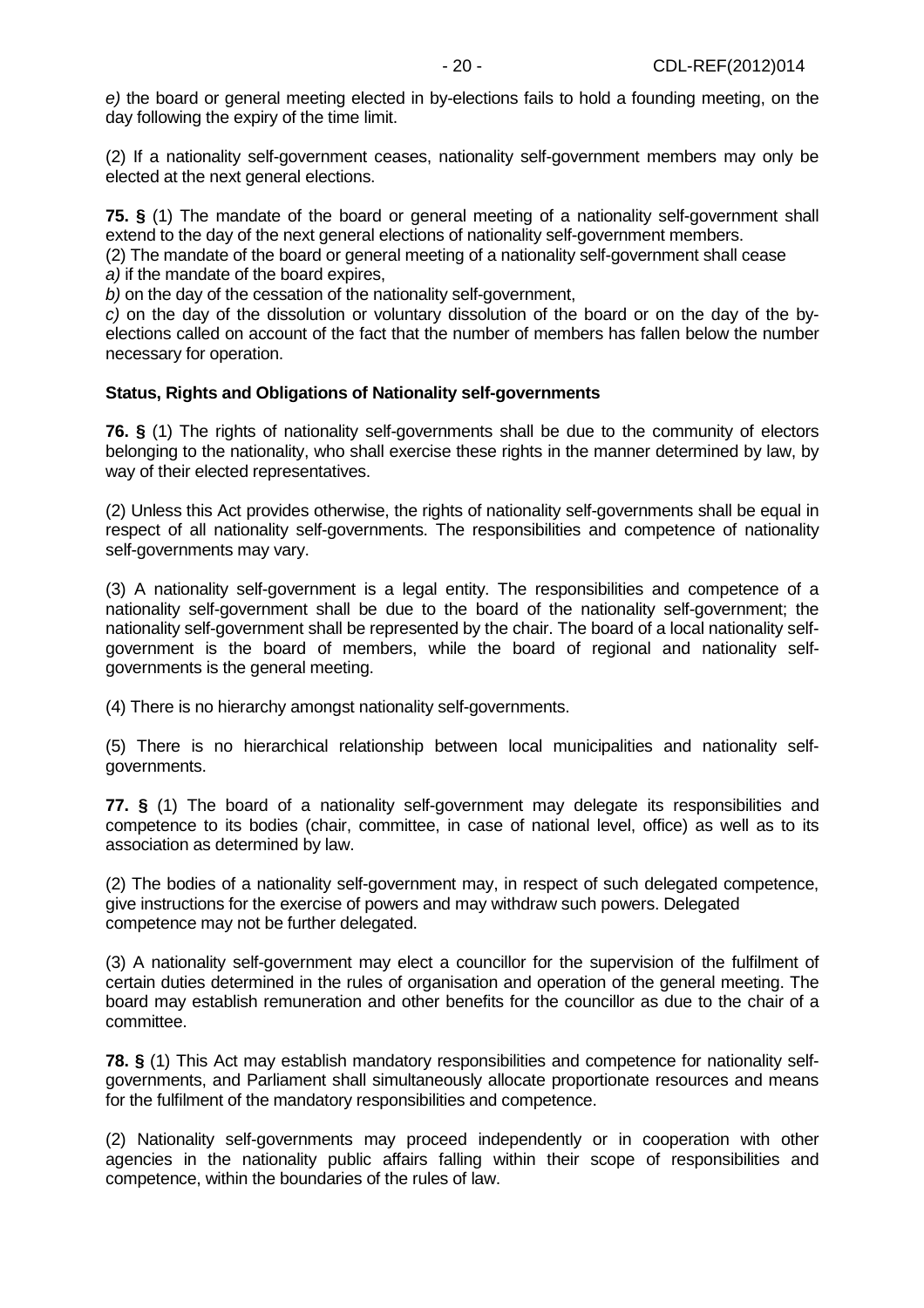*e)* the board or general meeting elected in by-elections fails to hold a founding meeting, on the day following the expiry of the time limit.

(2) If a nationality self-government ceases, nationality self-government members may only be elected at the next general elections.

**75. §** (1) The mandate of the board or general meeting of a nationality self-government shall extend to the day of the next general elections of nationality self-government members.

(2) The mandate of the board or general meeting of a nationality self-government shall cease

*a)* if the mandate of the board expires,

*b)* on the day of the cessation of the nationality self-government,

*c)* on the day of the dissolution or voluntary dissolution of the board or on the day of the by-elections called on account of the fact that the number of members has fallen below the number necessary for operation.

**Status, Rights and Obligations of Nationality self-governments**

**76. §** (1) The rights of nationality self-governments shall be due to the community of electors belonging to the nationality, who shall exercise these rights in the manner determined by law, by way of their elected representatives.

(2) Unless this Act provides otherwise, the rights of nationality self-governments shall be equal in respect of all nationality self-governments. The responsibilities and competence of nationality self-governments may vary.

(3) A nationality self-government is a legal entity. The responsibilities and competence of a nationality self-government shall be due to the board of the nationality self-government; the nationality self-government shall be represented by the chair. The board of a local nationality self-government is the board of members, while the board of regional and nationality self-governments is the general meeting.

(4) There is no hierarchy amongst nationality self-governments.

(5) There is no hierarchical relationship between local municipalities and nationality self-governments.

**77. §** (1) The board of a nationality self-government may delegate its responsibilities and competence to its bodies (chair, committee, in case of national level, office) as well as to its association as determined by law.

(2) The bodies of a nationality self-government may, in respect of such delegated competence, give instructions for the exercise of powers and may withdraw such powers. Delegated competence may not be further delegated.

(3) A nationality self-government may elect a councillor for the supervision of the fulfilment of certain duties determined in the rules of organisation and operation of the general meeting. The board may establish remuneration and other benefits for the councillor as due to the chair of a committee.

**78. §** (1) This Act may establish mandatory responsibilities and competence for nationality self-governments, and Parliament shall simultaneously allocate proportionate resources and means for the fulfilment of the mandatory responsibilities and competence.

(2) Nationality self-governments may proceed independently or in cooperation with other agencies in the nationality public affairs falling within their scope of responsibilities and competence, within the boundaries of the rules of law.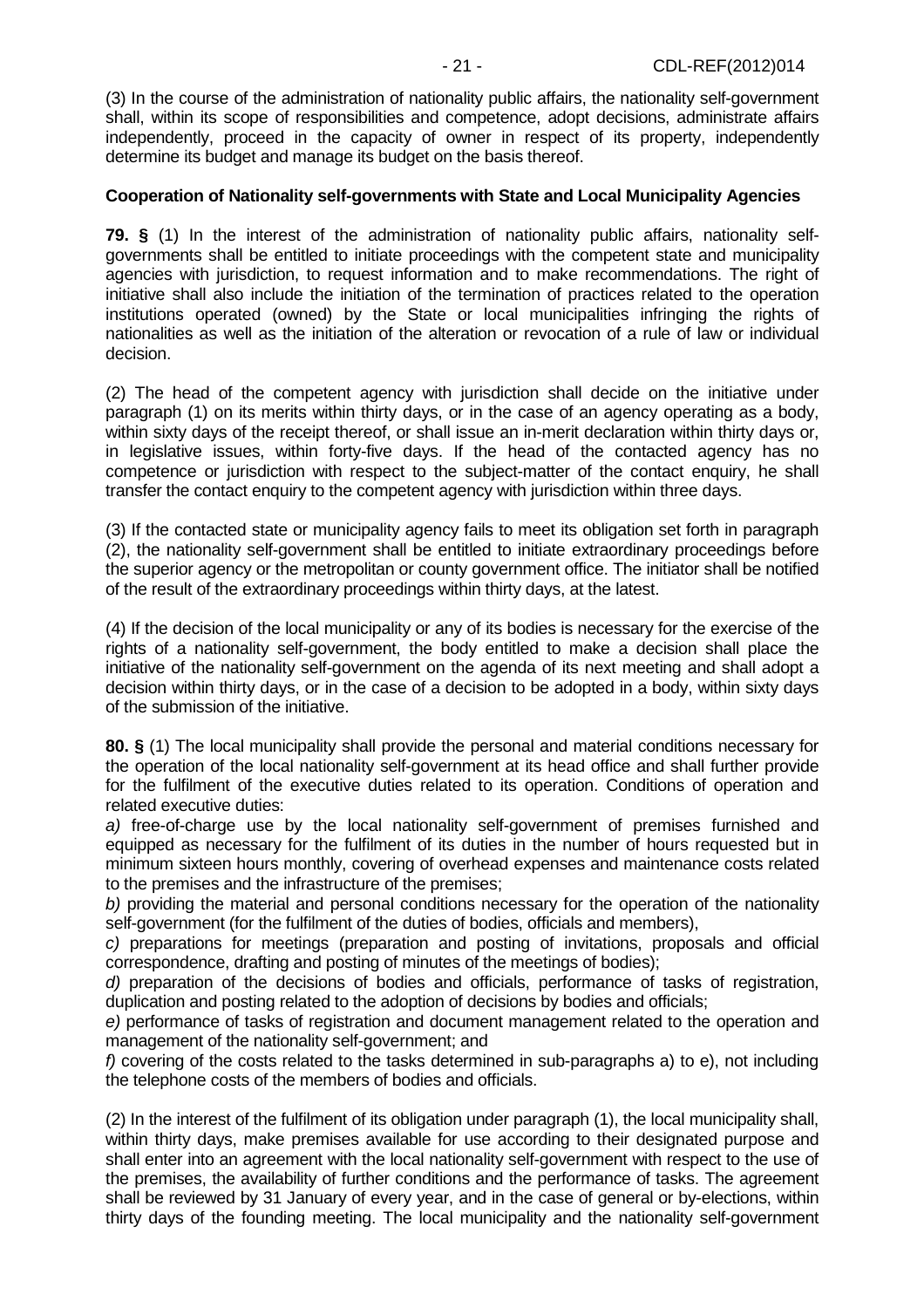(3) In the course of the administration of nationality public affairs, the nationality self-government shall, within its scope of responsibilities and competence, adopt decisions, administrate affairs independently, proceed in the capacity of owner in respect of its property, independently determine its budget and manage its budget on the basis thereof.

**Cooperation of Nationality self-governments with State and Local Municipality Agencies**

**79. §** (1) In the interest of the administration of nationality public affairs, nationality self-governments shall be entitled to initiate proceedings with the competent state and municipality agencies with jurisdiction, to request information and to make recommendations. The right of initiative shall also include the initiation of the termination of practices related to the operation institutions operated (owned) by the State or local municipalities infringing the rights of nationalities as well as the initiation of the alteration or revocation of a rule of law or individual decision.

(2) The head of the competent agency with jurisdiction shall decide on the initiative under paragraph (1) on its merits within thirty days, or in the case of an agency operating as a body, within sixty days of the receipt thereof, or shall issue an in-merit declaration within thirty days or, in legislative issues, within forty-five days. If the head of the contacted agency has no competence or jurisdiction with respect to the subject-matter of the contact enquiry, he shall transfer the contact enquiry to the competent agency with jurisdiction within three days.

(3) If the contacted state or municipality agency fails to meet its obligation set forth in paragraph (2), the nationality self-government shall be entitled to initiate extraordinary proceedings before the superior agency or the metropolitan or county government office. The initiator shall be notified of the result of the extraordinary proceedings within thirty days, at the latest.

(4) If the decision of the local municipality or any of its bodies is necessary for the exercise of the rights of a nationality self-government, the body entitled to make a decision shall place the initiative of the nationality self-government on the agenda of its next meeting and shall adopt a decision within thirty days, or in the case of a decision to be adopted in a body, within sixty days of the submission of the initiative.

**80. §** (1) The local municipality shall provide the personal and material conditions necessary for the operation of the local nationality self-government at its head office and shall further provide for the fulfilment of the executive duties related to its operation. Conditions of operation and related executive duties:

*a)* free-of-charge use by the local nationality self-government of premises furnished and equipped as necessary for the fulfilment of its duties in the number of hours requested but in minimum sixteen hours monthly, covering of overhead expenses and maintenance costs related to the premises and the infrastructure of the premises;

*b)* providing the material and personal conditions necessary for the operation of the nationality self-government (for the fulfilment of the duties of bodies, officials and members),

*c)* preparations for meetings (preparation and posting of invitations, proposals and official correspondence, drafting and posting of minutes of the meetings of bodies);

*d)* preparation of the decisions of bodies and officials, performance of tasks of registration, duplication and posting related to the adoption of decisions by bodies and officials;

*e)* performance of tasks of registration and document management related to the operation and management of the nationality self-government; and

*f)* covering of the costs related to the tasks determined in sub-paragraphs a) to e), not including the telephone costs of the members of bodies and officials.

(2) In the interest of the fulfilment of its obligation under paragraph (1), the local municipality shall, within thirty days, make premises available for use according to their designated purpose and shall enter into an agreement with the local nationality self-government with respect to the use of the premises, the availability of further conditions and the performance of tasks. The agreement shall be reviewed by 31 January of every year, and in the case of general or by-elections, within thirty days of the founding meeting. The local municipality and the nationality self-government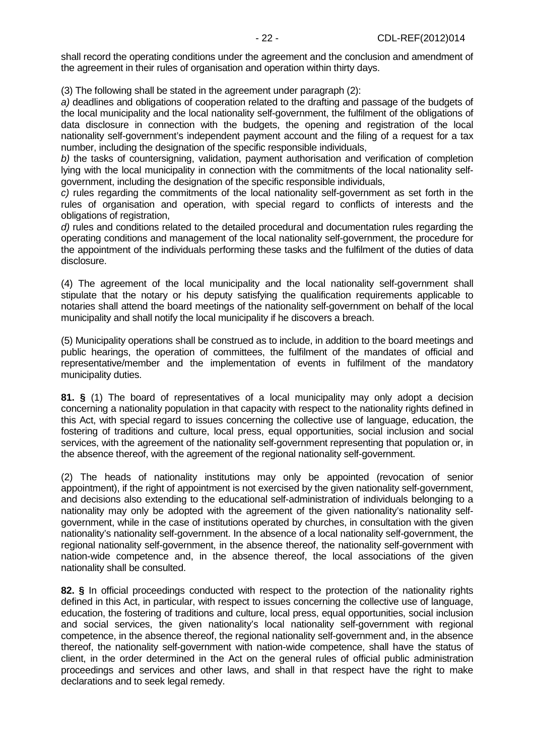shall record the operating conditions under the agreement and the conclusion and amendment of the agreement in their rules of organisation and operation within thirty days.

(3) The following shall be stated in the agreement under paragraph (2):

*a)* deadlines and obligations of cooperation related to the drafting and passage of the budgets of the local municipality and the local nationality self-government, the fulfilment of the obligations of data disclosure in connection with the budgets, the opening and registration of the local nationality self-government's independent payment account and the filing of a request for a tax number, including the designation of the specific responsible individuals,

*b)* the tasks of countersigning, validation, payment authorisation and verification of completion lying with the local municipality in connection with the commitments of the local nationality self-government, including the designation of the specific responsible individuals,

*c)* rules regarding the commitments of the local nationality self-government as set forth in the rules of organisation and operation, with special regard to conflicts of interests and the obligations of registration,

*d)* rules and conditions related to the detailed procedural and documentation rules regarding the operating conditions and management of the local nationality self-government, the procedure for the appointment of the individuals performing these tasks and the fulfilment of the duties of data disclosure.

(4) The agreement of the local municipality and the local nationality self-government shall stipulate that the notary or his deputy satisfying the qualification requirements applicable to notaries shall attend the board meetings of the nationality self-government on behalf of the local municipality and shall notify the local municipality if he discovers a breach.

(5) Municipality operations shall be construed as to include, in addition to the board meetings and public hearings, the operation of committees, the fulfilment of the mandates of official and representative/member and the implementation of events in fulfilment of the mandatory municipality duties.

**81. §** (1) The board of representatives of a local municipality may only adopt a decision concerning a nationality population in that capacity with respect to the nationality rights defined in this Act, with special regard to issues concerning the collective use of language, education, the fostering of traditions and culture, local press, equal opportunities, social inclusion and social services, with the agreement of the nationality self-government representing that population or, in the absence thereof, with the agreement of the regional nationality self-government.

(2) The heads of nationality institutions may only be appointed (revocation of senior appointment), if the right of appointment is not exercised by the given nationality self-government, and decisions also extending to the educational self-administration of individuals belonging to a nationality may only be adopted with the agreement of the given nationality's nationality self-government, while in the case of institutions operated by churches, in consultation with the given nationality's nationality self-government. In the absence of a local nationality self-government, the regional nationality self-government, in the absence thereof, the nationality self-government with nation-wide competence and, in the absence thereof, the local associations of the given nationality shall be consulted.

**82. §** In official proceedings conducted with respect to the protection of the nationality rights defined in this Act, in particular, with respect to issues concerning the collective use of language, education, the fostering of traditions and culture, local press, equal opportunities, social inclusion and social services, the given nationality's local nationality self-government with regional competence, in the absence thereof, the regional nationality self-government and, in the absence thereof, the nationality self-government with nation-wide competence, shall have the status of client, in the order determined in the Act on the general rules of official public administration proceedings and services and other laws, and shall in that respect have the right to make declarations and to seek legal remedy.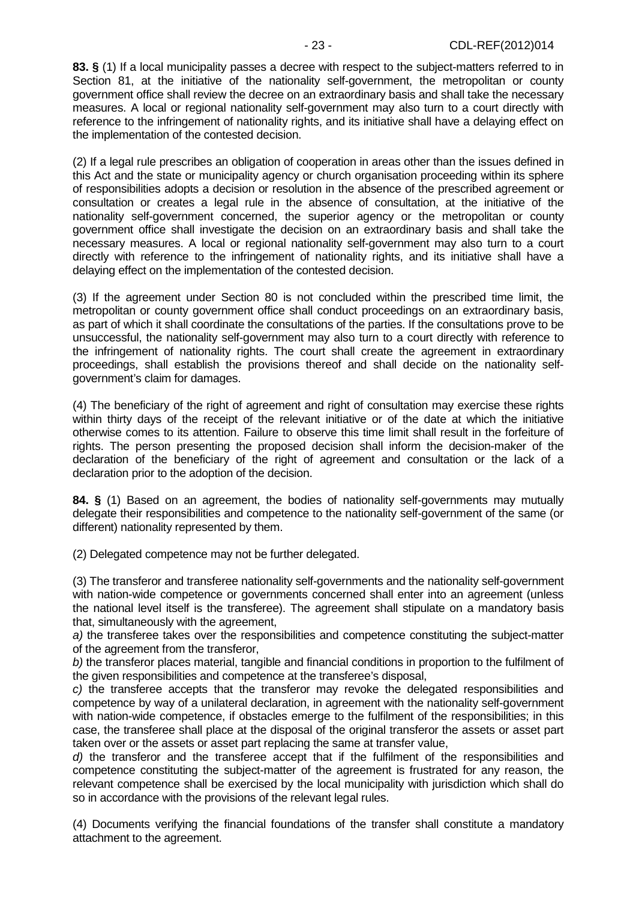**83. §** (1) If a local municipality passes a decree with respect to the subject-matters referred to in Section 81, at the initiative of the nationality self-government, the metropolitan or county government office shall review the decree on an extraordinary basis and shall take the necessary measures. A local or regional nationality self-government may also turn to a court directly with reference to the infringement of nationality rights, and its initiative shall have a delaying effect on the implementation of the contested decision.

(2) If a legal rule prescribes an obligation of cooperation in areas other than the issues defined in this Act and the state or municipality agency or church organisation proceeding within its sphere of responsibilities adopts a decision or resolution in the absence of the prescribed agreement or consultation or creates a legal rule in the absence of consultation, at the initiative of the nationality self-government concerned, the superior agency or the metropolitan or county government office shall investigate the decision on an extraordinary basis and shall take the necessary measures. A local or regional nationality self-government may also turn to a court directly with reference to the infringement of nationality rights, and its initiative shall have a delaying effect on the implementation of the contested decision.

(3) If the agreement under Section 80 is not concluded within the prescribed time limit, the metropolitan or county government office shall conduct proceedings on an extraordinary basis, as part of which it shall coordinate the consultations of the parties. If the consultations prove to be unsuccessful, the nationality self-government may also turn to a court directly with reference to the infringement of nationality rights. The court shall create the agreement in extraordinary proceedings, shall establish the provisions thereof and shall decide on the nationality self-government's claim for damages.

(4) The beneficiary of the right of agreement and right of consultation may exercise these rights within thirty days of the receipt of the relevant initiative or of the date at which the initiative otherwise comes to its attention. Failure to observe this time limit shall result in the forfeiture of rights. The person presenting the proposed decision shall inform the decision-maker of the declaration of the beneficiary of the right of agreement and consultation or the lack of a declaration prior to the adoption of the decision.

**84. §** (1) Based on an agreement, the bodies of nationality self-governments may mutually delegate their responsibilities and competence to the nationality self-government of the same (or different) nationality represented by them.

(2) Delegated competence may not be further delegated.

(3) The transferor and transferee nationality self-governments and the nationality self-government with nation-wide competence or governments concerned shall enter into an agreement (unless the national level itself is the transferee). The agreement shall stipulate on a mandatory basis that, simultaneously with the agreement,
*a)* the transferee takes over the responsibilities and competence constituting the subject-matter of the agreement from the transferor,
*b)* the transferor places material, tangible and financial conditions in proportion to the fulfilment of the given responsibilities and competence at the transferee's disposal,
*c)* the transferee accepts that the transferor may revoke the delegated responsibilities and competence by way of a unilateral declaration, in agreement with the nationality self-government with nation-wide competence, if obstacles emerge to the fulfilment of the responsibilities; in this case, the transferee shall place at the disposal of the original transferor the assets or asset part taken over or the assets or asset part replacing the same at transfer value,
*d)* the transferor and the transferee accept that if the fulfilment of the responsibilities and competence constituting the subject-matter of the agreement is frustrated for any reason, the relevant competence shall be exercised by the local municipality with jurisdiction which shall do so in accordance with the provisions of the relevant legal rules.

(4) Documents verifying the financial foundations of the transfer shall constitute a mandatory attachment to the agreement.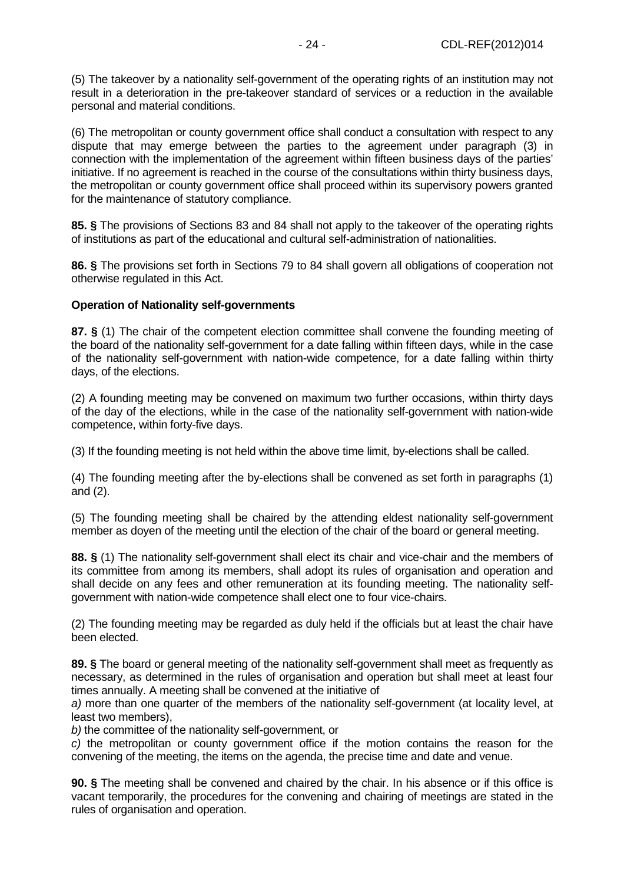(5) The takeover by a nationality self-government of the operating rights of an institution may not result in a deterioration in the pre-takeover standard of services or a reduction in the available personal and material conditions.

(6) The metropolitan or county government office shall conduct a consultation with respect to any dispute that may emerge between the parties to the agreement under paragraph (3) in connection with the implementation of the agreement within fifteen business days of the parties' initiative. If no agreement is reached in the course of the consultations within thirty business days, the metropolitan or county government office shall proceed within its supervisory powers granted for the maintenance of statutory compliance.

**85. §** The provisions of Sections 83 and 84 shall not apply to the takeover of the operating rights of institutions as part of the educational and cultural self-administration of nationalities.

**86. §** The provisions set forth in Sections 79 to 84 shall govern all obligations of cooperation not otherwise regulated in this Act.

**Operation of Nationality self-governments**

**87. §** (1) The chair of the competent election committee shall convene the founding meeting of the board of the nationality self-government for a date falling within fifteen days, while in the case of the nationality self-government with nation-wide competence, for a date falling within thirty days, of the elections.

(2) A founding meeting may be convened on maximum two further occasions, within thirty days of the day of the elections, while in the case of the nationality self-government with nation-wide competence, within forty-five days.

(3) If the founding meeting is not held within the above time limit, by-elections shall be called.

(4) The founding meeting after the by-elections shall be convened as set forth in paragraphs (1) and (2).

(5) The founding meeting shall be chaired by the attending eldest nationality self-government member as doyen of the meeting until the election of the chair of the board or general meeting.

**88. §** (1) The nationality self-government shall elect its chair and vice-chair and the members of its committee from among its members, shall adopt its rules of organisation and operation and shall decide on any fees and other remuneration at its founding meeting. The nationality self-government with nation-wide competence shall elect one to four vice-chairs.

(2) The founding meeting may be regarded as duly held if the officials but at least the chair have been elected.

**89. §** The board or general meeting of the nationality self-government shall meet as frequently as necessary, as determined in the rules of organisation and operation but shall meet at least four times annually. A meeting shall be convened at the initiative of

*a)* more than one quarter of the members of the nationality self-government (at locality level, at least two members),

*b)* the committee of the nationality self-government, or

*c)* the metropolitan or county government office if the motion contains the reason for the convening of the meeting, the items on the agenda, the precise time and date and venue.

**90. §** The meeting shall be convened and chaired by the chair. In his absence or if this office is vacant temporarily, the procedures for the convening and chairing of meetings are stated in the rules of organisation and operation.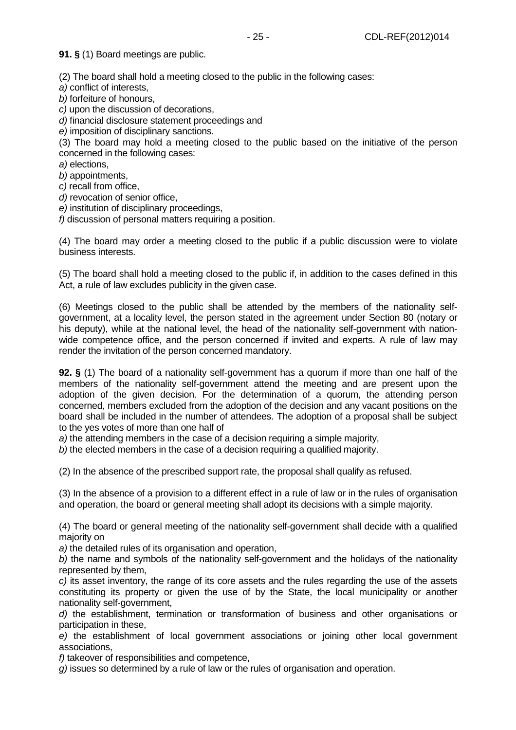**91. §** (1) Board meetings are public.

(2) The board shall hold a meeting closed to the public in the following cases:
*a)* conflict of interests,
*b)* forfeiture of honours,
*c)* upon the discussion of decorations,
*d)* financial disclosure statement proceedings and
*e)* imposition of disciplinary sanctions.
(3) The board may hold a meeting closed to the public based on the initiative of the person concerned in the following cases:
*a)* elections,
*b)* appointments,
*c)* recall from office,
*d)* revocation of senior office,
*e)* institution of disciplinary proceedings,
*f)* discussion of personal matters requiring a position.

(4) The board may order a meeting closed to the public if a public discussion were to violate business interests.

(5) The board shall hold a meeting closed to the public if, in addition to the cases defined in this Act, a rule of law excludes publicity in the given case.

(6) Meetings closed to the public shall be attended by the members of the nationality self-government, at a locality level, the person stated in the agreement under Section 80 (notary or his deputy), while at the national level, the head of the nationality self-government with nation-wide competence office, and the person concerned if invited and experts. A rule of law may render the invitation of the person concerned mandatory.

**92. §** (1) The board of a nationality self-government has a quorum if more than one half of the members of the nationality self-government attend the meeting and are present upon the adoption of the given decision. For the determination of a quorum, the attending person concerned, members excluded from the adoption of the decision and any vacant positions on the board shall be included in the number of attendees. The adoption of a proposal shall be subject to the yes votes of more than one half of
*a)* the attending members in the case of a decision requiring a simple majority,
*b)* the elected members in the case of a decision requiring a qualified majority.

(2) In the absence of the prescribed support rate, the proposal shall qualify as refused.

(3) In the absence of a provision to a different effect in a rule of law or in the rules of organisation and operation, the board or general meeting shall adopt its decisions with a simple majority.

(4) The board or general meeting of the nationality self-government shall decide with a qualified majority on
*a)* the detailed rules of its organisation and operation,
*b)* the name and symbols of the nationality self-government and the holidays of the nationality represented by them,
*c)* its asset inventory, the range of its core assets and the rules regarding the use of the assets constituting its property or given the use of by the State, the local municipality or another nationality self-government,
*d)* the establishment, termination or transformation of business and other organisations or participation in these,
*e)* the establishment of local government associations or joining other local government associations,
*f)* takeover of responsibilities and competence,
*g)* issues so determined by a rule of law or the rules of organisation and operation.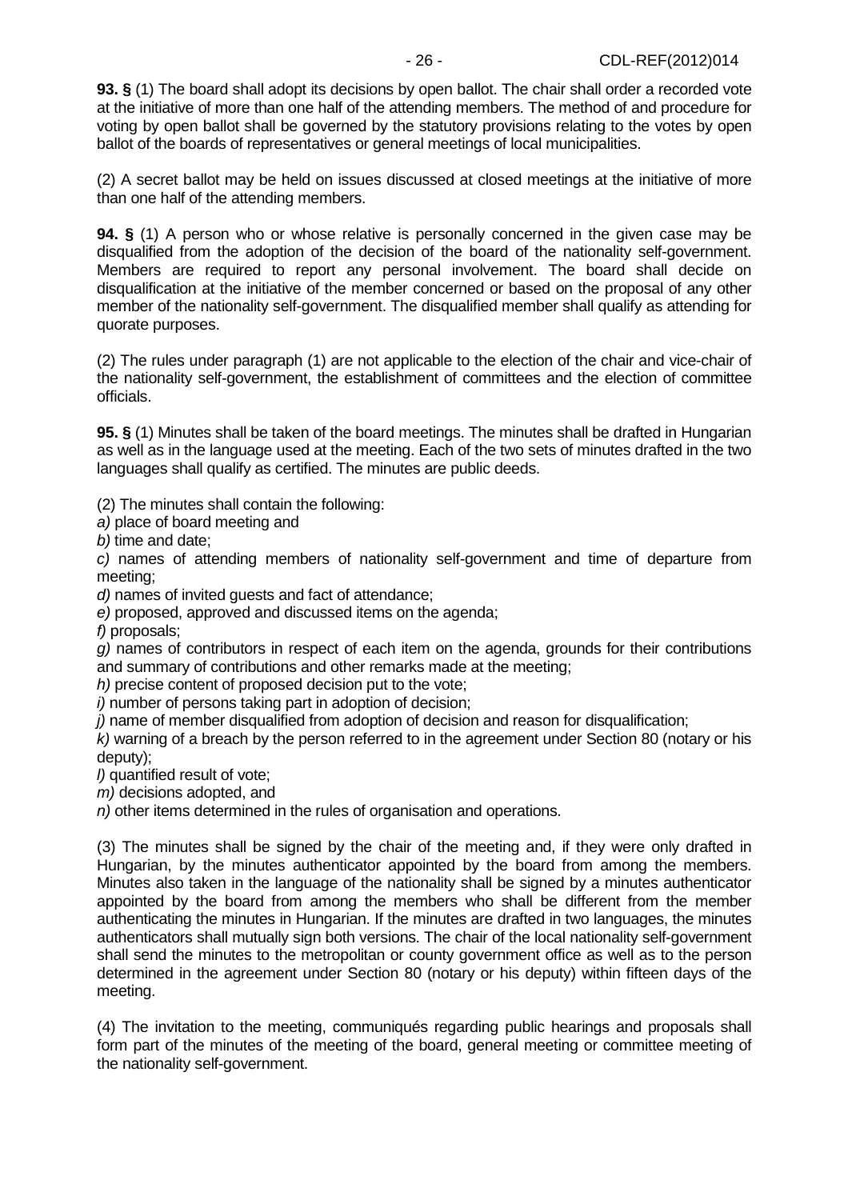**93. §** (1) The board shall adopt its decisions by open ballot. The chair shall order a recorded vote at the initiative of more than one half of the attending members. The method of and procedure for voting by open ballot shall be governed by the statutory provisions relating to the votes by open ballot of the boards of representatives or general meetings of local municipalities.

(2) A secret ballot may be held on issues discussed at closed meetings at the initiative of more than one half of the attending members.

**94. §** (1) A person who or whose relative is personally concerned in the given case may be disqualified from the adoption of the decision of the board of the nationality self-government. Members are required to report any personal involvement. The board shall decide on disqualification at the initiative of the member concerned or based on the proposal of any other member of the nationality self-government. The disqualified member shall qualify as attending for quorate purposes.

(2) The rules under paragraph (1) are not applicable to the election of the chair and vice-chair of the nationality self-government, the establishment of committees and the election of committee officials.

**95. §** (1) Minutes shall be taken of the board meetings. The minutes shall be drafted in Hungarian as well as in the language used at the meeting. Each of the two sets of minutes drafted in the two languages shall qualify as certified. The minutes are public deeds.

(2) The minutes shall contain the following:
*a)* place of board meeting and
*b)* time and date;
*c)* names of attending members of nationality self-government and time of departure from meeting;
*d)* names of invited guests and fact of attendance;
*e)* proposed, approved and discussed items on the agenda;
*f)* proposals;
*g)* names of contributors in respect of each item on the agenda, grounds for their contributions and summary of contributions and other remarks made at the meeting;
*h)* precise content of proposed decision put to the vote;
*i)* number of persons taking part in adoption of decision;
*j)* name of member disqualified from adoption of decision and reason for disqualification;
*k)* warning of a breach by the person referred to in the agreement under Section 80 (notary or his deputy);
*l)* quantified result of vote;
*m)* decisions adopted, and
*n)* other items determined in the rules of organisation and operations.

(3) The minutes shall be signed by the chair of the meeting and, if they were only drafted in Hungarian, by the minutes authenticator appointed by the board from among the members. Minutes also taken in the language of the nationality shall be signed by a minutes authenticator appointed by the board from among the members who shall be different from the member authenticating the minutes in Hungarian. If the minutes are drafted in two languages, the minutes authenticators shall mutually sign both versions. The chair of the local nationality self-government shall send the minutes to the metropolitan or county government office as well as to the person determined in the agreement under Section 80 (notary or his deputy) within fifteen days of the meeting.

(4) The invitation to the meeting, communiqués regarding public hearings and proposals shall form part of the minutes of the meeting of the board, general meeting or committee meeting of the nationality self-government.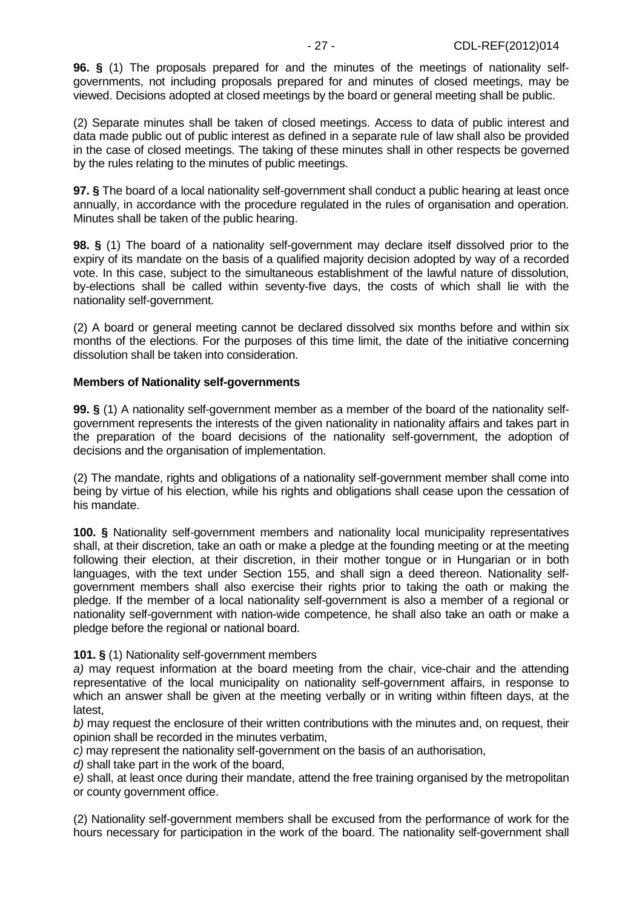**96. §** (1) The proposals prepared for and the minutes of the meetings of nationality self-governments, not including proposals prepared for and minutes of closed meetings, may be viewed. Decisions adopted at closed meetings by the board or general meeting shall be public.

(2) Separate minutes shall be taken of closed meetings. Access to data of public interest and data made public out of public interest as defined in a separate rule of law shall also be provided in the case of closed meetings. The taking of these minutes shall in other respects be governed by the rules relating to the minutes of public meetings.

**97. §** The board of a local nationality self-government shall conduct a public hearing at least once annually, in accordance with the procedure regulated in the rules of organisation and operation. Minutes shall be taken of the public hearing.

**98. §** (1) The board of a nationality self-government may declare itself dissolved prior to the expiry of its mandate on the basis of a qualified majority decision adopted by way of a recorded vote. In this case, subject to the simultaneous establishment of the lawful nature of dissolution, by-elections shall be called within seventy-five days, the costs of which shall lie with the nationality self-government.

(2) A board or general meeting cannot be declared dissolved six months before and within six months of the elections. For the purposes of this time limit, the date of the initiative concerning dissolution shall be taken into consideration.

**Members of Nationality self-governments**

**99. §** (1) A nationality self-government member as a member of the board of the nationality self-government represents the interests of the given nationality in nationality affairs and takes part in the preparation of the board decisions of the nationality self-government, the adoption of decisions and the organisation of implementation.

(2) The mandate, rights and obligations of a nationality self-government member shall come into being by virtue of his election, while his rights and obligations shall cease upon the cessation of his mandate.

**100. §** Nationality self-government members and nationality local municipality representatives shall, at their discretion, take an oath or make a pledge at the founding meeting or at the meeting following their election, at their discretion, in their mother tongue or in Hungarian or in both languages, with the text under Section 155, and shall sign a deed thereon. Nationality self-government members shall also exercise their rights prior to taking the oath or making the pledge. If the member of a local nationality self-government is also a member of a regional or nationality self-government with nation-wide competence, he shall also take an oath or make a pledge before the regional or national board.

**101. §** (1) Nationality self-government members

*a)* may request information at the board meeting from the chair, vice-chair and the attending representative of the local municipality on nationality self-government affairs, in response to which an answer shall be given at the meeting verbally or in writing within fifteen days, at the latest,

*b)* may request the enclosure of their written contributions with the minutes and, on request, their opinion shall be recorded in the minutes verbatim,

*c)* may represent the nationality self-government on the basis of an authorisation,

*d)* shall take part in the work of the board,

*e)* shall, at least once during their mandate, attend the free training organised by the metropolitan or county government office.

(2) Nationality self-government members shall be excused from the performance of work for the hours necessary for participation in the work of the board. The nationality self-government shall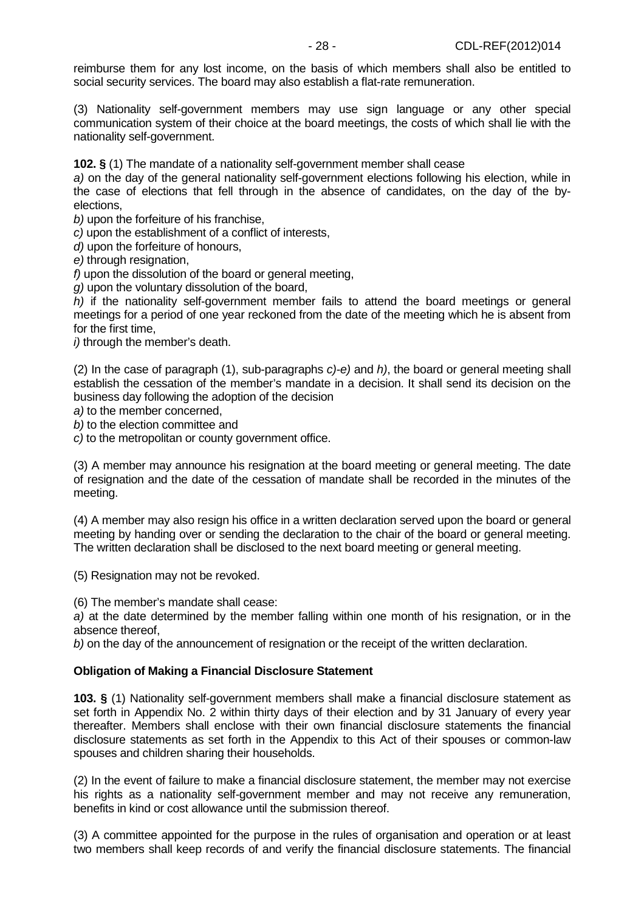reimburse them for any lost income, on the basis of which members shall also be entitled to social security services. The board may also establish a flat-rate remuneration.

(3) Nationality self-government members may use sign language or any other special communication system of their choice at the board meetings, the costs of which shall lie with the nationality self-government.

**102. §** (1) The mandate of a nationality self-government member shall cease

*a)* on the day of the general nationality self-government elections following his election, while in the case of elections that fell through in the absence of candidates, on the day of the by-elections,

*b)* upon the forfeiture of his franchise,

*c)* upon the establishment of a conflict of interests,

*d)* upon the forfeiture of honours,

*e)* through resignation,

*f)* upon the dissolution of the board or general meeting,

*g)* upon the voluntary dissolution of the board,

*h)* if the nationality self-government member fails to attend the board meetings or general meetings for a period of one year reckoned from the date of the meeting which he is absent from for the first time,

*i)* through the member's death.

(2) In the case of paragraph (1), sub-paragraphs *c)*-*e)* and *h)*, the board or general meeting shall establish the cessation of the member's mandate in a decision. It shall send its decision on the business day following the adoption of the decision

*a)* to the member concerned,

*b)* to the election committee and

*c)* to the metropolitan or county government office.

(3) A member may announce his resignation at the board meeting or general meeting. The date of resignation and the date of the cessation of mandate shall be recorded in the minutes of the meeting.

(4) A member may also resign his office in a written declaration served upon the board or general meeting by handing over or sending the declaration to the chair of the board or general meeting. The written declaration shall be disclosed to the next board meeting or general meeting.

(5) Resignation may not be revoked.

(6) The member's mandate shall cease:

*a)* at the date determined by the member falling within one month of his resignation, or in the absence thereof,

*b)* on the day of the announcement of resignation or the receipt of the written declaration.

**Obligation of Making a Financial Disclosure Statement**

**103. §** (1) Nationality self-government members shall make a financial disclosure statement as set forth in Appendix No. 2 within thirty days of their election and by 31 January of every year thereafter. Members shall enclose with their own financial disclosure statements the financial disclosure statements as set forth in the Appendix to this Act of their spouses or common-law spouses and children sharing their households.

(2) In the event of failure to make a financial disclosure statement, the member may not exercise his rights as a nationality self-government member and may not receive any remuneration, benefits in kind or cost allowance until the submission thereof.

(3) A committee appointed for the purpose in the rules of organisation and operation or at least two members shall keep records of and verify the financial disclosure statements. The financial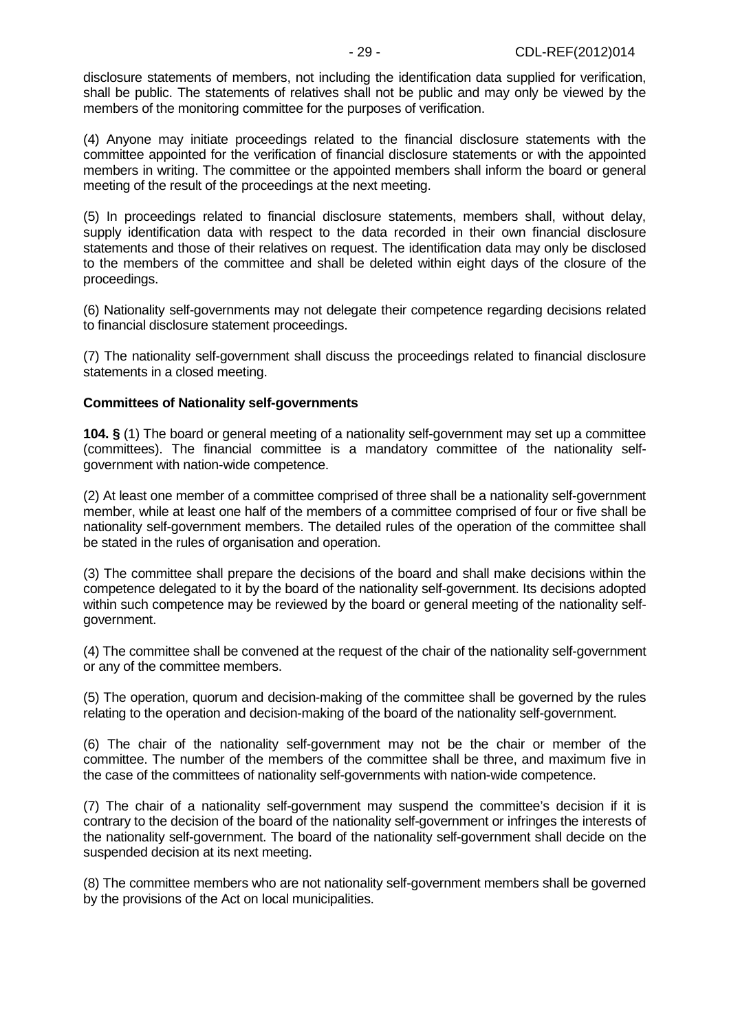disclosure statements of members, not including the identification data supplied for verification, shall be public. The statements of relatives shall not be public and may only be viewed by the members of the monitoring committee for the purposes of verification.

(4) Anyone may initiate proceedings related to the financial disclosure statements with the committee appointed for the verification of financial disclosure statements or with the appointed members in writing. The committee or the appointed members shall inform the board or general meeting of the result of the proceedings at the next meeting.

(5) In proceedings related to financial disclosure statements, members shall, without delay, supply identification data with respect to the data recorded in their own financial disclosure statements and those of their relatives on request. The identification data may only be disclosed to the members of the committee and shall be deleted within eight days of the closure of the proceedings.

(6) Nationality self-governments may not delegate their competence regarding decisions related to financial disclosure statement proceedings.

(7) The nationality self-government shall discuss the proceedings related to financial disclosure statements in a closed meeting.

**Committees of Nationality self-governments**

**104. §** (1) The board or general meeting of a nationality self-government may set up a committee (committees). The financial committee is a mandatory committee of the nationality self-government with nation-wide competence.

(2) At least one member of a committee comprised of three shall be a nationality self-government member, while at least one half of the members of a committee comprised of four or five shall be nationality self-government members. The detailed rules of the operation of the committee shall be stated in the rules of organisation and operation.

(3) The committee shall prepare the decisions of the board and shall make decisions within the competence delegated to it by the board of the nationality self-government. Its decisions adopted within such competence may be reviewed by the board or general meeting of the nationality self-government.

(4) The committee shall be convened at the request of the chair of the nationality self-government or any of the committee members.

(5) The operation, quorum and decision-making of the committee shall be governed by the rules relating to the operation and decision-making of the board of the nationality self-government.

(6) The chair of the nationality self-government may not be the chair or member of the committee. The number of the members of the committee shall be three, and maximum five in the case of the committees of nationality self-governments with nation-wide competence.

(7) The chair of a nationality self-government may suspend the committee's decision if it is contrary to the decision of the board of the nationality self-government or infringes the interests of the nationality self-government. The board of the nationality self-government shall decide on the suspended decision at its next meeting.

(8) The committee members who are not nationality self-government members shall be governed by the provisions of the Act on local municipalities.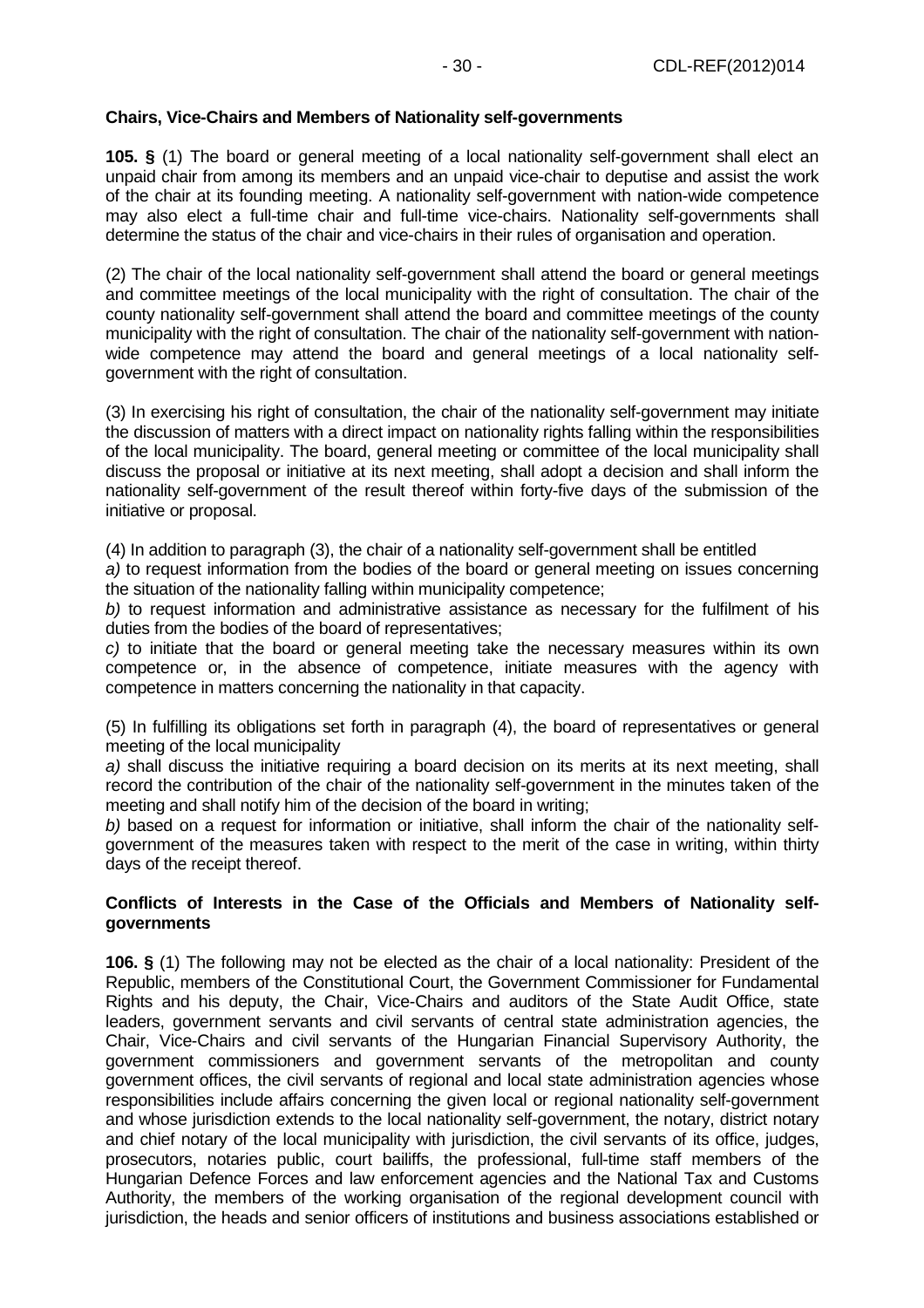**Chairs, Vice-Chairs and Members of Nationality self-governments**

**105. §** (1) The board or general meeting of a local nationality self-government shall elect an unpaid chair from among its members and an unpaid vice-chair to deputise and assist the work of the chair at its founding meeting. A nationality self-government with nation-wide competence may also elect a full-time chair and full-time vice-chairs. Nationality self-governments shall determine the status of the chair and vice-chairs in their rules of organisation and operation.

(2) The chair of the local nationality self-government shall attend the board or general meetings and committee meetings of the local municipality with the right of consultation. The chair of the county nationality self-government shall attend the board and committee meetings of the county municipality with the right of consultation. The chair of the nationality self-government with nation-wide competence may attend the board and general meetings of a local nationality self-government with the right of consultation.

(3) In exercising his right of consultation, the chair of the nationality self-government may initiate the discussion of matters with a direct impact on nationality rights falling within the responsibilities of the local municipality. The board, general meeting or committee of the local municipality shall discuss the proposal or initiative at its next meeting, shall adopt a decision and shall inform the nationality self-government of the result thereof within forty-five days of the submission of the initiative or proposal.

(4) In addition to paragraph (3), the chair of a nationality self-government shall be entitled
*a)* to request information from the bodies of the board or general meeting on issues concerning the situation of the nationality falling within municipality competence;
*b)* to request information and administrative assistance as necessary for the fulfilment of his duties from the bodies of the board of representatives;
*c)* to initiate that the board or general meeting take the necessary measures within its own competence or, in the absence of competence, initiate measures with the agency with competence in matters concerning the nationality in that capacity.

(5) In fulfilling its obligations set forth in paragraph (4), the board of representatives or general meeting of the local municipality
*a)* shall discuss the initiative requiring a board decision on its merits at its next meeting, shall record the contribution of the chair of the nationality self-government in the minutes taken of the meeting and shall notify him of the decision of the board in writing;
*b)* based on a request for information or initiative, shall inform the chair of the nationality self-government of the measures taken with respect to the merit of the case in writing, within thirty days of the receipt thereof.

**Conflicts of Interests in the Case of the Officials and Members of Nationality self-governments**

**106. §** (1) The following may not be elected as the chair of a local nationality: President of the Republic, members of the Constitutional Court, the Government Commissioner for Fundamental Rights and his deputy, the Chair, Vice-Chairs and auditors of the State Audit Office, state leaders, government servants and civil servants of central state administration agencies, the Chair, Vice-Chairs and civil servants of the Hungarian Financial Supervisory Authority, the government commissioners and government servants of the metropolitan and county government offices, the civil servants of regional and local state administration agencies whose responsibilities include affairs concerning the given local or regional nationality self-government and whose jurisdiction extends to the local nationality self-government, the notary, district notary and chief notary of the local municipality with jurisdiction, the civil servants of its office, judges, prosecutors, notaries public, court bailiffs, the professional, full-time staff members of the Hungarian Defence Forces and law enforcement agencies and the National Tax and Customs Authority, the members of the working organisation of the regional development council with jurisdiction, the heads and senior officers of institutions and business associations established or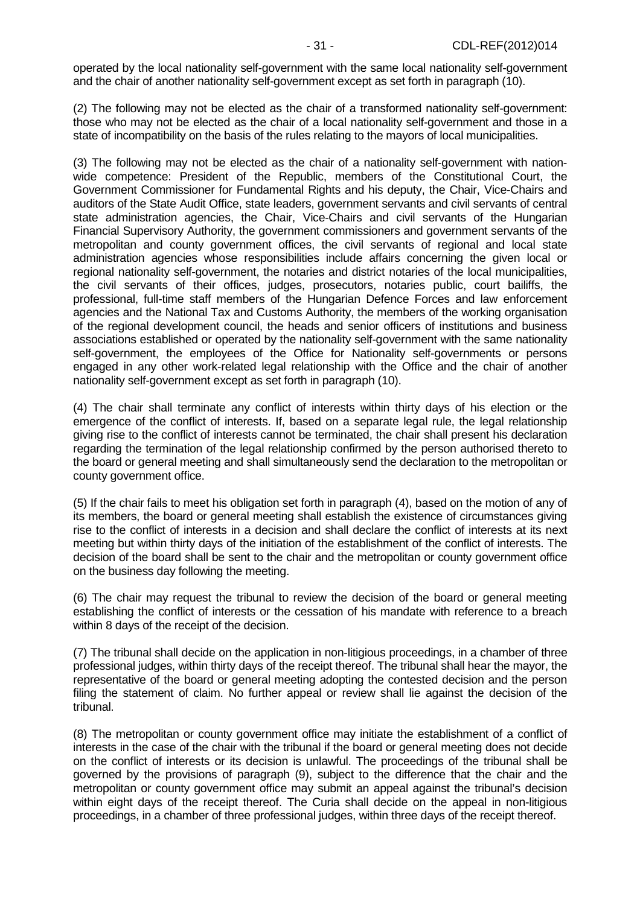operated by the local nationality self-government with the same local nationality self-government and the chair of another nationality self-government except as set forth in paragraph (10).

(2) The following may not be elected as the chair of a transformed nationality self-government: those who may not be elected as the chair of a local nationality self-government and those in a state of incompatibility on the basis of the rules relating to the mayors of local municipalities.

(3) The following may not be elected as the chair of a nationality self-government with nation-wide competence: President of the Republic, members of the Constitutional Court, the Government Commissioner for Fundamental Rights and his deputy, the Chair, Vice-Chairs and auditors of the State Audit Office, state leaders, government servants and civil servants of central state administration agencies, the Chair, Vice-Chairs and civil servants of the Hungarian Financial Supervisory Authority, the government commissioners and government servants of the metropolitan and county government offices, the civil servants of regional and local state administration agencies whose responsibilities include affairs concerning the given local or regional nationality self-government, the notaries and district notaries of the local municipalities, the civil servants of their offices, judges, prosecutors, notaries public, court bailiffs, the professional, full-time staff members of the Hungarian Defence Forces and law enforcement agencies and the National Tax and Customs Authority, the members of the working organisation of the regional development council, the heads and senior officers of institutions and business associations established or operated by the nationality self-government with the same nationality self-government, the employees of the Office for Nationality self-governments or persons engaged in any other work-related legal relationship with the Office and the chair of another nationality self-government except as set forth in paragraph (10).

(4) The chair shall terminate any conflict of interests within thirty days of his election or the emergence of the conflict of interests. If, based on a separate legal rule, the legal relationship giving rise to the conflict of interests cannot be terminated, the chair shall present his declaration regarding the termination of the legal relationship confirmed by the person authorised thereto to the board or general meeting and shall simultaneously send the declaration to the metropolitan or county government office.

(5) If the chair fails to meet his obligation set forth in paragraph (4), based on the motion of any of its members, the board or general meeting shall establish the existence of circumstances giving rise to the conflict of interests in a decision and shall declare the conflict of interests at its next meeting but within thirty days of the initiation of the establishment of the conflict of interests. The decision of the board shall be sent to the chair and the metropolitan or county government office on the business day following the meeting.

(6) The chair may request the tribunal to review the decision of the board or general meeting establishing the conflict of interests or the cessation of his mandate with reference to a breach within 8 days of the receipt of the decision.

(7) The tribunal shall decide on the application in non-litigious proceedings, in a chamber of three professional judges, within thirty days of the receipt thereof. The tribunal shall hear the mayor, the representative of the board or general meeting adopting the contested decision and the person filing the statement of claim. No further appeal or review shall lie against the decision of the tribunal.

(8) The metropolitan or county government office may initiate the establishment of a conflict of interests in the case of the chair with the tribunal if the board or general meeting does not decide on the conflict of interests or its decision is unlawful. The proceedings of the tribunal shall be governed by the provisions of paragraph (9), subject to the difference that the chair and the metropolitan or county government office may submit an appeal against the tribunal's decision within eight days of the receipt thereof. The Curia shall decide on the appeal in non-litigious proceedings, in a chamber of three professional judges, within three days of the receipt thereof.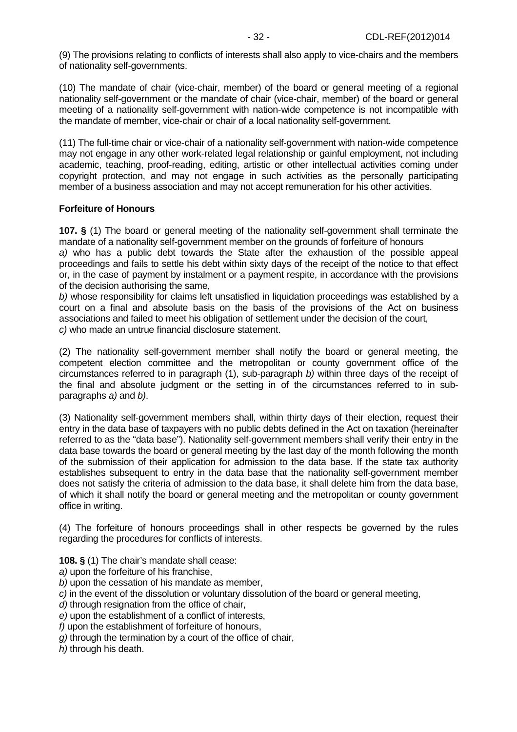(9) The provisions relating to conflicts of interests shall also apply to vice-chairs and the members of nationality self-governments.

(10) The mandate of chair (vice-chair, member) of the board or general meeting of a regional nationality self-government or the mandate of chair (vice-chair, member) of the board or general meeting of a nationality self-government with nation-wide competence is not incompatible with the mandate of member, vice-chair or chair of a local nationality self-government.

(11) The full-time chair or vice-chair of a nationality self-government with nation-wide competence may not engage in any other work-related legal relationship or gainful employment, not including academic, teaching, proof-reading, editing, artistic or other intellectual activities coming under copyright protection, and may not engage in such activities as the personally participating member of a business association and may not accept remuneration for his other activities.

**Forfeiture of Honours**

**107. §** (1) The board or general meeting of the nationality self-government shall terminate the mandate of a nationality self-government member on the grounds of forfeiture of honours
*a)* who has a public debt towards the State after the exhaustion of the possible appeal proceedings and fails to settle his debt within sixty days of the receipt of the notice to that effect or, in the case of payment by instalment or a payment respite, in accordance with the provisions of the decision authorising the same,
*b)* whose responsibility for claims left unsatisfied in liquidation proceedings was established by a court on a final and absolute basis on the basis of the provisions of the Act on business associations and failed to meet his obligation of settlement under the decision of the court,
*c)* who made an untrue financial disclosure statement.

(2) The nationality self-government member shall notify the board or general meeting, the competent election committee and the metropolitan or county government office of the circumstances referred to in paragraph (1), sub-paragraph *b)* within three days of the receipt of the final and absolute judgment or the setting in of the circumstances referred to in sub-paragraphs *a)* and *b)*.

(3) Nationality self-government members shall, within thirty days of their election, request their entry in the data base of taxpayers with no public debts defined in the Act on taxation (hereinafter referred to as the "data base"). Nationality self-government members shall verify their entry in the data base towards the board or general meeting by the last day of the month following the month of the submission of their application for admission to the data base. If the state tax authority establishes subsequent to entry in the data base that the nationality self-government member does not satisfy the criteria of admission to the data base, it shall delete him from the data base, of which it shall notify the board or general meeting and the metropolitan or county government office in writing.

(4) The forfeiture of honours proceedings shall in other respects be governed by the rules regarding the procedures for conflicts of interests.

**108. §** (1) The chair's mandate shall cease:
*a)* upon the forfeiture of his franchise,
*b)* upon the cessation of his mandate as member,
*c)* in the event of the dissolution or voluntary dissolution of the board or general meeting,
*d)* through resignation from the office of chair,
*e)* upon the establishment of a conflict of interests,
*f)* upon the establishment of forfeiture of honours,
*g)* through the termination by a court of the office of chair,
*h)* through his death.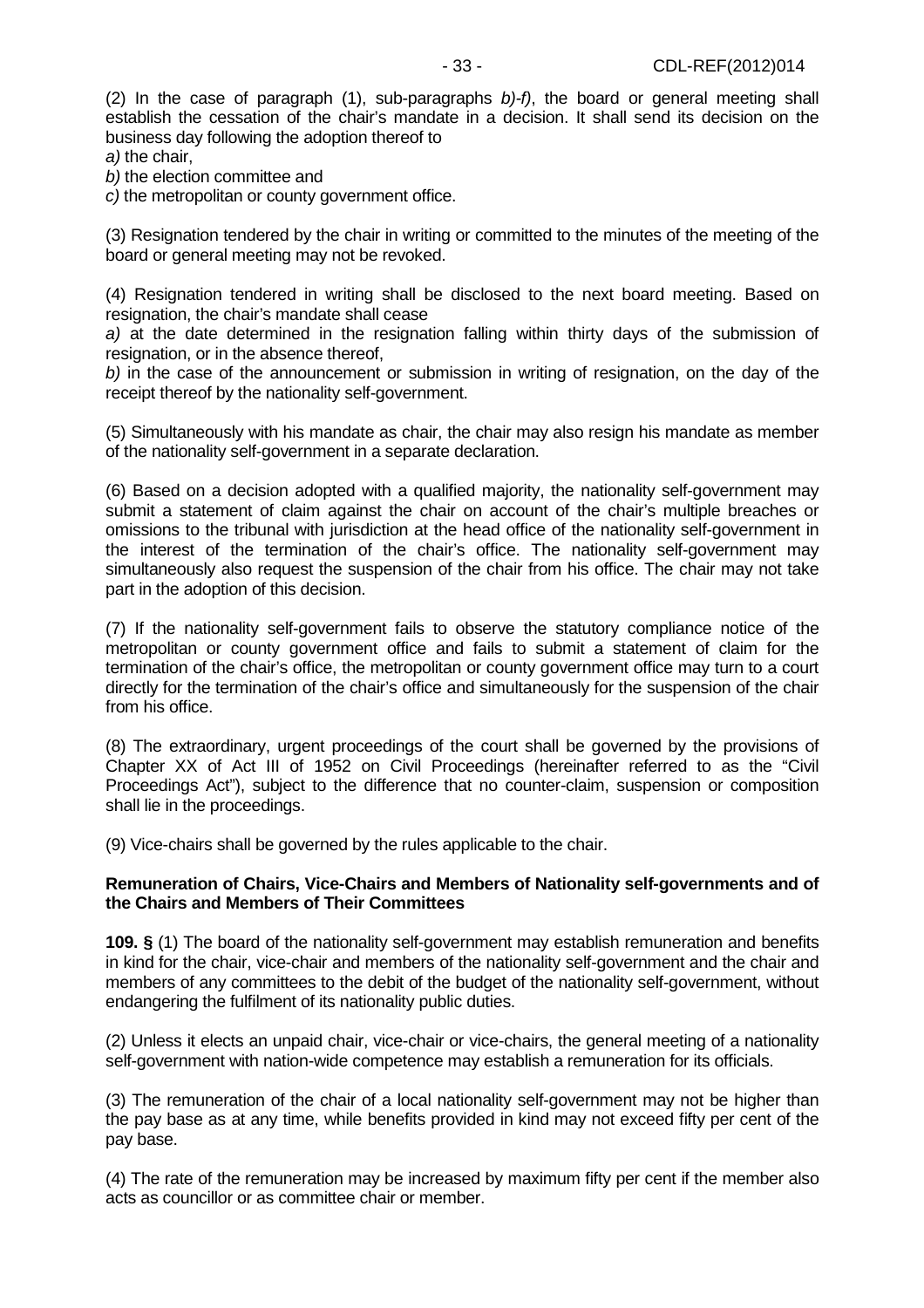(2) In the case of paragraph (1), sub-paragraphs *b)-f)*, the board or general meeting shall establish the cessation of the chair's mandate in a decision. It shall send its decision on the business day following the adoption thereof to

*a)* the chair,

*b)* the election committee and

*c)* the metropolitan or county government office.

(3) Resignation tendered by the chair in writing or committed to the minutes of the meeting of the board or general meeting may not be revoked.

(4) Resignation tendered in writing shall be disclosed to the next board meeting. Based on resignation, the chair's mandate shall cease

*a)* at the date determined in the resignation falling within thirty days of the submission of resignation, or in the absence thereof,

*b)* in the case of the announcement or submission in writing of resignation, on the day of the receipt thereof by the nationality self-government.

(5) Simultaneously with his mandate as chair, the chair may also resign his mandate as member of the nationality self-government in a separate declaration.

(6) Based on a decision adopted with a qualified majority, the nationality self-government may submit a statement of claim against the chair on account of the chair's multiple breaches or omissions to the tribunal with jurisdiction at the head office of the nationality self-government in the interest of the termination of the chair's office. The nationality self-government may simultaneously also request the suspension of the chair from his office. The chair may not take part in the adoption of this decision.

(7) If the nationality self-government fails to observe the statutory compliance notice of the metropolitan or county government office and fails to submit a statement of claim for the termination of the chair's office, the metropolitan or county government office may turn to a court directly for the termination of the chair's office and simultaneously for the suspension of the chair from his office.

(8) The extraordinary, urgent proceedings of the court shall be governed by the provisions of Chapter XX of Act III of 1952 on Civil Proceedings (hereinafter referred to as the "Civil Proceedings Act"), subject to the difference that no counter-claim, suspension or composition shall lie in the proceedings.

(9) Vice-chairs shall be governed by the rules applicable to the chair.

**Remuneration of Chairs, Vice-Chairs and Members of Nationality self-governments and of the Chairs and Members of Their Committees**

**109. §** (1) The board of the nationality self-government may establish remuneration and benefits in kind for the chair, vice-chair and members of the nationality self-government and the chair and members of any committees to the debit of the budget of the nationality self-government, without endangering the fulfilment of its nationality public duties.

(2) Unless it elects an unpaid chair, vice-chair or vice-chairs, the general meeting of a nationality self-government with nation-wide competence may establish a remuneration for its officials.

(3) The remuneration of the chair of a local nationality self-government may not be higher than the pay base as at any time, while benefits provided in kind may not exceed fifty per cent of the pay base.

(4) The rate of the remuneration may be increased by maximum fifty per cent if the member also acts as councillor or as committee chair or member.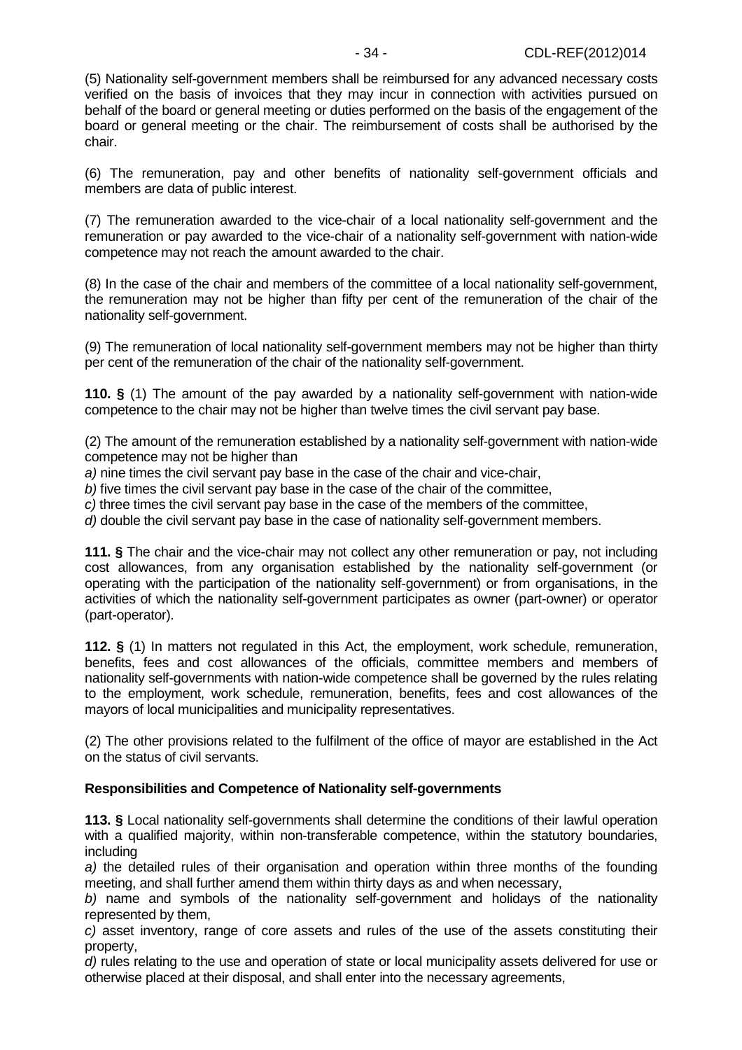(5) Nationality self-government members shall be reimbursed for any advanced necessary costs verified on the basis of invoices that they may incur in connection with activities pursued on behalf of the board or general meeting or duties performed on the basis of the engagement of the board or general meeting or the chair. The reimbursement of costs shall be authorised by the chair.

(6) The remuneration, pay and other benefits of nationality self-government officials and members are data of public interest.

(7) The remuneration awarded to the vice-chair of a local nationality self-government and the remuneration or pay awarded to the vice-chair of a nationality self-government with nation-wide competence may not reach the amount awarded to the chair.

(8) In the case of the chair and members of the committee of a local nationality self-government, the remuneration may not be higher than fifty per cent of the remuneration of the chair of the nationality self-government.

(9) The remuneration of local nationality self-government members may not be higher than thirty per cent of the remuneration of the chair of the nationality self-government.

**110. §** (1) The amount of the pay awarded by a nationality self-government with nation-wide competence to the chair may not be higher than twelve times the civil servant pay base.

(2) The amount of the remuneration established by a nationality self-government with nation-wide competence may not be higher than

*a)* nine times the civil servant pay base in the case of the chair and vice-chair,
*b)* five times the civil servant pay base in the case of the chair of the committee,
*c)* three times the civil servant pay base in the case of the members of the committee,
*d)* double the civil servant pay base in the case of nationality self-government members.

**111. §** The chair and the vice-chair may not collect any other remuneration or pay, not including cost allowances, from any organisation established by the nationality self-government (or operating with the participation of the nationality self-government) or from organisations, in the activities of which the nationality self-government participates as owner (part-owner) or operator (part-operator).

**112. §** (1) In matters not regulated in this Act, the employment, work schedule, remuneration, benefits, fees and cost allowances of the officials, committee members and members of nationality self-governments with nation-wide competence shall be governed by the rules relating to the employment, work schedule, remuneration, benefits, fees and cost allowances of the mayors of local municipalities and municipality representatives.

(2) The other provisions related to the fulfilment of the office of mayor are established in the Act on the status of civil servants.

**Responsibilities and Competence of Nationality self-governments**

**113. §** Local nationality self-governments shall determine the conditions of their lawful operation with a qualified majority, within non-transferable competence, within the statutory boundaries, including

*a)* the detailed rules of their organisation and operation within three months of the founding meeting, and shall further amend them within thirty days as and when necessary,
*b)* name and symbols of the nationality self-government and holidays of the nationality represented by them,
*c)* asset inventory, range of core assets and rules of the use of the assets constituting their property,
*d)* rules relating to the use and operation of state or local municipality assets delivered for use or otherwise placed at their disposal, and shall enter into the necessary agreements,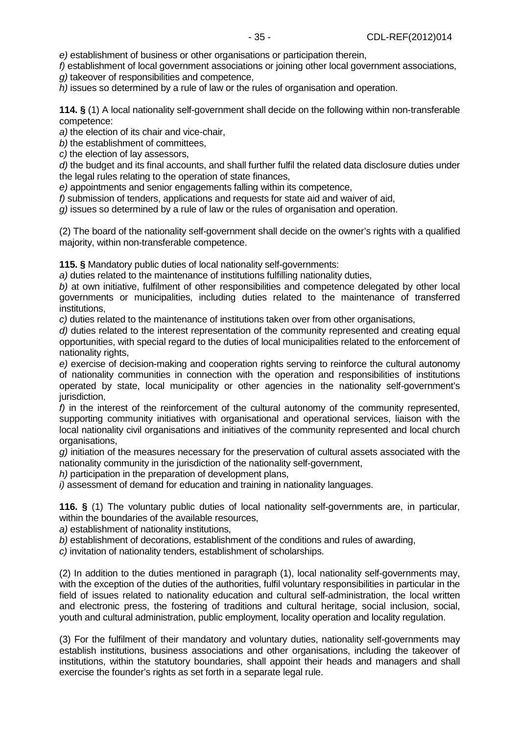*e)* establishment of business or other organisations or participation therein,

*f)* establishment of local government associations or joining other local government associations,

*g)* takeover of responsibilities and competence,

*h)* issues so determined by a rule of law or the rules of organisation and operation.

**114. §** (1) A local nationality self-government shall decide on the following within non-transferable competence:

*a)* the election of its chair and vice-chair,

*b)* the establishment of committees,

*c)* the election of lay assessors,

*d)* the budget and its final accounts, and shall further fulfil the related data disclosure duties under the legal rules relating to the operation of state finances,

*e)* appointments and senior engagements falling within its competence,

*f)* submission of tenders, applications and requests for state aid and waiver of aid,

*g)* issues so determined by a rule of law or the rules of organisation and operation.

(2) The board of the nationality self-government shall decide on the owner's rights with a qualified majority, within non-transferable competence.

**115. §** Mandatory public duties of local nationality self-governments:

*a)* duties related to the maintenance of institutions fulfilling nationality duties,

*b)* at own initiative, fulfilment of other responsibilities and competence delegated by other local governments or municipalities, including duties related to the maintenance of transferred institutions,

*c)* duties related to the maintenance of institutions taken over from other organisations,

*d)* duties related to the interest representation of the community represented and creating equal opportunities, with special regard to the duties of local municipalities related to the enforcement of nationality rights,

*e)* exercise of decision-making and cooperation rights serving to reinforce the cultural autonomy of nationality communities in connection with the operation and responsibilities of institutions operated by state, local municipality or other agencies in the nationality self-government's jurisdiction,

*f)* in the interest of the reinforcement of the cultural autonomy of the community represented, supporting community initiatives with organisational and operational services, liaison with the local nationality civil organisations and initiatives of the community represented and local church organisations,

*g)* initiation of the measures necessary for the preservation of cultural assets associated with the nationality community in the jurisdiction of the nationality self-government,

*h)* participation in the preparation of development plans,

*i)* assessment of demand for education and training in nationality languages.

**116. §** (1) The voluntary public duties of local nationality self-governments are, in particular, within the boundaries of the available resources,

*a)* establishment of nationality institutions,

*b)* establishment of decorations, establishment of the conditions and rules of awarding,

*c)* invitation of nationality tenders, establishment of scholarships.

(2) In addition to the duties mentioned in paragraph (1), local nationality self-governments may, with the exception of the duties of the authorities, fulfil voluntary responsibilities in particular in the field of issues related to nationality education and cultural self-administration, the local written and electronic press, the fostering of traditions and cultural heritage, social inclusion, social, youth and cultural administration, public employment, locality operation and locality regulation.

(3) For the fulfilment of their mandatory and voluntary duties, nationality self-governments may establish institutions, business associations and other organisations, including the takeover of institutions, within the statutory boundaries, shall appoint their heads and managers and shall exercise the founder's rights as set forth in a separate legal rule.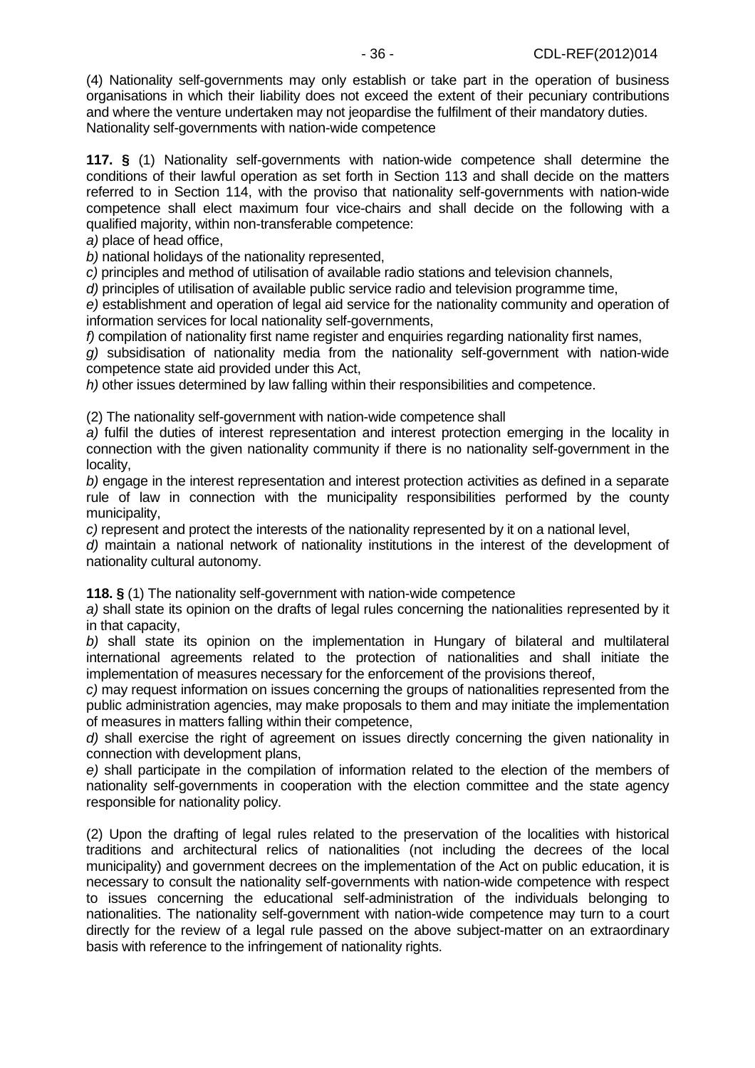(4) Nationality self-governments may only establish or take part in the operation of business organisations in which their liability does not exceed the extent of their pecuniary contributions and where the venture undertaken may not jeopardise the fulfilment of their mandatory duties.

Nationality self-governments with nation-wide competence

**117. §** (1) Nationality self-governments with nation-wide competence shall determine the conditions of their lawful operation as set forth in Section 113 and shall decide on the matters referred to in Section 114, with the proviso that nationality self-governments with nation-wide competence shall elect maximum four vice-chairs and shall decide on the following with a qualified majority, within non-transferable competence:

*a)* place of head office,

*b)* national holidays of the nationality represented,

*c)* principles and method of utilisation of available radio stations and television channels,

*d)* principles of utilisation of available public service radio and television programme time,

*e)* establishment and operation of legal aid service for the nationality community and operation of information services for local nationality self-governments,

*f)* compilation of nationality first name register and enquiries regarding nationality first names,

*g)* subsidisation of nationality media from the nationality self-government with nation-wide competence state aid provided under this Act,

*h)* other issues determined by law falling within their responsibilities and competence.

(2) The nationality self-government with nation-wide competence shall

*a)* fulfil the duties of interest representation and interest protection emerging in the locality in connection with the given nationality community if there is no nationality self-government in the locality,

*b)* engage in the interest representation and interest protection activities as defined in a separate rule of law in connection with the municipality responsibilities performed by the county municipality,

*c)* represent and protect the interests of the nationality represented by it on a national level,

*d)* maintain a national network of nationality institutions in the interest of the development of nationality cultural autonomy.

**118. §** (1) The nationality self-government with nation-wide competence

*a)* shall state its opinion on the drafts of legal rules concerning the nationalities represented by it in that capacity,

*b)* shall state its opinion on the implementation in Hungary of bilateral and multilateral international agreements related to the protection of nationalities and shall initiate the implementation of measures necessary for the enforcement of the provisions thereof,

*c)* may request information on issues concerning the groups of nationalities represented from the public administration agencies, may make proposals to them and may initiate the implementation of measures in matters falling within their competence,

*d)* shall exercise the right of agreement on issues directly concerning the given nationality in connection with development plans,

*e)* shall participate in the compilation of information related to the election of the members of nationality self-governments in cooperation with the election committee and the state agency responsible for nationality policy.

(2) Upon the drafting of legal rules related to the preservation of the localities with historical traditions and architectural relics of nationalities (not including the decrees of the local municipality) and government decrees on the implementation of the Act on public education, it is necessary to consult the nationality self-governments with nation-wide competence with respect to issues concerning the educational self-administration of the individuals belonging to nationalities. The nationality self-government with nation-wide competence may turn to a court directly for the review of a legal rule passed on the above subject-matter on an extraordinary basis with reference to the infringement of nationality rights.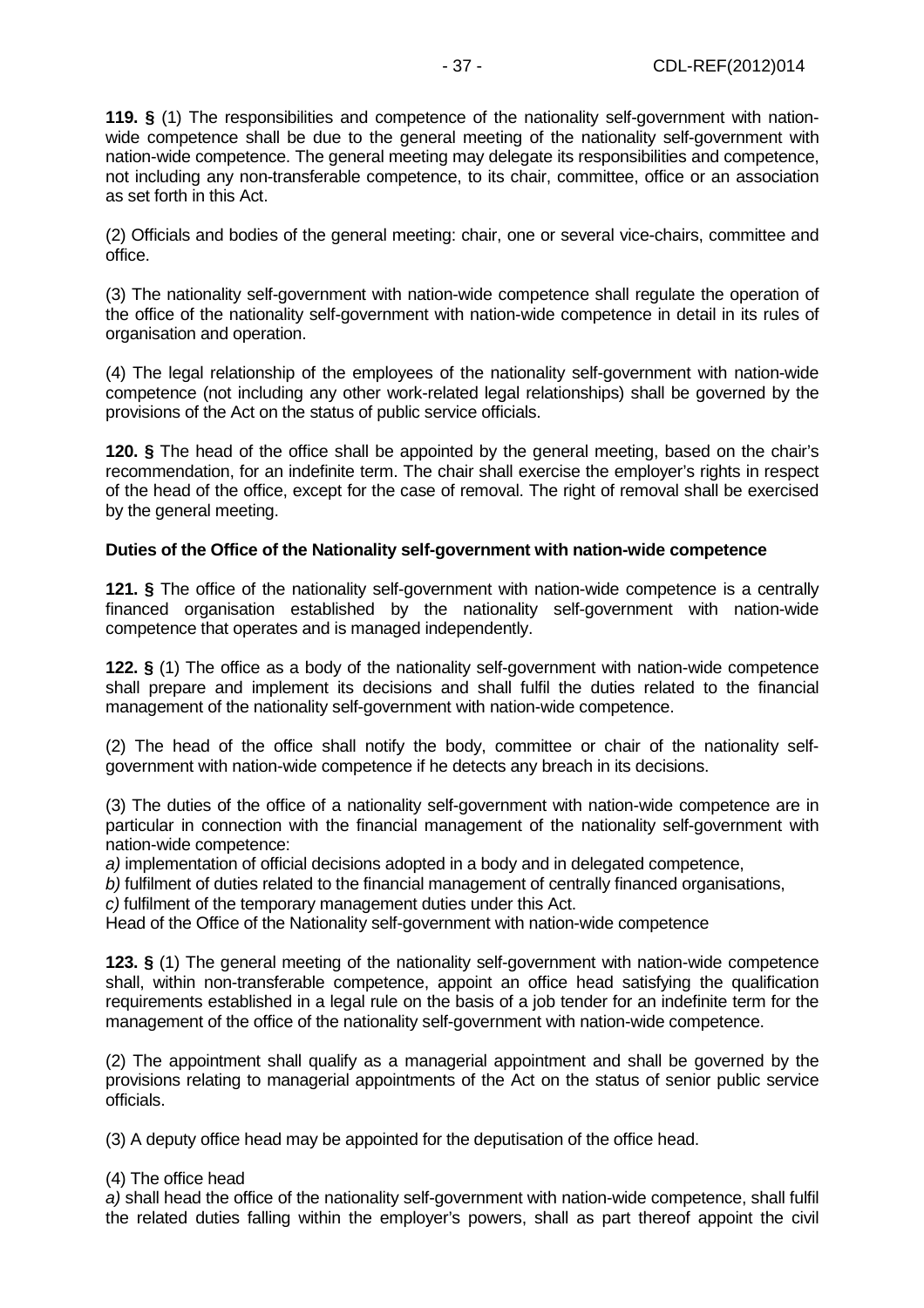**119. §** (1) The responsibilities and competence of the nationality self-government with nation-wide competence shall be due to the general meeting of the nationality self-government with nation-wide competence. The general meeting may delegate its responsibilities and competence, not including any non-transferable competence, to its chair, committee, office or an association as set forth in this Act.

(2) Officials and bodies of the general meeting: chair, one or several vice-chairs, committee and office.

(3) The nationality self-government with nation-wide competence shall regulate the operation of the office of the nationality self-government with nation-wide competence in detail in its rules of organisation and operation.

(4) The legal relationship of the employees of the nationality self-government with nation-wide competence (not including any other work-related legal relationships) shall be governed by the provisions of the Act on the status of public service officials.

**120. §** The head of the office shall be appointed by the general meeting, based on the chair's recommendation, for an indefinite term. The chair shall exercise the employer's rights in respect of the head of the office, except for the case of removal. The right of removal shall be exercised by the general meeting.

**Duties of the Office of the Nationality self-government with nation-wide competence**

**121. §** The office of the nationality self-government with nation-wide competence is a centrally financed organisation established by the nationality self-government with nation-wide competence that operates and is managed independently.

**122. §** (1) The office as a body of the nationality self-government with nation-wide competence shall prepare and implement its decisions and shall fulfil the duties related to the financial management of the nationality self-government with nation-wide competence.

(2) The head of the office shall notify the body, committee or chair of the nationality self-government with nation-wide competence if he detects any breach in its decisions.

(3) The duties of the office of a nationality self-government with nation-wide competence are in particular in connection with the financial management of the nationality self-government with nation-wide competence:
*a)* implementation of official decisions adopted in a body and in delegated competence,
*b)* fulfilment of duties related to the financial management of centrally financed organisations,
*c)* fulfilment of the temporary management duties under this Act.
Head of the Office of the Nationality self-government with nation-wide competence

**123. §** (1) The general meeting of the nationality self-government with nation-wide competence shall, within non-transferable competence, appoint an office head satisfying the qualification requirements established in a legal rule on the basis of a job tender for an indefinite term for the management of the office of the nationality self-government with nation-wide competence.

(2) The appointment shall qualify as a managerial appointment and shall be governed by the provisions relating to managerial appointments of the Act on the status of senior public service officials.

(3) A deputy office head may be appointed for the deputisation of the office head.

(4) The office head
*a)* shall head the office of the nationality self-government with nation-wide competence, shall fulfil the related duties falling within the employer's powers, shall as part thereof appoint the civil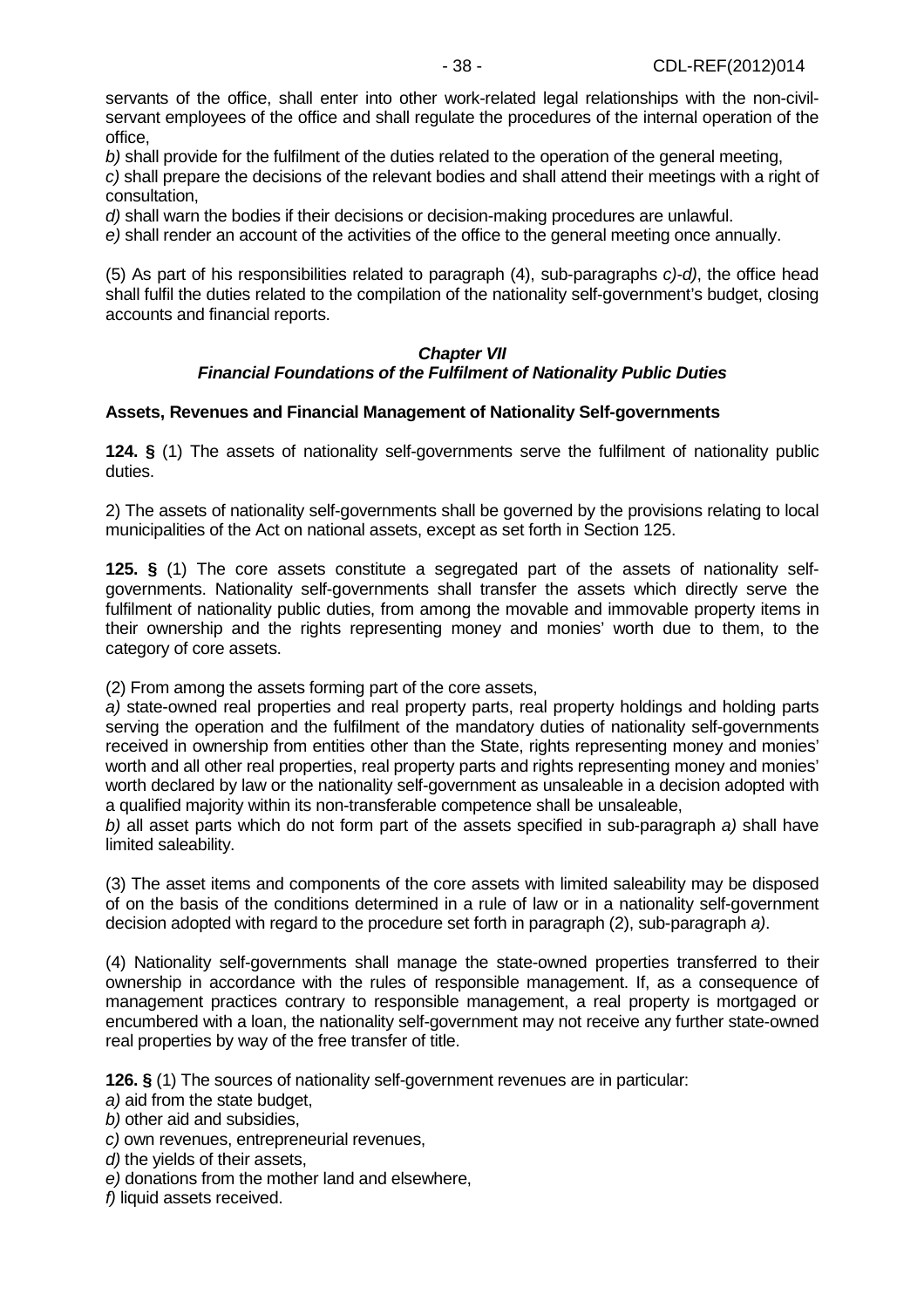servants of the office, shall enter into other work-related legal relationships with the non-civil-servant employees of the office and shall regulate the procedures of the internal operation of the office,

*b)* shall provide for the fulfilment of the duties related to the operation of the general meeting,

*c)* shall prepare the decisions of the relevant bodies and shall attend their meetings with a right of consultation,

*d)* shall warn the bodies if their decisions or decision-making procedures are unlawful.

*e)* shall render an account of the activities of the office to the general meeting once annually.

(5) As part of his responsibilities related to paragraph (4), sub-paragraphs *c)-d)*, the office head shall fulfil the duties related to the compilation of the nationality self-government's budget, closing accounts and financial reports.

## ***Chapter VII***
## ***Financial Foundations of the Fulfilment of Nationality Public Duties***

### **Assets, Revenues and Financial Management of Nationality Self-governments**

**124. §** (1) The assets of nationality self-governments serve the fulfilment of nationality public duties.

2) The assets of nationality self-governments shall be governed by the provisions relating to local municipalities of the Act on national assets, except as set forth in Section 125.

**125. §** (1) The core assets constitute a segregated part of the assets of nationality self-governments. Nationality self-governments shall transfer the assets which directly serve the fulfilment of nationality public duties, from among the movable and immovable property items in their ownership and the rights representing money and monies' worth due to them, to the category of core assets.

(2) From among the assets forming part of the core assets,

*a)* state-owned real properties and real property parts, real property holdings and holding parts serving the operation and the fulfilment of the mandatory duties of nationality self-governments received in ownership from entities other than the State, rights representing money and monies' worth and all other real properties, real property parts and rights representing money and monies' worth declared by law or the nationality self-government as unsaleable in a decision adopted with a qualified majority within its non-transferable competence shall be unsaleable,

*b)* all asset parts which do not form part of the assets specified in sub-paragraph *a)* shall have limited saleability.

(3) The asset items and components of the core assets with limited saleability may be disposed of on the basis of the conditions determined in a rule of law or in a nationality self-government decision adopted with regard to the procedure set forth in paragraph (2), sub-paragraph *a)*.

(4) Nationality self-governments shall manage the state-owned properties transferred to their ownership in accordance with the rules of responsible management. If, as a consequence of management practices contrary to responsible management, a real property is mortgaged or encumbered with a loan, the nationality self-government may not receive any further state-owned real properties by way of the free transfer of title.

**126. §** (1) The sources of nationality self-government revenues are in particular:

*a)* aid from the state budget,

*b)* other aid and subsidies,

*c)* own revenues, entrepreneurial revenues,

*d)* the yields of their assets,

*e)* donations from the mother land and elsewhere,

*f)* liquid assets received.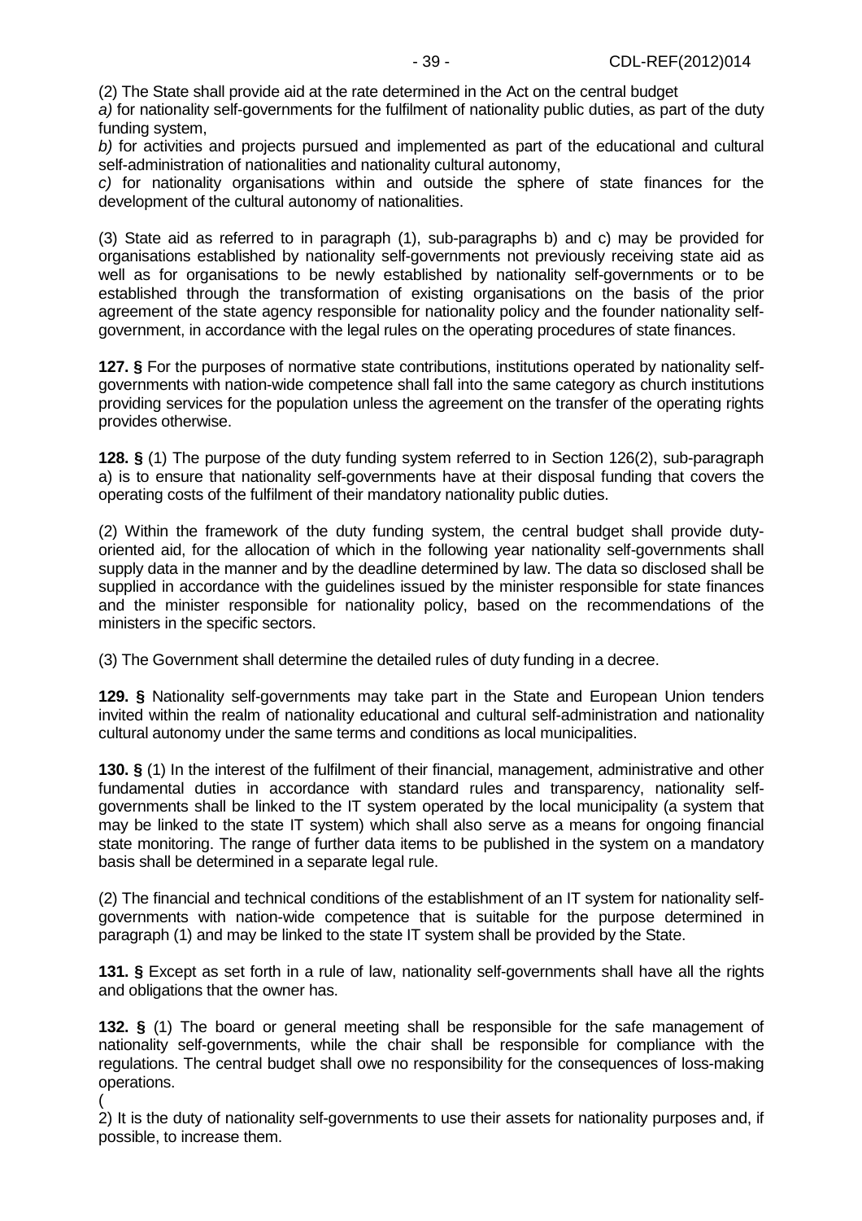(2) The State shall provide aid at the rate determined in the Act on the central budget

*a)* for nationality self-governments for the fulfilment of nationality public duties, as part of the duty funding system,

*b)* for activities and projects pursued and implemented as part of the educational and cultural self-administration of nationalities and nationality cultural autonomy,

*c)* for nationality organisations within and outside the sphere of state finances for the development of the cultural autonomy of nationalities.

(3) State aid as referred to in paragraph (1), sub-paragraphs b) and c) may be provided for organisations established by nationality self-governments not previously receiving state aid as well as for organisations to be newly established by nationality self-governments or to be established through the transformation of existing organisations on the basis of the prior agreement of the state agency responsible for nationality policy and the founder nationality self-government, in accordance with the legal rules on the operating procedures of state finances.

**127. §** For the purposes of normative state contributions, institutions operated by nationality self-governments with nation-wide competence shall fall into the same category as church institutions providing services for the population unless the agreement on the transfer of the operating rights provides otherwise.

**128. §** (1) The purpose of the duty funding system referred to in Section 126(2), sub-paragraph a) is to ensure that nationality self-governments have at their disposal funding that covers the operating costs of the fulfilment of their mandatory nationality public duties.

(2) Within the framework of the duty funding system, the central budget shall provide duty-oriented aid, for the allocation of which in the following year nationality self-governments shall supply data in the manner and by the deadline determined by law. The data so disclosed shall be supplied in accordance with the guidelines issued by the minister responsible for state finances and the minister responsible for nationality policy, based on the recommendations of the ministers in the specific sectors.

(3) The Government shall determine the detailed rules of duty funding in a decree.

**129. §** Nationality self-governments may take part in the State and European Union tenders invited within the realm of nationality educational and cultural self-administration and nationality cultural autonomy under the same terms and conditions as local municipalities.

**130. §** (1) In the interest of the fulfilment of their financial, management, administrative and other fundamental duties in accordance with standard rules and transparency, nationality self-governments shall be linked to the IT system operated by the local municipality (a system that may be linked to the state IT system) which shall also serve as a means for ongoing financial state monitoring. The range of further data items to be published in the system on a mandatory basis shall be determined in a separate legal rule.

(2) The financial and technical conditions of the establishment of an IT system for nationality self-governments with nation-wide competence that is suitable for the purpose determined in paragraph (1) and may be linked to the state IT system shall be provided by the State.

**131. §** Except as set forth in a rule of law, nationality self-governments shall have all the rights and obligations that the owner has.

**132. §** (1) The board or general meeting shall be responsible for the safe management of nationality self-governments, while the chair shall be responsible for compliance with the regulations. The central budget shall owe no responsibility for the consequences of loss-making operations.

(2) It is the duty of nationality self-governments to use their assets for nationality purposes and, if possible, to increase them.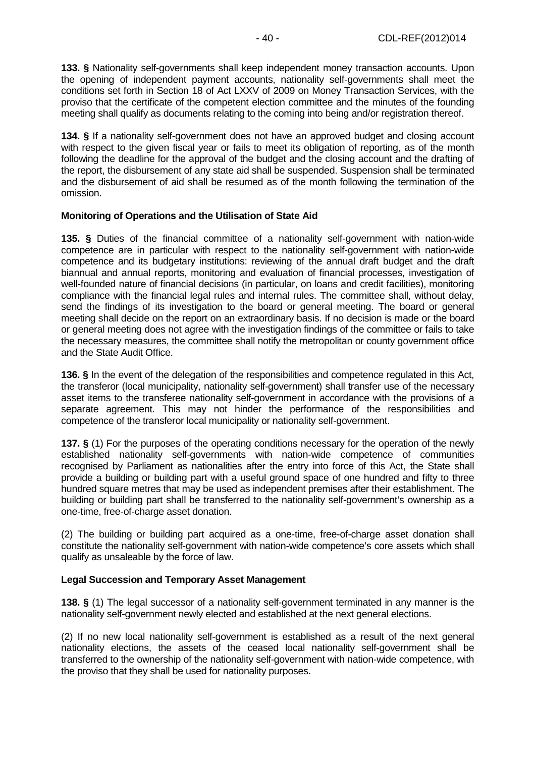**133. §** Nationality self-governments shall keep independent money transaction accounts. Upon the opening of independent payment accounts, nationality self-governments shall meet the conditions set forth in Section 18 of Act LXXV of 2009 on Money Transaction Services, with the proviso that the certificate of the competent election committee and the minutes of the founding meeting shall qualify as documents relating to the coming into being and/or registration thereof.

**134. §** If a nationality self-government does not have an approved budget and closing account with respect to the given fiscal year or fails to meet its obligation of reporting, as of the month following the deadline for the approval of the budget and the closing account and the drafting of the report, the disbursement of any state aid shall be suspended. Suspension shall be terminated and the disbursement of aid shall be resumed as of the month following the termination of the omission.

**Monitoring of Operations and the Utilisation of State Aid**

**135. §** Duties of the financial committee of a nationality self-government with nation-wide competence are in particular with respect to the nationality self-government with nation-wide competence and its budgetary institutions: reviewing of the annual draft budget and the draft biannual and annual reports, monitoring and evaluation of financial processes, investigation of well-founded nature of financial decisions (in particular, on loans and credit facilities), monitoring compliance with the financial legal rules and internal rules. The committee shall, without delay, send the findings of its investigation to the board or general meeting. The board or general meeting shall decide on the report on an extraordinary basis. If no decision is made or the board or general meeting does not agree with the investigation findings of the committee or fails to take the necessary measures, the committee shall notify the metropolitan or county government office and the State Audit Office.

**136. §** In the event of the delegation of the responsibilities and competence regulated in this Act, the transferor (local municipality, nationality self-government) shall transfer use of the necessary asset items to the transferee nationality self-government in accordance with the provisions of a separate agreement. This may not hinder the performance of the responsibilities and competence of the transferor local municipality or nationality self-government.

**137. §** (1) For the purposes of the operating conditions necessary for the operation of the newly established nationality self-governments with nation-wide competence of communities recognised by Parliament as nationalities after the entry into force of this Act, the State shall provide a building or building part with a useful ground space of one hundred and fifty to three hundred square metres that may be used as independent premises after their establishment. The building or building part shall be transferred to the nationality self-government's ownership as a one-time, free-of-charge asset donation.

(2) The building or building part acquired as a one-time, free-of-charge asset donation shall constitute the nationality self-government with nation-wide competence's core assets which shall qualify as unsaleable by the force of law.

**Legal Succession and Temporary Asset Management**

**138. §** (1) The legal successor of a nationality self-government terminated in any manner is the nationality self-government newly elected and established at the next general elections.

(2) If no new local nationality self-government is established as a result of the next general nationality elections, the assets of the ceased local nationality self-government shall be transferred to the ownership of the nationality self-government with nation-wide competence, with the proviso that they shall be used for nationality purposes.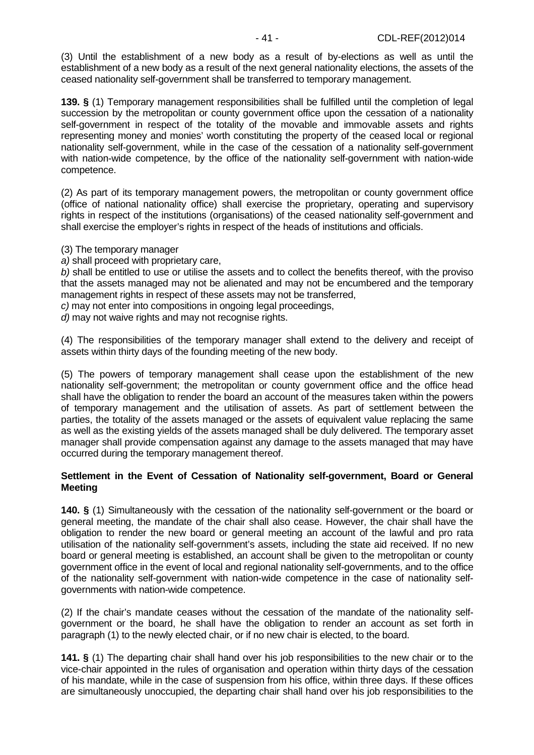(3) Until the establishment of a new body as a result of by-elections as well as until the establishment of a new body as a result of the next general nationality elections, the assets of the ceased nationality self-government shall be transferred to temporary management.

**139. §** (1) Temporary management responsibilities shall be fulfilled until the completion of legal succession by the metropolitan or county government office upon the cessation of a nationality self-government in respect of the totality of the movable and immovable assets and rights representing money and monies' worth constituting the property of the ceased local or regional nationality self-government, while in the case of the cessation of a nationality self-government with nation-wide competence, by the office of the nationality self-government with nation-wide competence.

(2) As part of its temporary management powers, the metropolitan or county government office (office of national nationality office) shall exercise the proprietary, operating and supervisory rights in respect of the institutions (organisations) of the ceased nationality self-government and shall exercise the employer's rights in respect of the heads of institutions and officials.

(3) The temporary manager

*a)* shall proceed with proprietary care,

*b)* shall be entitled to use or utilise the assets and to collect the benefits thereof, with the proviso that the assets managed may not be alienated and may not be encumbered and the temporary management rights in respect of these assets may not be transferred,

*c)* may not enter into compositions in ongoing legal proceedings,

*d)* may not waive rights and may not recognise rights.

(4) The responsibilities of the temporary manager shall extend to the delivery and receipt of assets within thirty days of the founding meeting of the new body.

(5) The powers of temporary management shall cease upon the establishment of the new nationality self-government; the metropolitan or county government office and the office head shall have the obligation to render the board an account of the measures taken within the powers of temporary management and the utilisation of assets. As part of settlement between the parties, the totality of the assets managed or the assets of equivalent value replacing the same as well as the existing yields of the assets managed shall be duly delivered. The temporary asset manager shall provide compensation against any damage to the assets managed that may have occurred during the temporary management thereof.

**Settlement in the Event of Cessation of Nationality self-government, Board or General Meeting**

**140. §** (1) Simultaneously with the cessation of the nationality self-government or the board or general meeting, the mandate of the chair shall also cease. However, the chair shall have the obligation to render the new board or general meeting an account of the lawful and pro rata utilisation of the nationality self-government's assets, including the state aid received. If no new board or general meeting is established, an account shall be given to the metropolitan or county government office in the event of local and regional nationality self-governments, and to the office of the nationality self-government with nation-wide competence in the case of nationality self-governments with nation-wide competence.

(2) If the chair's mandate ceases without the cessation of the mandate of the nationality self-government or the board, he shall have the obligation to render an account as set forth in paragraph (1) to the newly elected chair, or if no new chair is elected, to the board.

**141. §** (1) The departing chair shall hand over his job responsibilities to the new chair or to the vice-chair appointed in the rules of organisation and operation within thirty days of the cessation of his mandate, while in the case of suspension from his office, within three days. If these offices are simultaneously unoccupied, the departing chair shall hand over his job responsibilities to the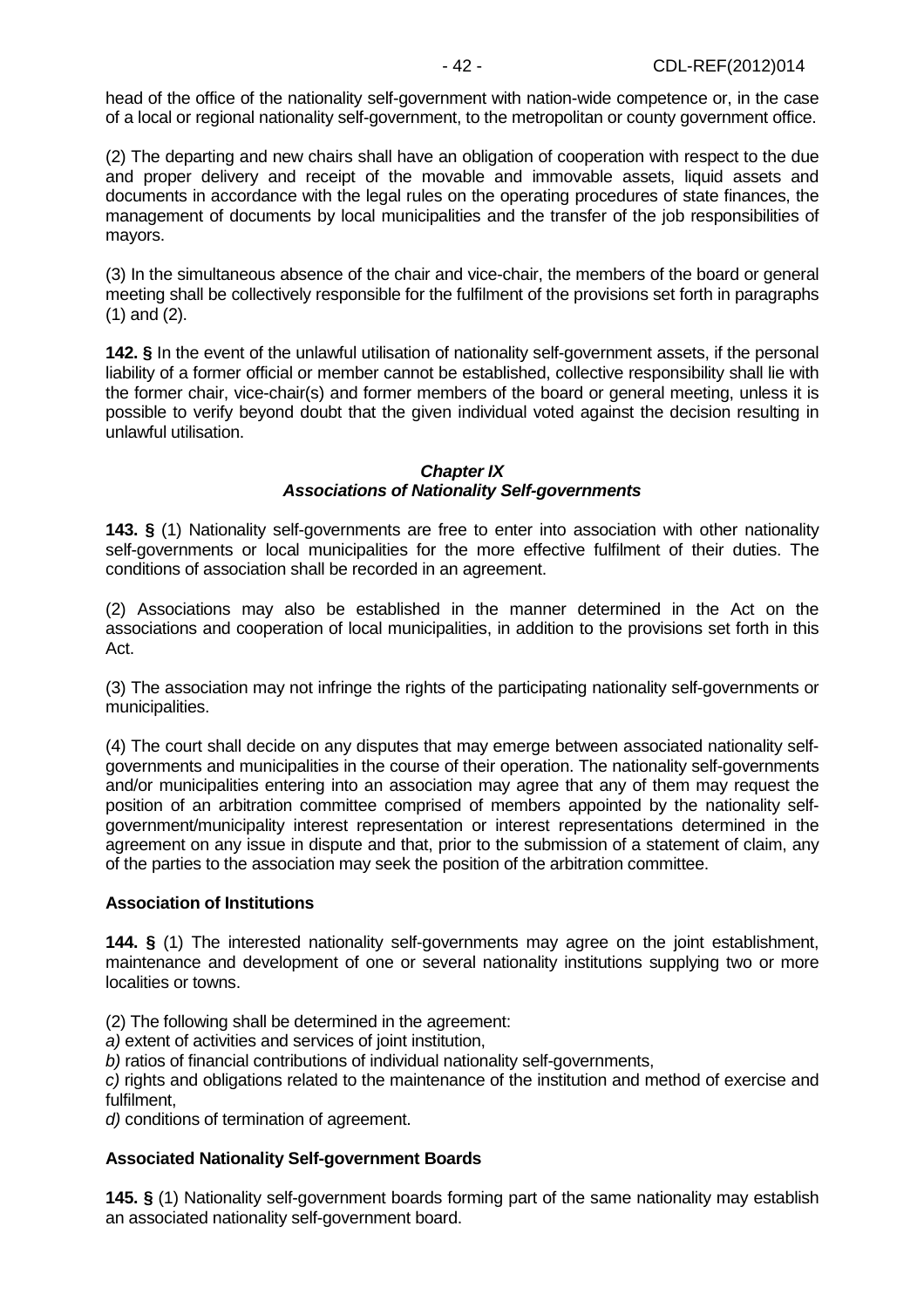head of the office of the nationality self-government with nation-wide competence or, in the case of a local or regional nationality self-government, to the metropolitan or county government office.

(2) The departing and new chairs shall have an obligation of cooperation with respect to the due and proper delivery and receipt of the movable and immovable assets, liquid assets and documents in accordance with the legal rules on the operating procedures of state finances, the management of documents by local municipalities and the transfer of the job responsibilities of mayors.

(3) In the simultaneous absence of the chair and vice-chair, the members of the board or general meeting shall be collectively responsible for the fulfilment of the provisions set forth in paragraphs (1) and (2).

**142. §** In the event of the unlawful utilisation of nationality self-government assets, if the personal liability of a former official or member cannot be established, collective responsibility shall lie with the former chair, vice-chair(s) and former members of the board or general meeting, unless it is possible to verify beyond doubt that the given individual voted against the decision resulting in unlawful utilisation.

## *Chapter IX*
## *Associations of Nationality Self-governments*

**143. §** (1) Nationality self-governments are free to enter into association with other nationality self-governments or local municipalities for the more effective fulfilment of their duties. The conditions of association shall be recorded in an agreement.

(2) Associations may also be established in the manner determined in the Act on the associations and cooperation of local municipalities, in addition to the provisions set forth in this Act.

(3) The association may not infringe the rights of the participating nationality self-governments or municipalities.

(4) The court shall decide on any disputes that may emerge between associated nationality self-governments and municipalities in the course of their operation. The nationality self-governments and/or municipalities entering into an association may agree that any of them may request the position of an arbitration committee comprised of members appointed by the nationality self-government/municipality interest representation or interest representations determined in the agreement on any issue in dispute and that, prior to the submission of a statement of claim, any of the parties to the association may seek the position of the arbitration committee.

### Association of Institutions

**144. §** (1) The interested nationality self-governments may agree on the joint establishment, maintenance and development of one or several nationality institutions supplying two or more localities or towns.

(2) The following shall be determined in the agreement:
*a)* extent of activities and services of joint institution,
*b)* ratios of financial contributions of individual nationality self-governments,
*c)* rights and obligations related to the maintenance of the institution and method of exercise and fulfilment,
*d)* conditions of termination of agreement.

### Associated Nationality Self-government Boards

**145. §** (1) Nationality self-government boards forming part of the same nationality may establish an associated nationality self-government board.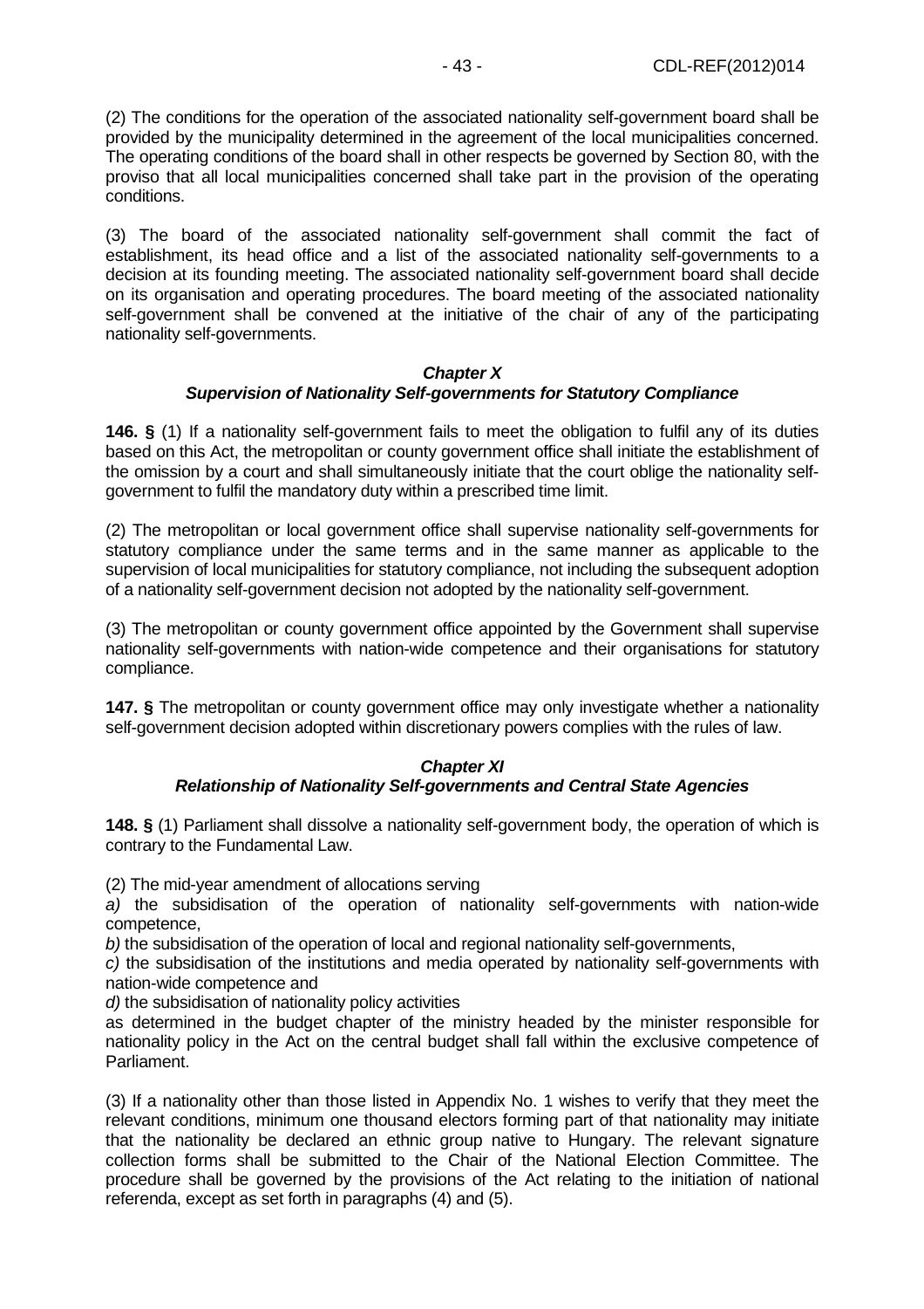(2) The conditions for the operation of the associated nationality self-government board shall be provided by the municipality determined in the agreement of the local municipalities concerned. The operating conditions of the board shall in other respects be governed by Section 80, with the proviso that all local municipalities concerned shall take part in the provision of the operating conditions.

(3) The board of the associated nationality self-government shall commit the fact of establishment, its head office and a list of the associated nationality self-governments to a decision at its founding meeting. The associated nationality self-government board shall decide on its organisation and operating procedures. The board meeting of the associated nationality self-government shall be convened at the initiative of the chair of any of the participating nationality self-governments.

### *Chapter X*
### *Supervision of Nationality Self-governments for Statutory Compliance*

**146. §** (1) If a nationality self-government fails to meet the obligation to fulfil any of its duties based on this Act, the metropolitan or county government office shall initiate the establishment of the omission by a court and shall simultaneously initiate that the court oblige the nationality self-government to fulfil the mandatory duty within a prescribed time limit.

(2) The metropolitan or local government office shall supervise nationality self-governments for statutory compliance under the same terms and in the same manner as applicable to the supervision of local municipalities for statutory compliance, not including the subsequent adoption of a nationality self-government decision not adopted by the nationality self-government.

(3) The metropolitan or county government office appointed by the Government shall supervise nationality self-governments with nation-wide competence and their organisations for statutory compliance.

**147. §** The metropolitan or county government office may only investigate whether a nationality self-government decision adopted within discretionary powers complies with the rules of law.

### *Chapter XI*
### *Relationship of Nationality Self-governments and Central State Agencies*

**148. §** (1) Parliament shall dissolve a nationality self-government body, the operation of which is contrary to the Fundamental Law.

(2) The mid-year amendment of allocations serving

*a)* the subsidisation of the operation of nationality self-governments with nation-wide competence,

*b)* the subsidisation of the operation of local and regional nationality self-governments,

*c)* the subsidisation of the institutions and media operated by nationality self-governments with nation-wide competence and

*d)* the subsidisation of nationality policy activities

as determined in the budget chapter of the ministry headed by the minister responsible for nationality policy in the Act on the central budget shall fall within the exclusive competence of Parliament.

(3) If a nationality other than those listed in Appendix No. 1 wishes to verify that they meet the relevant conditions, minimum one thousand electors forming part of that nationality may initiate that the nationality be declared an ethnic group native to Hungary. The relevant signature collection forms shall be submitted to the Chair of the National Election Committee. The procedure shall be governed by the provisions of the Act relating to the initiation of national referenda, except as set forth in paragraphs (4) and (5).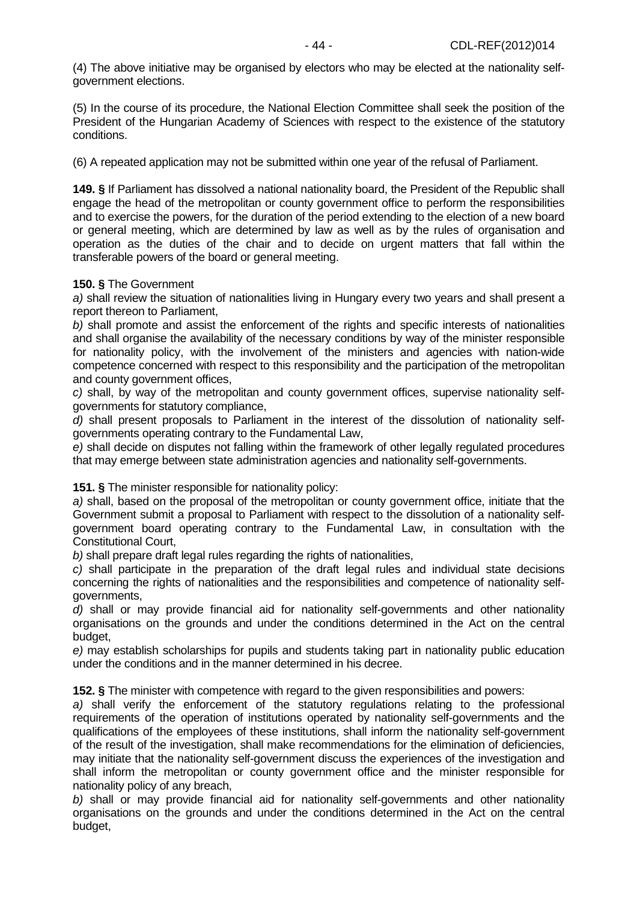(4) The above initiative may be organised by electors who may be elected at the nationality self-government elections.

(5) In the course of its procedure, the National Election Committee shall seek the position of the President of the Hungarian Academy of Sciences with respect to the existence of the statutory conditions.

(6) A repeated application may not be submitted within one year of the refusal of Parliament.

**149. §** If Parliament has dissolved a national nationality board, the President of the Republic shall engage the head of the metropolitan or county government office to perform the responsibilities and to exercise the powers, for the duration of the period extending to the election of a new board or general meeting, which are determined by law as well as by the rules of organisation and operation as the duties of the chair and to decide on urgent matters that fall within the transferable powers of the board or general meeting.

**150. §** The Government

*a)* shall review the situation of nationalities living in Hungary every two years and shall present a report thereon to Parliament,

*b)* shall promote and assist the enforcement of the rights and specific interests of nationalities and shall organise the availability of the necessary conditions by way of the minister responsible for nationality policy, with the involvement of the ministers and agencies with nation-wide competence concerned with respect to this responsibility and the participation of the metropolitan and county government offices,

*c)* shall, by way of the metropolitan and county government offices, supervise nationality self-governments for statutory compliance,

*d)* shall present proposals to Parliament in the interest of the dissolution of nationality self-governments operating contrary to the Fundamental Law,

*e)* shall decide on disputes not falling within the framework of other legally regulated procedures that may emerge between state administration agencies and nationality self-governments.

**151. §** The minister responsible for nationality policy:

*a)* shall, based on the proposal of the metropolitan or county government office, initiate that the Government submit a proposal to Parliament with respect to the dissolution of a nationality self-government board operating contrary to the Fundamental Law, in consultation with the Constitutional Court,

*b)* shall prepare draft legal rules regarding the rights of nationalities,

*c)* shall participate in the preparation of the draft legal rules and individual state decisions concerning the rights of nationalities and the responsibilities and competence of nationality self-governments,

*d)* shall or may provide financial aid for nationality self-governments and other nationality organisations on the grounds and under the conditions determined in the Act on the central budget,

*e)* may establish scholarships for pupils and students taking part in nationality public education under the conditions and in the manner determined in his decree.

**152. §** The minister with competence with regard to the given responsibilities and powers:

*a)* shall verify the enforcement of the statutory regulations relating to the professional requirements of the operation of institutions operated by nationality self-governments and the qualifications of the employees of these institutions, shall inform the nationality self-government of the result of the investigation, shall make recommendations for the elimination of deficiencies, may initiate that the nationality self-government discuss the experiences of the investigation and shall inform the metropolitan or county government office and the minister responsible for nationality policy of any breach,

*b)* shall or may provide financial aid for nationality self-governments and other nationality organisations on the grounds and under the conditions determined in the Act on the central budget,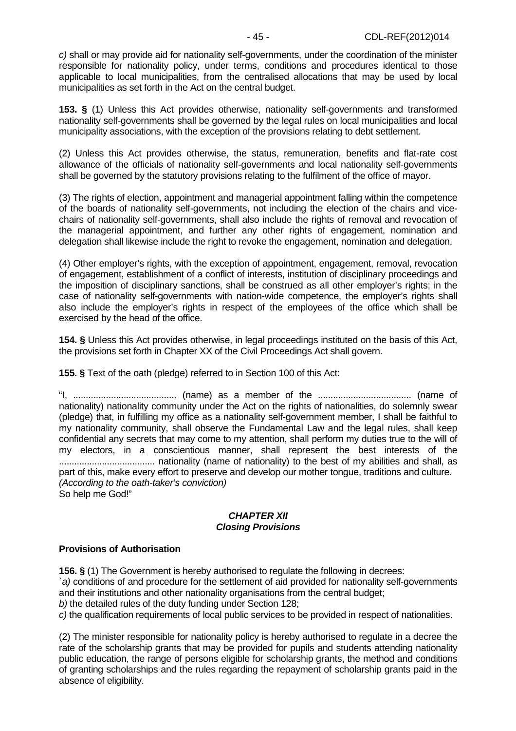*c)* shall or may provide aid for nationality self-governments, under the coordination of the minister responsible for nationality policy, under terms, conditions and procedures identical to those applicable to local municipalities, from the centralised allocations that may be used by local municipalities as set forth in the Act on the central budget.

**153. §** (1) Unless this Act provides otherwise, nationality self-governments and transformed nationality self-governments shall be governed by the legal rules on local municipalities and local municipality associations, with the exception of the provisions relating to debt settlement.

(2) Unless this Act provides otherwise, the status, remuneration, benefits and flat-rate cost allowance of the officials of nationality self-governments and local nationality self-governments shall be governed by the statutory provisions relating to the fulfilment of the office of mayor.

(3) The rights of election, appointment and managerial appointment falling within the competence of the boards of nationality self-governments, not including the election of the chairs and vice-chairs of nationality self-governments, shall also include the rights of removal and revocation of the managerial appointment, and further any other rights of engagement, nomination and delegation shall likewise include the right to revoke the engagement, nomination and delegation.

(4) Other employer's rights, with the exception of appointment, engagement, removal, revocation of engagement, establishment of a conflict of interests, institution of disciplinary proceedings and the imposition of disciplinary sanctions, shall be construed as all other employer's rights; in the case of nationality self-governments with nation-wide competence, the employer's rights shall also include the employer's rights in respect of the employees of the office which shall be exercised by the head of the office.

**154. §** Unless this Act provides otherwise, in legal proceedings instituted on the basis of this Act, the provisions set forth in Chapter XX of the Civil Proceedings Act shall govern.

**155. §** Text of the oath (pledge) referred to in Section 100 of this Act:

"I, ......................................... (name) as a member of the .................................... (name of nationality) nationality community under the Act on the rights of nationalities, do solemnly swear (pledge) that, in fulfilling my office as a nationality self-government member, I shall be faithful to my nationality community, shall observe the Fundamental Law and the legal rules, shall keep confidential any secrets that may come to my attention, shall perform my duties true to the will of my electors, in a conscientious manner, shall represent the best interests of the ...................................... nationality (name of nationality) to the best of my abilities and shall, as part of this, make every effort to preserve and develop our mother tongue, traditions and culture.
*(According to the oath-taker's conviction)*
So help me God!"

## *CHAPTER XII*
## *Closing Provisions*

### Provisions of Authorisation

**156. §** (1) The Government is hereby authorised to regulate the following in decrees:
`*a)* conditions of and procedure for the settlement of aid provided for nationality self-governments and their institutions and other nationality organisations from the central budget;
*b)* the detailed rules of the duty funding under Section 128;
*c)* the qualification requirements of local public services to be provided in respect of nationalities.

(2) The minister responsible for nationality policy is hereby authorised to regulate in a decree the rate of the scholarship grants that may be provided for pupils and students attending nationality public education, the range of persons eligible for scholarship grants, the method and conditions of granting scholarships and the rules regarding the repayment of scholarship grants paid in the absence of eligibility.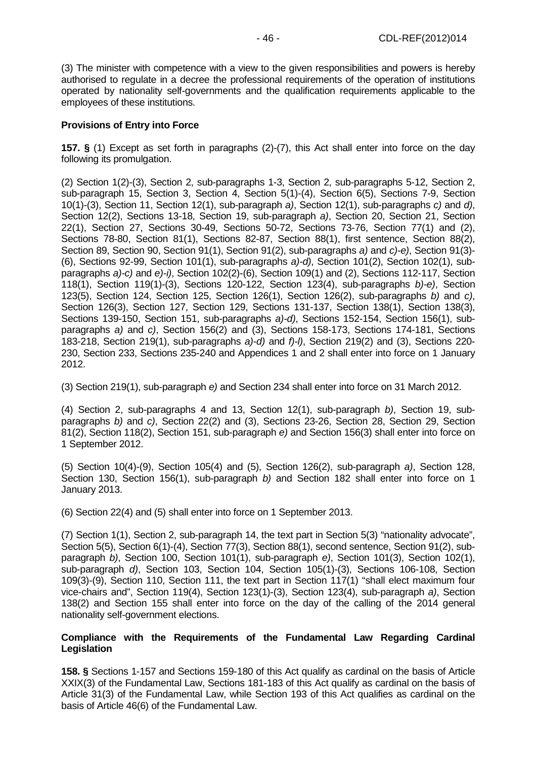(3) The minister with competence with a view to the given responsibilities and powers is hereby authorised to regulate in a decree the professional requirements of the operation of institutions operated by nationality self-governments and the qualification requirements applicable to the employees of these institutions.

**Provisions of Entry into Force**

**157. §** (1) Except as set forth in paragraphs (2)-(7), this Act shall enter into force on the day following its promulgation.

(2) Section 1(2)-(3), Section 2, sub-paragraphs 1-3, Section 2, sub-paragraphs 5-12, Section 2, sub-paragraph 15, Section 3, Section 4, Section 5(1)-(4), Section 6(5), Sections 7-9, Section 10(1)-(3), Section 11, Section 12(1), sub-paragraph *a)*, Section 12(1), sub-paragraphs *c)* and *d)*, Section 12(2), Sections 13-18, Section 19, sub-paragraph *a)*, Section 20, Section 21, Section 22(1), Section 27, Sections 30-49, Sections 50-72, Sections 73-76, Section 77(1) and (2), Sections 78-80, Section 81(1), Sections 82-87, Section 88(1), first sentence, Section 88(2), Section 89, Section 90, Section 91(1), Section 91(2), sub-paragraphs *a)* and *c)-e)*, Section 91(3)-(6), Sections 92-99, Section 101(1), sub-paragraphs *a)-d)*, Section 101(2), Section 102(1), sub-paragraphs *a)-c)* and *e)-i)*, Section 102(2)-(6), Section 109(1) and (2), Sections 112-117, Section 118(1), Section 119(1)-(3), Sections 120-122, Section 123(4), sub-paragraphs *b)-e)*, Section 123(5), Section 124, Section 125, Section 126(1), Section 126(2), sub-paragraphs *b)* and *c)*, Section 126(3), Section 127, Section 129, Sections 131-137, Section 138(1), Section 138(3), Sections 139-150, Section 151, sub-paragraphs *a)-d)*, Sections 152-154, Section 156(1), sub-paragraphs *a)* and *c)*, Section 156(2) and (3), Sections 158-173, Sections 174-181, Sections 183-218, Section 219(1), sub-paragraphs *a)-d)* and *f)-l)*, Section 219(2) and (3), Sections 220-230, Section 233, Sections 235-240 and Appendices 1 and 2 shall enter into force on 1 January 2012.

(3) Section 219(1), sub-paragraph *e)* and Section 234 shall enter into force on 31 March 2012.

(4) Section 2, sub-paragraphs 4 and 13, Section 12(1), sub-paragraph *b)*, Section 19, sub-paragraphs *b)* and *c)*, Section 22(2) and (3), Sections 23-26, Section 28, Section 29, Section 81(2), Section 118(2), Section 151, sub-paragraph *e)* and Section 156(3) shall enter into force on 1 September 2012.

(5) Section 10(4)-(9), Section 105(4) and (5), Section 126(2), sub-paragraph *a)*, Section 128, Section 130, Section 156(1), sub-paragraph *b)* and Section 182 shall enter into force on 1 January 2013.

(6) Section 22(4) and (5) shall enter into force on 1 September 2013.

(7) Section 1(1), Section 2, sub-paragraph 14, the text part in Section 5(3) "nationality advocate", Section 5(5), Section 6(1)-(4), Section 77(3), Section 88(1), second sentence, Section 91(2), sub-paragraph *b)*, Section 100, Section 101(1), sub-paragraph *e)*, Section 101(3), Section 102(1), sub-paragraph *d)*, Section 103, Section 104, Section 105(1)-(3), Sections 106-108, Section 109(3)-(9), Section 110, Section 111, the text part in Section 117(1) "shall elect maximum four vice-chairs and", Section 119(4), Section 123(1)-(3), Section 123(4), sub-paragraph *a)*, Section 138(2) and Section 155 shall enter into force on the day of the calling of the 2014 general nationality self-government elections.

**Compliance with the Requirements of the Fundamental Law Regarding Cardinal Legislation**

**158. §** Sections 1-157 and Sections 159-180 of this Act qualify as cardinal on the basis of Article XXIX(3) of the Fundamental Law, Sections 181-183 of this Act qualify as cardinal on the basis of Article 31(3) of the Fundamental Law, while Section 193 of this Act qualifies as cardinal on the basis of Article 46(6) of the Fundamental Law.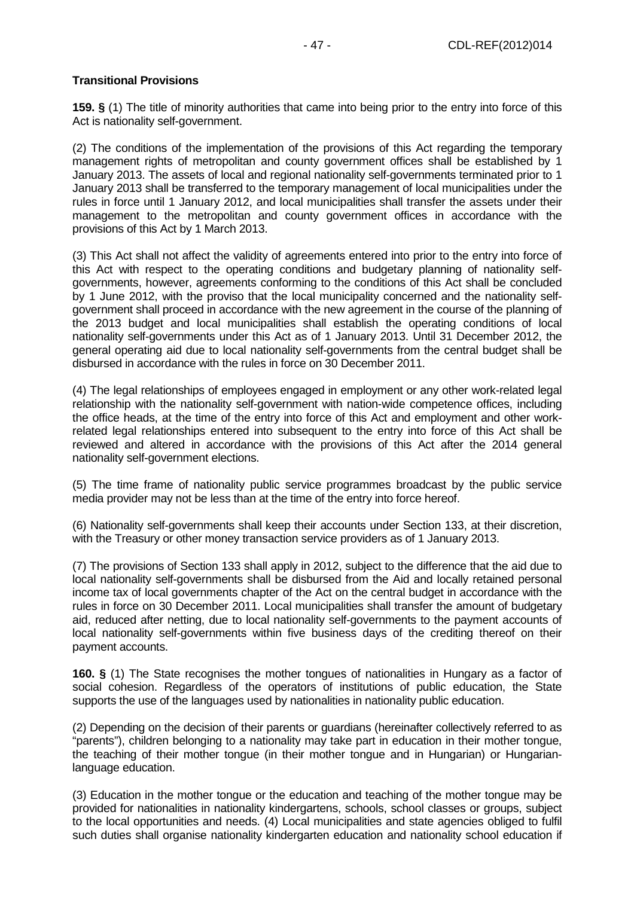**Transitional Provisions**

**159. §** (1) The title of minority authorities that came into being prior to the entry into force of this Act is nationality self-government.

(2) The conditions of the implementation of the provisions of this Act regarding the temporary management rights of metropolitan and county government offices shall be established by 1 January 2013. The assets of local and regional nationality self-governments terminated prior to 1 January 2013 shall be transferred to the temporary management of local municipalities under the rules in force until 1 January 2012, and local municipalities shall transfer the assets under their management to the metropolitan and county government offices in accordance with the provisions of this Act by 1 March 2013.

(3) This Act shall not affect the validity of agreements entered into prior to the entry into force of this Act with respect to the operating conditions and budgetary planning of nationality self-governments, however, agreements conforming to the conditions of this Act shall be concluded by 1 June 2012, with the proviso that the local municipality concerned and the nationality self-government shall proceed in accordance with the new agreement in the course of the planning of the 2013 budget and local municipalities shall establish the operating conditions of local nationality self-governments under this Act as of 1 January 2013. Until 31 December 2012, the general operating aid due to local nationality self-governments from the central budget shall be disbursed in accordance with the rules in force on 30 December 2011.

(4) The legal relationships of employees engaged in employment or any other work-related legal relationship with the nationality self-government with nation-wide competence offices, including the office heads, at the time of the entry into force of this Act and employment and other work-related legal relationships entered into subsequent to the entry into force of this Act shall be reviewed and altered in accordance with the provisions of this Act after the 2014 general nationality self-government elections.

(5) The time frame of nationality public service programmes broadcast by the public service media provider may not be less than at the time of the entry into force hereof.

(6) Nationality self-governments shall keep their accounts under Section 133, at their discretion, with the Treasury or other money transaction service providers as of 1 January 2013.

(7) The provisions of Section 133 shall apply in 2012, subject to the difference that the aid due to local nationality self-governments shall be disbursed from the Aid and locally retained personal income tax of local governments chapter of the Act on the central budget in accordance with the rules in force on 30 December 2011. Local municipalities shall transfer the amount of budgetary aid, reduced after netting, due to local nationality self-governments to the payment accounts of local nationality self-governments within five business days of the crediting thereof on their payment accounts.

**160. §** (1) The State recognises the mother tongues of nationalities in Hungary as a factor of social cohesion. Regardless of the operators of institutions of public education, the State supports the use of the languages used by nationalities in nationality public education.

(2) Depending on the decision of their parents or guardians (hereinafter collectively referred to as "parents"), children belonging to a nationality may take part in education in their mother tongue, the teaching of their mother tongue (in their mother tongue and in Hungarian) or Hungarian-language education.

(3) Education in the mother tongue or the education and teaching of the mother tongue may be provided for nationalities in nationality kindergartens, schools, school classes or groups, subject to the local opportunities and needs. (4) Local municipalities and state agencies obliged to fulfil such duties shall organise nationality kindergarten education and nationality school education if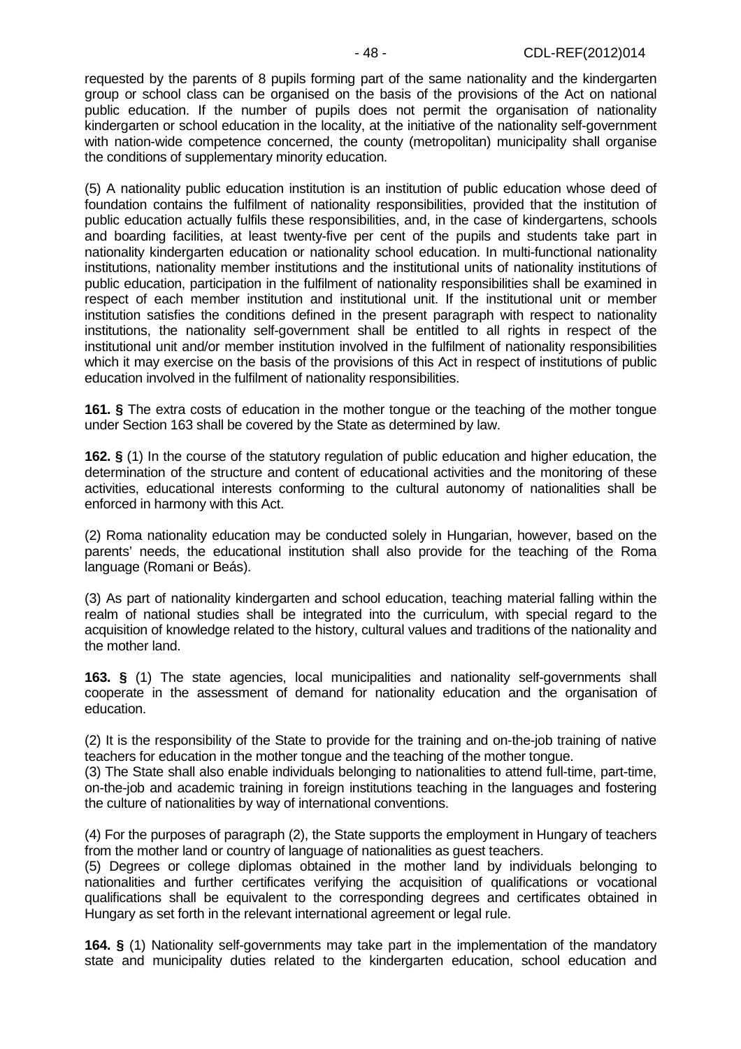requested by the parents of 8 pupils forming part of the same nationality and the kindergarten group or school class can be organised on the basis of the provisions of the Act on national public education. If the number of pupils does not permit the organisation of nationality kindergarten or school education in the locality, at the initiative of the nationality self-government with nation-wide competence concerned, the county (metropolitan) municipality shall organise the conditions of supplementary minority education.

(5) A nationality public education institution is an institution of public education whose deed of foundation contains the fulfilment of nationality responsibilities, provided that the institution of public education actually fulfils these responsibilities, and, in the case of kindergartens, schools and boarding facilities, at least twenty-five per cent of the pupils and students take part in nationality kindergarten education or nationality school education. In multi-functional nationality institutions, nationality member institutions and the institutional units of nationality institutions of public education, participation in the fulfilment of nationality responsibilities shall be examined in respect of each member institution and institutional unit. If the institutional unit or member institution satisfies the conditions defined in the present paragraph with respect to nationality institutions, the nationality self-government shall be entitled to all rights in respect of the institutional unit and/or member institution involved in the fulfilment of nationality responsibilities which it may exercise on the basis of the provisions of this Act in respect of institutions of public education involved in the fulfilment of nationality responsibilities.

**161. §** The extra costs of education in the mother tongue or the teaching of the mother tongue under Section 163 shall be covered by the State as determined by law.

**162. §** (1) In the course of the statutory regulation of public education and higher education, the determination of the structure and content of educational activities and the monitoring of these activities, educational interests conforming to the cultural autonomy of nationalities shall be enforced in harmony with this Act.

(2) Roma nationality education may be conducted solely in Hungarian, however, based on the parents' needs, the educational institution shall also provide for the teaching of the Roma language (Romani or Beás).

(3) As part of nationality kindergarten and school education, teaching material falling within the realm of national studies shall be integrated into the curriculum, with special regard to the acquisition of knowledge related to the history, cultural values and traditions of the nationality and the mother land.

**163. §** (1) The state agencies, local municipalities and nationality self-governments shall cooperate in the assessment of demand for nationality education and the organisation of education.

(2) It is the responsibility of the State to provide for the training and on-the-job training of native teachers for education in the mother tongue and the teaching of the mother tongue.

(3) The State shall also enable individuals belonging to nationalities to attend full-time, part-time, on-the-job and academic training in foreign institutions teaching in the languages and fostering the culture of nationalities by way of international conventions.

(4) For the purposes of paragraph (2), the State supports the employment in Hungary of teachers from the mother land or country of language of nationalities as guest teachers.

(5) Degrees or college diplomas obtained in the mother land by individuals belonging to nationalities and further certificates verifying the acquisition of qualifications or vocational qualifications shall be equivalent to the corresponding degrees and certificates obtained in Hungary as set forth in the relevant international agreement or legal rule.

**164. §** (1) Nationality self-governments may take part in the implementation of the mandatory state and municipality duties related to the kindergarten education, school education and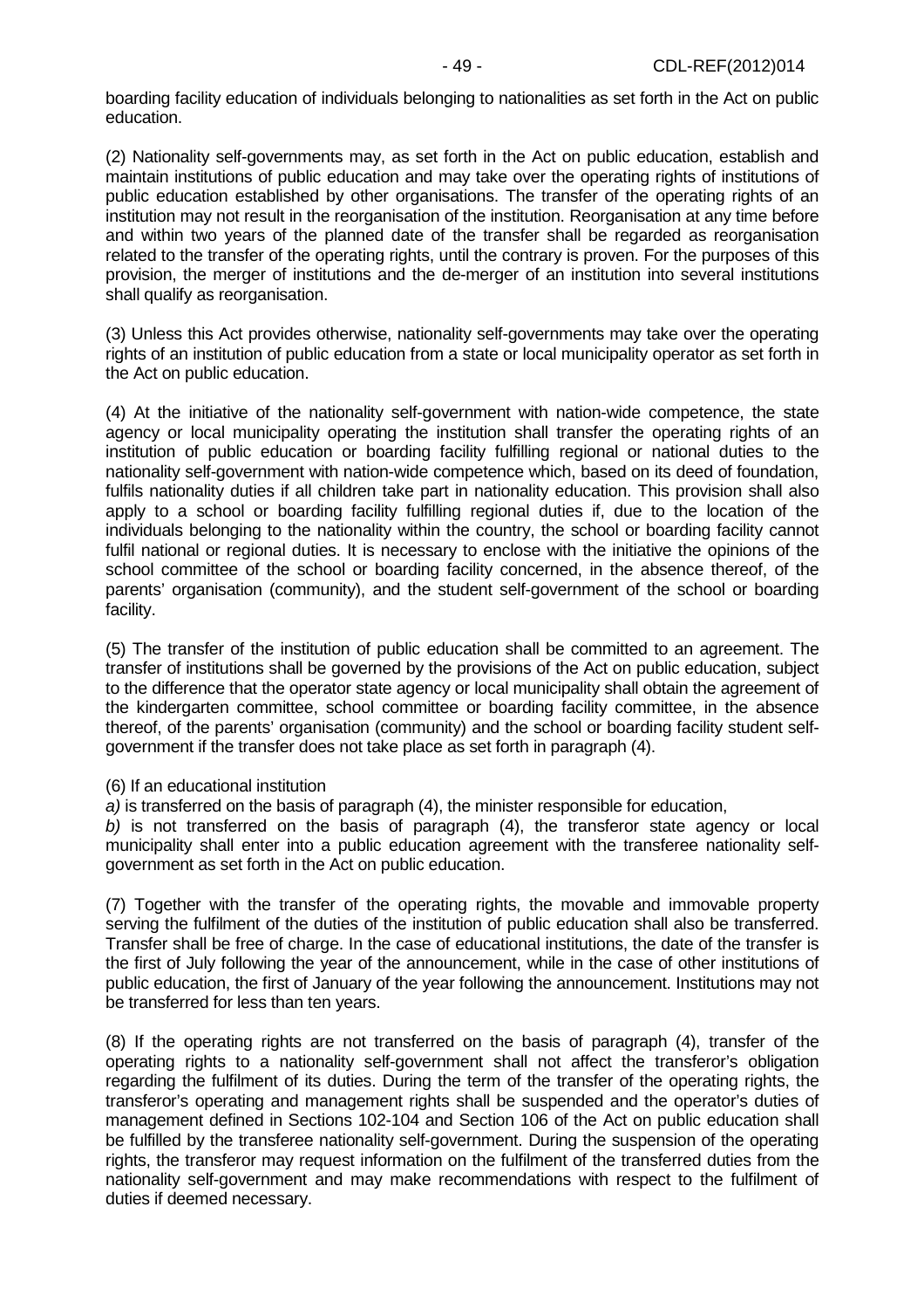boarding facility education of individuals belonging to nationalities as set forth in the Act on public education.

(2) Nationality self-governments may, as set forth in the Act on public education, establish and maintain institutions of public education and may take over the operating rights of institutions of public education established by other organisations. The transfer of the operating rights of an institution may not result in the reorganisation of the institution. Reorganisation at any time before and within two years of the planned date of the transfer shall be regarded as reorganisation related to the transfer of the operating rights, until the contrary is proven. For the purposes of this provision, the merger of institutions and the de-merger of an institution into several institutions shall qualify as reorganisation.

(3) Unless this Act provides otherwise, nationality self-governments may take over the operating rights of an institution of public education from a state or local municipality operator as set forth in the Act on public education.

(4) At the initiative of the nationality self-government with nation-wide competence, the state agency or local municipality operating the institution shall transfer the operating rights of an institution of public education or boarding facility fulfilling regional or national duties to the nationality self-government with nation-wide competence which, based on its deed of foundation, fulfils nationality duties if all children take part in nationality education. This provision shall also apply to a school or boarding facility fulfilling regional duties if, due to the location of the individuals belonging to the nationality within the country, the school or boarding facility cannot fulfil national or regional duties. It is necessary to enclose with the initiative the opinions of the school committee of the school or boarding facility concerned, in the absence thereof, of the parents' organisation (community), and the student self-government of the school or boarding facility.

(5) The transfer of the institution of public education shall be committed to an agreement. The transfer of institutions shall be governed by the provisions of the Act on public education, subject to the difference that the operator state agency or local municipality shall obtain the agreement of the kindergarten committee, school committee or boarding facility committee, in the absence thereof, of the parents' organisation (community) and the school or boarding facility student self-government if the transfer does not take place as set forth in paragraph (4).

(6) If an educational institution

*a)* is transferred on the basis of paragraph (4), the minister responsible for education,

*b)* is not transferred on the basis of paragraph (4), the transferor state agency or local municipality shall enter into a public education agreement with the transferee nationality self-government as set forth in the Act on public education.

(7) Together with the transfer of the operating rights, the movable and immovable property serving the fulfilment of the duties of the institution of public education shall also be transferred. Transfer shall be free of charge. In the case of educational institutions, the date of the transfer is the first of July following the year of the announcement, while in the case of other institutions of public education, the first of January of the year following the announcement. Institutions may not be transferred for less than ten years.

(8) If the operating rights are not transferred on the basis of paragraph (4), transfer of the operating rights to a nationality self-government shall not affect the transferor's obligation regarding the fulfilment of its duties. During the term of the transfer of the operating rights, the transferor's operating and management rights shall be suspended and the operator's duties of management defined in Sections 102-104 and Section 106 of the Act on public education shall be fulfilled by the transferee nationality self-government. During the suspension of the operating rights, the transferor may request information on the fulfilment of the transferred duties from the nationality self-government and may make recommendations with respect to the fulfilment of duties if deemed necessary.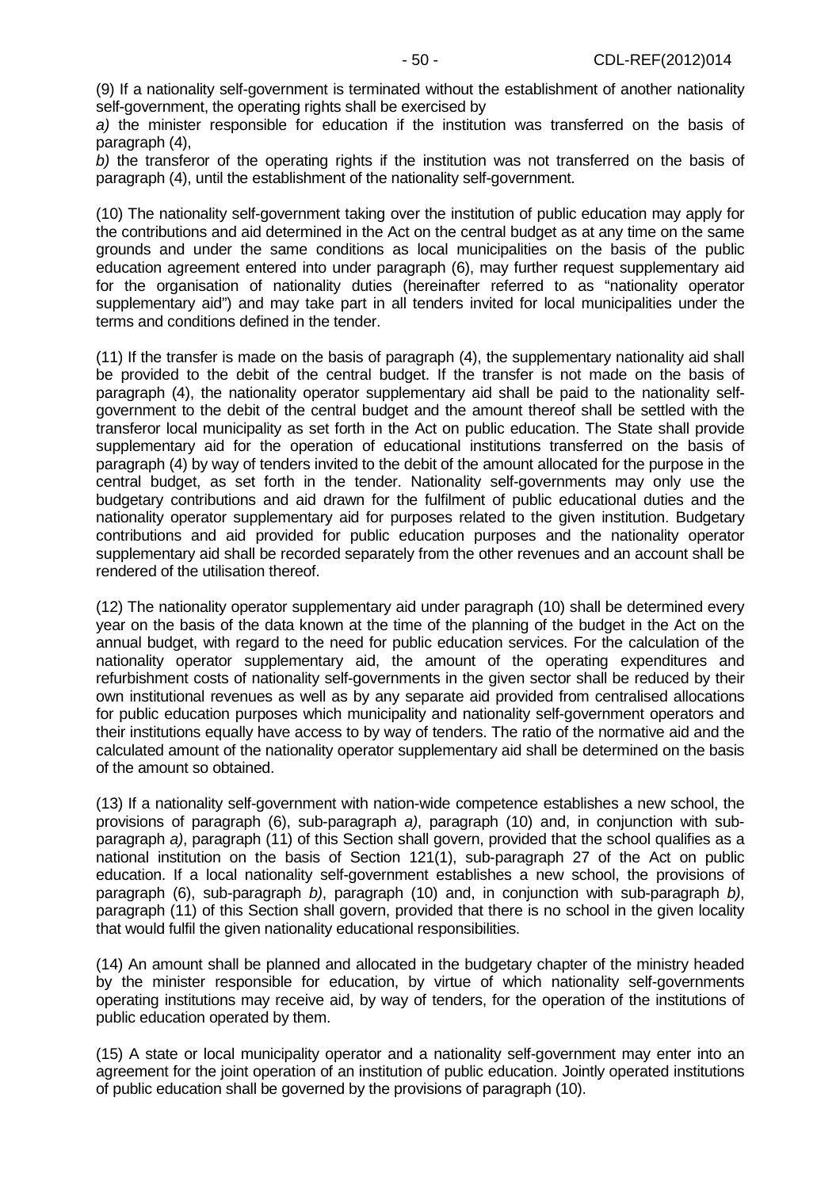(9) If a nationality self-government is terminated without the establishment of another nationality self-government, the operating rights shall be exercised by

*a)* the minister responsible for education if the institution was transferred on the basis of paragraph (4),

*b)* the transferor of the operating rights if the institution was not transferred on the basis of paragraph (4), until the establishment of the nationality self-government.

(10) The nationality self-government taking over the institution of public education may apply for the contributions and aid determined in the Act on the central budget as at any time on the same grounds and under the same conditions as local municipalities on the basis of the public education agreement entered into under paragraph (6), may further request supplementary aid for the organisation of nationality duties (hereinafter referred to as "nationality operator supplementary aid") and may take part in all tenders invited for local municipalities under the terms and conditions defined in the tender.

(11) If the transfer is made on the basis of paragraph (4), the supplementary nationality aid shall be provided to the debit of the central budget. If the transfer is not made on the basis of paragraph (4), the nationality operator supplementary aid shall be paid to the nationality self-government to the debit of the central budget and the amount thereof shall be settled with the transferor local municipality as set forth in the Act on public education. The State shall provide supplementary aid for the operation of educational institutions transferred on the basis of paragraph (4) by way of tenders invited to the debit of the amount allocated for the purpose in the central budget, as set forth in the tender. Nationality self-governments may only use the budgetary contributions and aid drawn for the fulfilment of public educational duties and the nationality operator supplementary aid for purposes related to the given institution. Budgetary contributions and aid provided for public education purposes and the nationality operator supplementary aid shall be recorded separately from the other revenues and an account shall be rendered of the utilisation thereof.

(12) The nationality operator supplementary aid under paragraph (10) shall be determined every year on the basis of the data known at the time of the planning of the budget in the Act on the annual budget, with regard to the need for public education services. For the calculation of the nationality operator supplementary aid, the amount of the operating expenditures and refurbishment costs of nationality self-governments in the given sector shall be reduced by their own institutional revenues as well as by any separate aid provided from centralised allocations for public education purposes which municipality and nationality self-government operators and their institutions equally have access to by way of tenders. The ratio of the normative aid and the calculated amount of the nationality operator supplementary aid shall be determined on the basis of the amount so obtained.

(13) If a nationality self-government with nation-wide competence establishes a new school, the provisions of paragraph (6), sub-paragraph *a)*, paragraph (10) and, in conjunction with sub-paragraph *a)*, paragraph (11) of this Section shall govern, provided that the school qualifies as a national institution on the basis of Section 121(1), sub-paragraph 27 of the Act on public education. If a local nationality self-government establishes a new school, the provisions of paragraph (6), sub-paragraph *b)*, paragraph (10) and, in conjunction with sub-paragraph *b)*, paragraph (11) of this Section shall govern, provided that there is no school in the given locality that would fulfil the given nationality educational responsibilities.

(14) An amount shall be planned and allocated in the budgetary chapter of the ministry headed by the minister responsible for education, by virtue of which nationality self-governments operating institutions may receive aid, by way of tenders, for the operation of the institutions of public education operated by them.

(15) A state or local municipality operator and a nationality self-government may enter into an agreement for the joint operation of an institution of public education. Jointly operated institutions of public education shall be governed by the provisions of paragraph (10).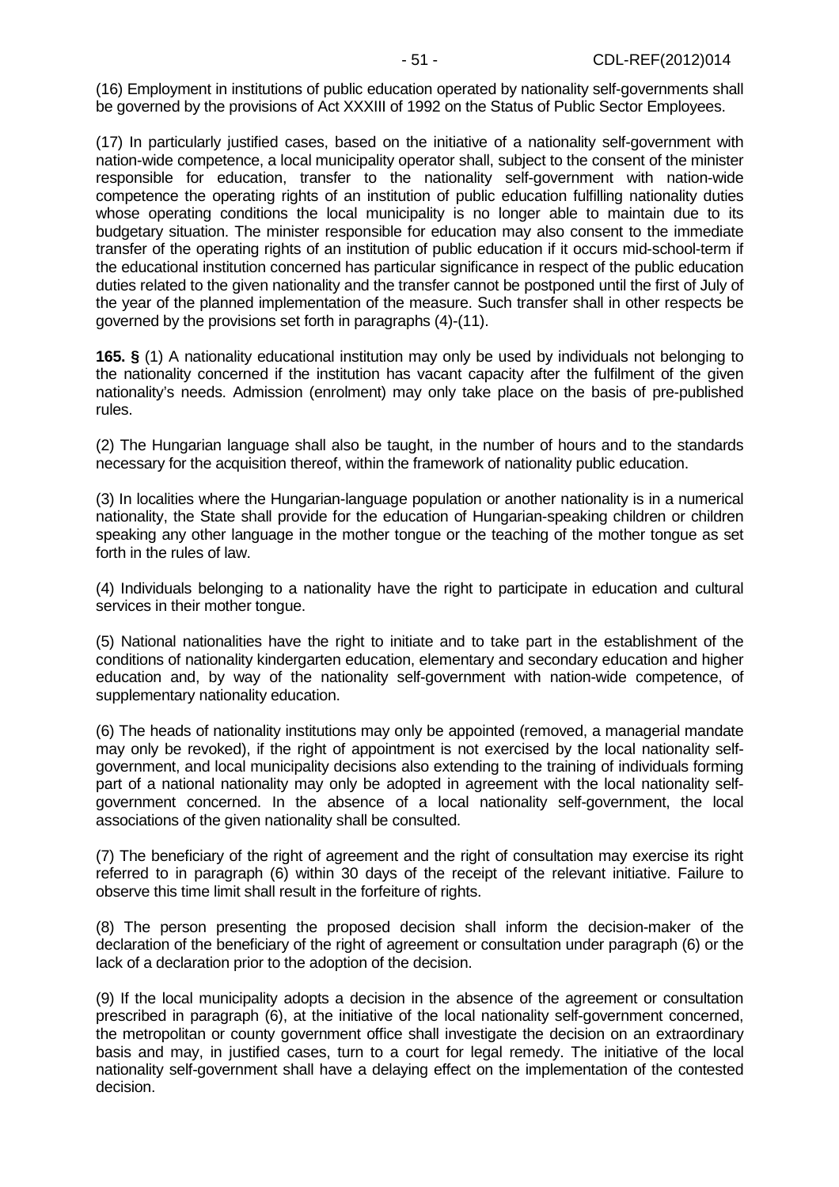(16) Employment in institutions of public education operated by nationality self-governments shall be governed by the provisions of Act XXXIII of 1992 on the Status of Public Sector Employees.

(17) In particularly justified cases, based on the initiative of a nationality self-government with nation-wide competence, a local municipality operator shall, subject to the consent of the minister responsible for education, transfer to the nationality self-government with nation-wide competence the operating rights of an institution of public education fulfilling nationality duties whose operating conditions the local municipality is no longer able to maintain due to its budgetary situation. The minister responsible for education may also consent to the immediate transfer of the operating rights of an institution of public education if it occurs mid-school-term if the educational institution concerned has particular significance in respect of the public education duties related to the given nationality and the transfer cannot be postponed until the first of July of the year of the planned implementation of the measure. Such transfer shall in other respects be governed by the provisions set forth in paragraphs (4)-(11).

**165. §** (1) A nationality educational institution may only be used by individuals not belonging to the nationality concerned if the institution has vacant capacity after the fulfilment of the given nationality's needs. Admission (enrolment) may only take place on the basis of pre-published rules.

(2) The Hungarian language shall also be taught, in the number of hours and to the standards necessary for the acquisition thereof, within the framework of nationality public education.

(3) In localities where the Hungarian-language population or another nationality is in a numerical nationality, the State shall provide for the education of Hungarian-speaking children or children speaking any other language in the mother tongue or the teaching of the mother tongue as set forth in the rules of law.

(4) Individuals belonging to a nationality have the right to participate in education and cultural services in their mother tongue.

(5) National nationalities have the right to initiate and to take part in the establishment of the conditions of nationality kindergarten education, elementary and secondary education and higher education and, by way of the nationality self-government with nation-wide competence, of supplementary nationality education.

(6) The heads of nationality institutions may only be appointed (removed, a managerial mandate may only be revoked), if the right of appointment is not exercised by the local nationality self-government, and local municipality decisions also extending to the training of individuals forming part of a national nationality may only be adopted in agreement with the local nationality self-government concerned. In the absence of a local nationality self-government, the local associations of the given nationality shall be consulted.

(7) The beneficiary of the right of agreement and the right of consultation may exercise its right referred to in paragraph (6) within 30 days of the receipt of the relevant initiative. Failure to observe this time limit shall result in the forfeiture of rights.

(8) The person presenting the proposed decision shall inform the decision-maker of the declaration of the beneficiary of the right of agreement or consultation under paragraph (6) or the lack of a declaration prior to the adoption of the decision.

(9) If the local municipality adopts a decision in the absence of the agreement or consultation prescribed in paragraph (6), at the initiative of the local nationality self-government concerned, the metropolitan or county government office shall investigate the decision on an extraordinary basis and may, in justified cases, turn to a court for legal remedy. The initiative of the local nationality self-government shall have a delaying effect on the implementation of the contested decision.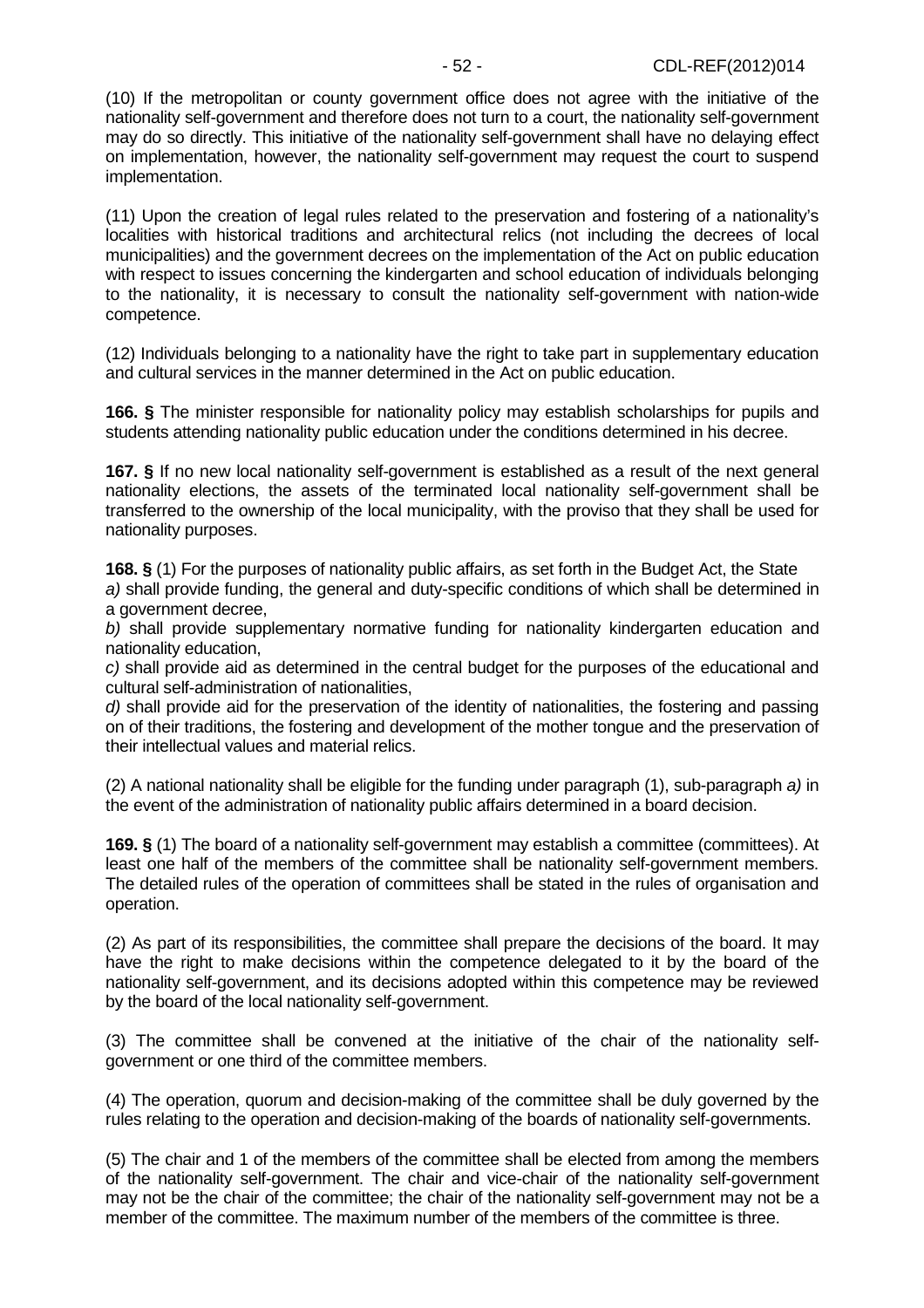(10) If the metropolitan or county government office does not agree with the initiative of the nationality self-government and therefore does not turn to a court, the nationality self-government may do so directly. This initiative of the nationality self-government shall have no delaying effect on implementation, however, the nationality self-government may request the court to suspend implementation.

(11) Upon the creation of legal rules related to the preservation and fostering of a nationality's localities with historical traditions and architectural relics (not including the decrees of local municipalities) and the government decrees on the implementation of the Act on public education with respect to issues concerning the kindergarten and school education of individuals belonging to the nationality, it is necessary to consult the nationality self-government with nation-wide competence.

(12) Individuals belonging to a nationality have the right to take part in supplementary education and cultural services in the manner determined in the Act on public education.

**166. §** The minister responsible for nationality policy may establish scholarships for pupils and students attending nationality public education under the conditions determined in his decree.

**167. §** If no new local nationality self-government is established as a result of the next general nationality elections, the assets of the terminated local nationality self-government shall be transferred to the ownership of the local municipality, with the proviso that they shall be used for nationality purposes.

**168. §** (1) For the purposes of nationality public affairs, as set forth in the Budget Act, the State
*a)* shall provide funding, the general and duty-specific conditions of which shall be determined in a government decree,
*b)* shall provide supplementary normative funding for nationality kindergarten education and nationality education,
*c)* shall provide aid as determined in the central budget for the purposes of the educational and cultural self-administration of nationalities,
*d)* shall provide aid for the preservation of the identity of nationalities, the fostering and passing on of their traditions, the fostering and development of the mother tongue and the preservation of their intellectual values and material relics.

(2) A national nationality shall be eligible for the funding under paragraph (1), sub-paragraph *a)* in the event of the administration of nationality public affairs determined in a board decision.

**169. §** (1) The board of a nationality self-government may establish a committee (committees). At least one half of the members of the committee shall be nationality self-government members. The detailed rules of the operation of committees shall be stated in the rules of organisation and operation.

(2) As part of its responsibilities, the committee shall prepare the decisions of the board. It may have the right to make decisions within the competence delegated to it by the board of the nationality self-government, and its decisions adopted within this competence may be reviewed by the board of the local nationality self-government.

(3) The committee shall be convened at the initiative of the chair of the nationality self-government or one third of the committee members.

(4) The operation, quorum and decision-making of the committee shall be duly governed by the rules relating to the operation and decision-making of the boards of nationality self-governments.

(5) The chair and 1 of the members of the committee shall be elected from among the members of the nationality self-government. The chair and vice-chair of the nationality self-government may not be the chair of the committee; the chair of the nationality self-government may not be a member of the committee. The maximum number of the members of the committee is three.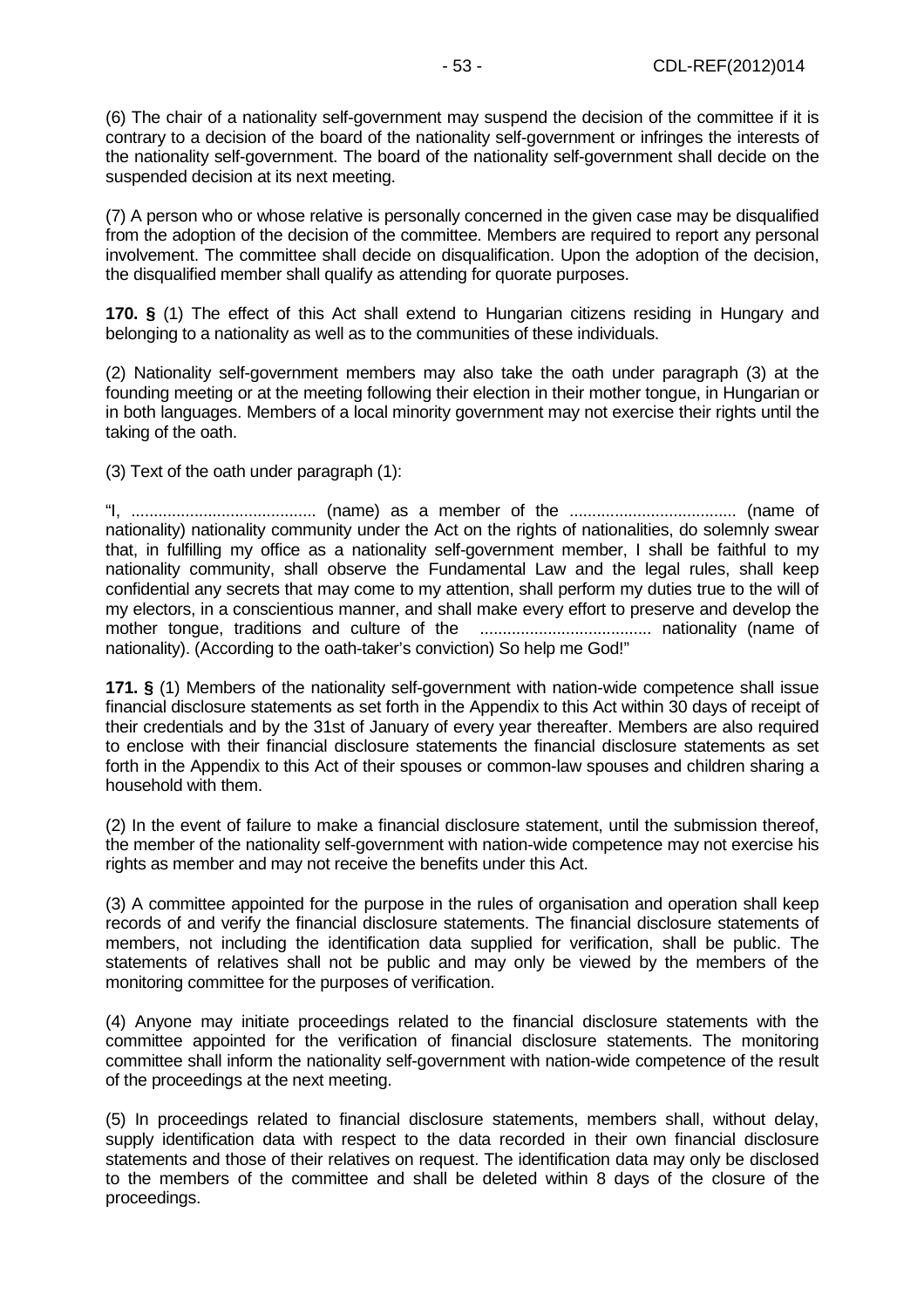(6) The chair of a nationality self-government may suspend the decision of the committee if it is contrary to a decision of the board of the nationality self-government or infringes the interests of the nationality self-government. The board of the nationality self-government shall decide on the suspended decision at its next meeting.

(7) A person who or whose relative is personally concerned in the given case may be disqualified from the adoption of the decision of the committee. Members are required to report any personal involvement. The committee shall decide on disqualification. Upon the adoption of the decision, the disqualified member shall qualify as attending for quorate purposes.

**170. §** (1) The effect of this Act shall extend to Hungarian citizens residing in Hungary and belonging to a nationality as well as to the communities of these individuals.

(2) Nationality self-government members may also take the oath under paragraph (3) at the founding meeting or at the meeting following their election in their mother tongue, in Hungarian or in both languages. Members of a local minority government may not exercise their rights until the taking of the oath.

(3) Text of the oath under paragraph (1):

"I, ......................................... (name) as a member of the ..................................... (name of nationality) nationality community under the Act on the rights of nationalities, do solemnly swear that, in fulfilling my office as a nationality self-government member, I shall be faithful to my nationality community, shall observe the Fundamental Law and the legal rules, shall keep confidential any secrets that may come to my attention, shall perform my duties true to the will of my electors, in a conscientious manner, and shall make every effort to preserve and develop the mother tongue, traditions and culture of the ...................................... nationality (name of nationality). (According to the oath-taker's conviction) So help me God!"

**171. §** (1) Members of the nationality self-government with nation-wide competence shall issue financial disclosure statements as set forth in the Appendix to this Act within 30 days of receipt of their credentials and by the 31st of January of every year thereafter. Members are also required to enclose with their financial disclosure statements the financial disclosure statements as set forth in the Appendix to this Act of their spouses or common-law spouses and children sharing a household with them.

(2) In the event of failure to make a financial disclosure statement, until the submission thereof, the member of the nationality self-government with nation-wide competence may not exercise his rights as member and may not receive the benefits under this Act.

(3) A committee appointed for the purpose in the rules of organisation and operation shall keep records of and verify the financial disclosure statements. The financial disclosure statements of members, not including the identification data supplied for verification, shall be public. The statements of relatives shall not be public and may only be viewed by the members of the monitoring committee for the purposes of verification.

(4) Anyone may initiate proceedings related to the financial disclosure statements with the committee appointed for the verification of financial disclosure statements. The monitoring committee shall inform the nationality self-government with nation-wide competence of the result of the proceedings at the next meeting.

(5) In proceedings related to financial disclosure statements, members shall, without delay, supply identification data with respect to the data recorded in their own financial disclosure statements and those of their relatives on request. The identification data may only be disclosed to the members of the committee and shall be deleted within 8 days of the closure of the proceedings.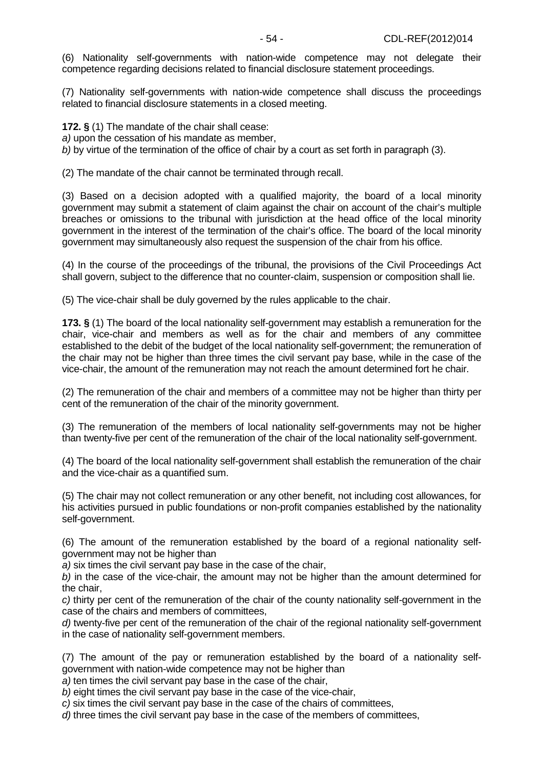(6) Nationality self-governments with nation-wide competence may not delegate their competence regarding decisions related to financial disclosure statement proceedings.

(7) Nationality self-governments with nation-wide competence shall discuss the proceedings related to financial disclosure statements in a closed meeting.

**172. §** (1) The mandate of the chair shall cease:
*a)* upon the cessation of his mandate as member,
*b)* by virtue of the termination of the office of chair by a court as set forth in paragraph (3).

(2) The mandate of the chair cannot be terminated through recall.

(3) Based on a decision adopted with a qualified majority, the board of a local minority government may submit a statement of claim against the chair on account of the chair's multiple breaches or omissions to the tribunal with jurisdiction at the head office of the local minority government in the interest of the termination of the chair's office. The board of the local minority government may simultaneously also request the suspension of the chair from his office.

(4) In the course of the proceedings of the tribunal, the provisions of the Civil Proceedings Act shall govern, subject to the difference that no counter-claim, suspension or composition shall lie.

(5) The vice-chair shall be duly governed by the rules applicable to the chair.

**173. §** (1) The board of the local nationality self-government may establish a remuneration for the chair, vice-chair and members as well as for the chair and members of any committee established to the debit of the budget of the local nationality self-government; the remuneration of the chair may not be higher than three times the civil servant pay base, while in the case of the vice-chair, the amount of the remuneration may not reach the amount determined fort he chair.

(2) The remuneration of the chair and members of a committee may not be higher than thirty per cent of the remuneration of the chair of the minority government.

(3) The remuneration of the members of local nationality self-governments may not be higher than twenty-five per cent of the remuneration of the chair of the local nationality self-government.

(4) The board of the local nationality self-government shall establish the remuneration of the chair and the vice-chair as a quantified sum.

(5) The chair may not collect remuneration or any other benefit, not including cost allowances, for his activities pursued in public foundations or non-profit companies established by the nationality self-government.

(6) The amount of the remuneration established by the board of a regional nationality self-government may not be higher than
*a)* six times the civil servant pay base in the case of the chair,
*b)* in the case of the vice-chair, the amount may not be higher than the amount determined for the chair,
*c)* thirty per cent of the remuneration of the chair of the county nationality self-government in the case of the chairs and members of committees,
*d)* twenty-five per cent of the remuneration of the chair of the regional nationality self-government in the case of nationality self-government members.

(7) The amount of the pay or remuneration established by the board of a nationality self-government with nation-wide competence may not be higher than
*a)* ten times the civil servant pay base in the case of the chair,
*b)* eight times the civil servant pay base in the case of the vice-chair,
*c)* six times the civil servant pay base in the case of the chairs of committees,
*d)* three times the civil servant pay base in the case of the members of committees,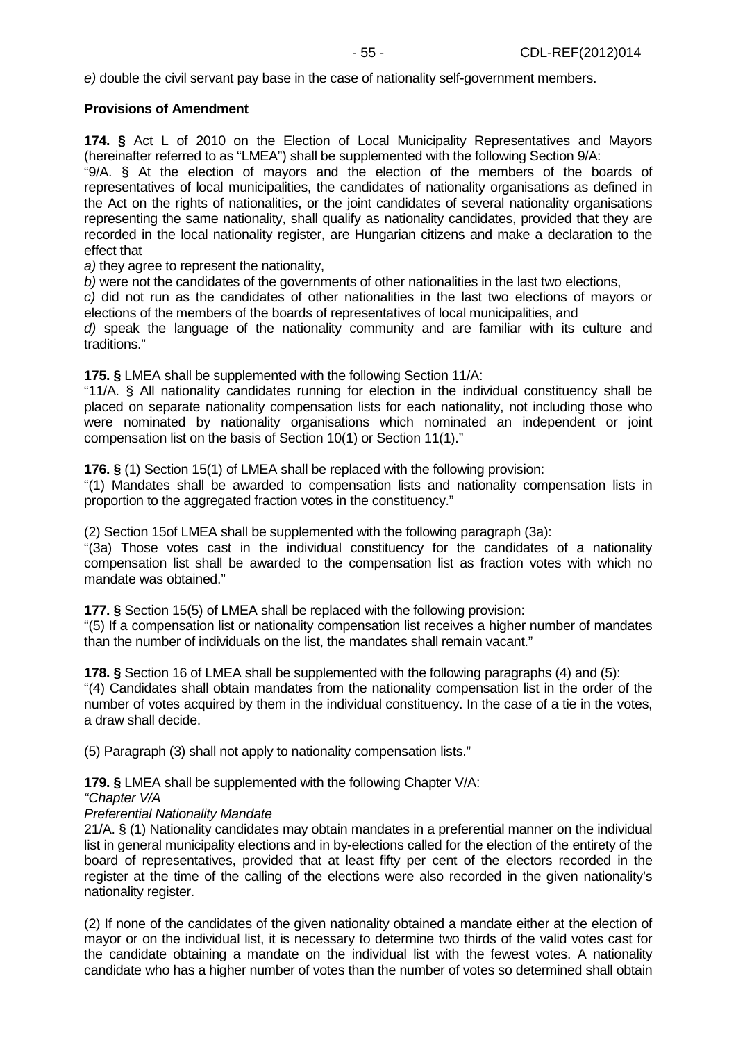*e)* double the civil servant pay base in the case of nationality self-government members.

**Provisions of Amendment**

**174. §** Act L of 2010 on the Election of Local Municipality Representatives and Mayors (hereinafter referred to as "LMEA") shall be supplemented with the following Section 9/A:

"9/A. § At the election of mayors and the election of the members of the boards of representatives of local municipalities, the candidates of nationality organisations as defined in the Act on the rights of nationalities, or the joint candidates of several nationality organisations representing the same nationality, shall qualify as nationality candidates, provided that they are recorded in the local nationality register, are Hungarian citizens and make a declaration to the effect that

*a)* they agree to represent the nationality,

*b)* were not the candidates of the governments of other nationalities in the last two elections,

*c)* did not run as the candidates of other nationalities in the last two elections of mayors or elections of the members of the boards of representatives of local municipalities, and

*d)* speak the language of the nationality community and are familiar with its culture and traditions."

**175. §** LMEA shall be supplemented with the following Section 11/A:

"11/A. § All nationality candidates running for election in the individual constituency shall be placed on separate nationality compensation lists for each nationality, not including those who were nominated by nationality organisations which nominated an independent or joint compensation list on the basis of Section 10(1) or Section 11(1)."

**176. §** (1) Section 15(1) of LMEA shall be replaced with the following provision:

"(1) Mandates shall be awarded to compensation lists and nationality compensation lists in proportion to the aggregated fraction votes in the constituency."

(2) Section 15of LMEA shall be supplemented with the following paragraph (3a):

"(3a) Those votes cast in the individual constituency for the candidates of a nationality compensation list shall be awarded to the compensation list as fraction votes with which no mandate was obtained."

**177. §** Section 15(5) of LMEA shall be replaced with the following provision:

"(5) If a compensation list or nationality compensation list receives a higher number of mandates than the number of individuals on the list, the mandates shall remain vacant."

**178. §** Section 16 of LMEA shall be supplemented with the following paragraphs (4) and (5):

"(4) Candidates shall obtain mandates from the nationality compensation list in the order of the number of votes acquired by them in the individual constituency. In the case of a tie in the votes, a draw shall decide.

(5) Paragraph (3) shall not apply to nationality compensation lists."

**179. §** LMEA shall be supplemented with the following Chapter V/A:

*"Chapter V/A*

*Preferential Nationality Mandate*

21/A. § (1) Nationality candidates may obtain mandates in a preferential manner on the individual list in general municipality elections and in by-elections called for the election of the entirety of the board of representatives, provided that at least fifty per cent of the electors recorded in the register at the time of the calling of the elections were also recorded in the given nationality's nationality register.

(2) If none of the candidates of the given nationality obtained a mandate either at the election of mayor or on the individual list, it is necessary to determine two thirds of the valid votes cast for the candidate obtaining a mandate on the individual list with the fewest votes. A nationality candidate who has a higher number of votes than the number of votes so determined shall obtain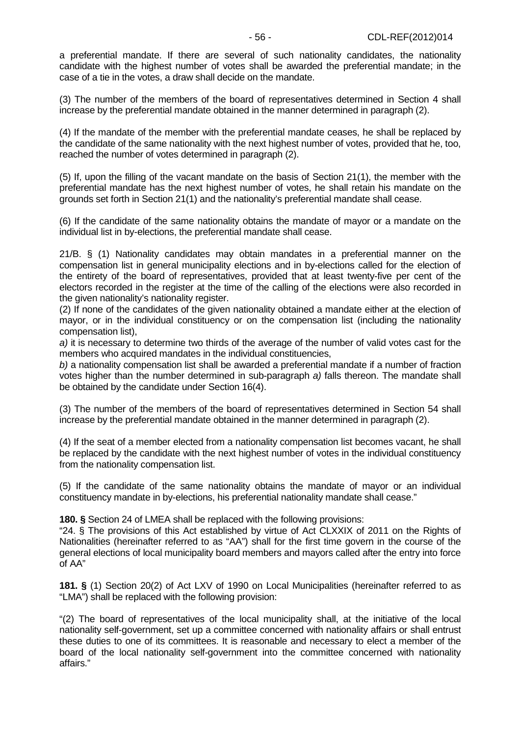a preferential mandate. If there are several of such nationality candidates, the nationality candidate with the highest number of votes shall be awarded the preferential mandate; in the case of a tie in the votes, a draw shall decide on the mandate.

(3) The number of the members of the board of representatives determined in Section 4 shall increase by the preferential mandate obtained in the manner determined in paragraph (2).

(4) If the mandate of the member with the preferential mandate ceases, he shall be replaced by the candidate of the same nationality with the next highest number of votes, provided that he, too, reached the number of votes determined in paragraph (2).

(5) If, upon the filling of the vacant mandate on the basis of Section 21(1), the member with the preferential mandate has the next highest number of votes, he shall retain his mandate on the grounds set forth in Section 21(1) and the nationality's preferential mandate shall cease.

(6) If the candidate of the same nationality obtains the mandate of mayor or a mandate on the individual list in by-elections, the preferential mandate shall cease.

21/B. § (1) Nationality candidates may obtain mandates in a preferential manner on the compensation list in general municipality elections and in by-elections called for the election of the entirety of the board of representatives, provided that at least twenty-five per cent of the electors recorded in the register at the time of the calling of the elections were also recorded in the given nationality's nationality register.

(2) If none of the candidates of the given nationality obtained a mandate either at the election of mayor, or in the individual constituency or on the compensation list (including the nationality compensation list),

*a)* it is necessary to determine two thirds of the average of the number of valid votes cast for the members who acquired mandates in the individual constituencies,

*b)* a nationality compensation list shall be awarded a preferential mandate if a number of fraction votes higher than the number determined in sub-paragraph *a)* falls thereon. The mandate shall be obtained by the candidate under Section 16(4).

(3) The number of the members of the board of representatives determined in Section 54 shall increase by the preferential mandate obtained in the manner determined in paragraph (2).

(4) If the seat of a member elected from a nationality compensation list becomes vacant, he shall be replaced by the candidate with the next highest number of votes in the individual constituency from the nationality compensation list.

(5) If the candidate of the same nationality obtains the mandate of mayor or an individual constituency mandate in by-elections, his preferential nationality mandate shall cease."

**180. §** Section 24 of LMEA shall be replaced with the following provisions:

"24. § The provisions of this Act established by virtue of Act CLXXIX of 2011 on the Rights of Nationalities (hereinafter referred to as "AA") shall for the first time govern in the course of the general elections of local municipality board members and mayors called after the entry into force of AA"

**181. §** (1) Section 20(2) of Act LXV of 1990 on Local Municipalities (hereinafter referred to as "LMA") shall be replaced with the following provision:

"(2) The board of representatives of the local municipality shall, at the initiative of the local nationality self-government, set up a committee concerned with nationality affairs or shall entrust these duties to one of its committees. It is reasonable and necessary to elect a member of the board of the local nationality self-government into the committee concerned with nationality affairs."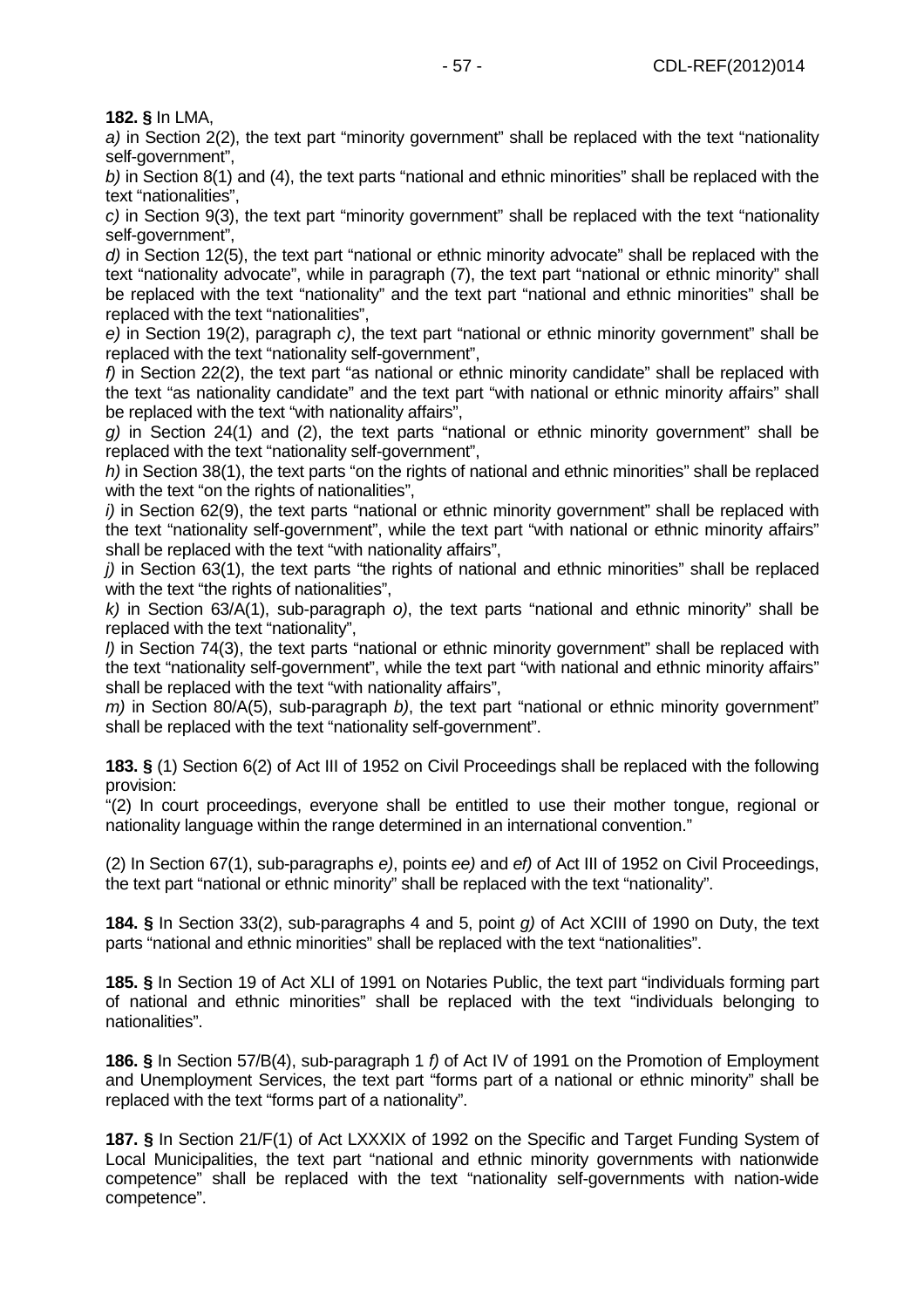**182. §** In LMA,

*a)* in Section 2(2), the text part "minority government" shall be replaced with the text "nationality self-government",

*b)* in Section 8(1) and (4), the text parts "national and ethnic minorities" shall be replaced with the text "nationalities",

*c)* in Section 9(3), the text part "minority government" shall be replaced with the text "nationality self-government",

*d)* in Section 12(5), the text part "national or ethnic minority advocate" shall be replaced with the text "nationality advocate", while in paragraph (7), the text part "national or ethnic minority" shall be replaced with the text "nationality" and the text part "national and ethnic minorities" shall be replaced with the text "nationalities",

*e)* in Section 19(2), paragraph *c)*, the text part "national or ethnic minority government" shall be replaced with the text "nationality self-government",

*f)* in Section 22(2), the text part "as national or ethnic minority candidate" shall be replaced with the text "as nationality candidate" and the text part "with national or ethnic minority affairs" shall be replaced with the text "with nationality affairs",

*g)* in Section 24(1) and (2), the text parts "national or ethnic minority government" shall be replaced with the text "nationality self-government",

*h)* in Section 38(1), the text parts "on the rights of national and ethnic minorities" shall be replaced with the text "on the rights of nationalities",

*i)* in Section 62(9), the text parts "national or ethnic minority government" shall be replaced with the text "nationality self-government", while the text part "with national or ethnic minority affairs" shall be replaced with the text "with nationality affairs",

*j)* in Section 63(1), the text parts "the rights of national and ethnic minorities" shall be replaced with the text "the rights of nationalities",

*k)* in Section 63/A(1), sub-paragraph *o)*, the text parts "national and ethnic minority" shall be replaced with the text "nationality",

*l)* in Section 74(3), the text parts "national or ethnic minority government" shall be replaced with the text "nationality self-government", while the text part "with national and ethnic minority affairs" shall be replaced with the text "with nationality affairs",

*m)* in Section 80/A(5), sub-paragraph *b)*, the text part "national or ethnic minority government" shall be replaced with the text "nationality self-government".

**183. §** (1) Section 6(2) of Act III of 1952 on Civil Proceedings shall be replaced with the following provision:

"(2) In court proceedings, everyone shall be entitled to use their mother tongue, regional or nationality language within the range determined in an international convention."

(2) In Section 67(1), sub-paragraphs *e)*, points *ee)* and *ef)* of Act III of 1952 on Civil Proceedings, the text part "national or ethnic minority" shall be replaced with the text "nationality".

**184. §** In Section 33(2), sub-paragraphs 4 and 5, point *g)* of Act XCIII of 1990 on Duty, the text parts "national and ethnic minorities" shall be replaced with the text "nationalities".

**185. §** In Section 19 of Act XLI of 1991 on Notaries Public, the text part "individuals forming part of national and ethnic minorities" shall be replaced with the text "individuals belonging to nationalities".

**186. §** In Section 57/B(4), sub-paragraph 1 *f)* of Act IV of 1991 on the Promotion of Employment and Unemployment Services, the text part "forms part of a national or ethnic minority" shall be replaced with the text "forms part of a nationality".

**187. §** In Section 21/F(1) of Act LXXXIX of 1992 on the Specific and Target Funding System of Local Municipalities, the text part "national and ethnic minority governments with nationwide competence" shall be replaced with the text "nationality self-governments with nation-wide competence".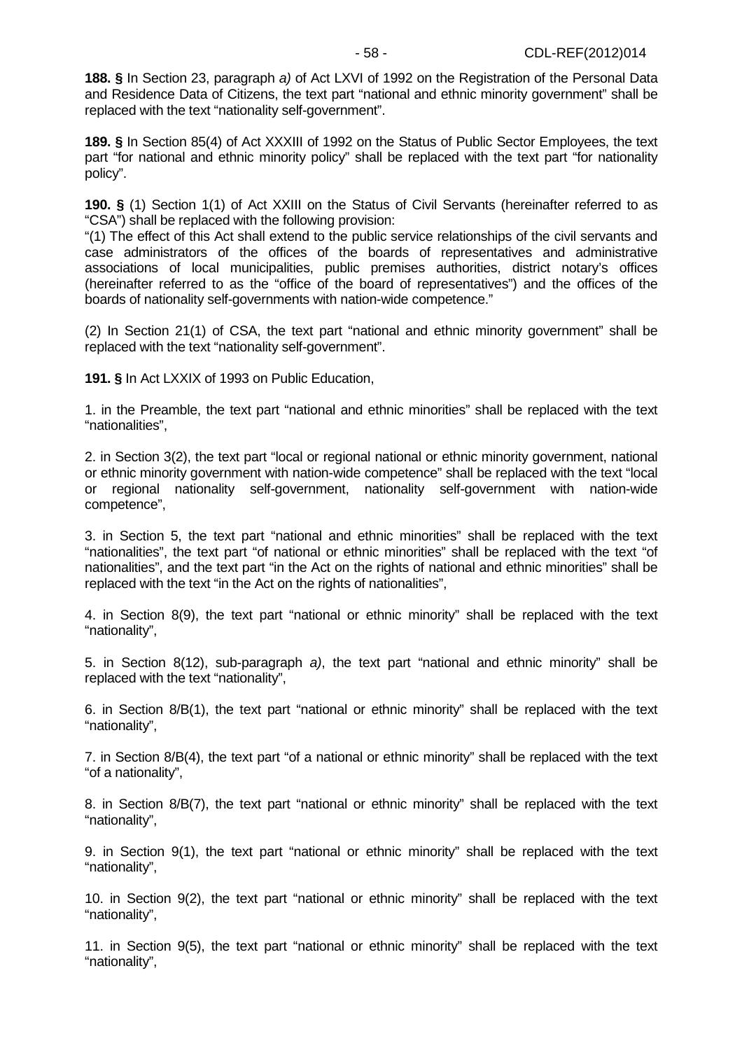**188. §** In Section 23, paragraph *a)* of Act LXVI of 1992 on the Registration of the Personal Data and Residence Data of Citizens, the text part "national and ethnic minority government" shall be replaced with the text "nationality self-government".

**189. §** In Section 85(4) of Act XXXIII of 1992 on the Status of Public Sector Employees, the text part "for national and ethnic minority policy" shall be replaced with the text part "for nationality policy".

**190. §** (1) Section 1(1) of Act XXIII on the Status of Civil Servants (hereinafter referred to as "CSA") shall be replaced with the following provision:
"(1) The effect of this Act shall extend to the public service relationships of the civil servants and case administrators of the offices of the boards of representatives and administrative associations of local municipalities, public premises authorities, district notary's offices (hereinafter referred to as the "office of the board of representatives") and the offices of the boards of nationality self-governments with nation-wide competence."

(2) In Section 21(1) of CSA, the text part "national and ethnic minority government" shall be replaced with the text "nationality self-government".

**191. §** In Act LXXIX of 1993 on Public Education,

1. in the Preamble, the text part "national and ethnic minorities" shall be replaced with the text "nationalities",

2. in Section 3(2), the text part "local or regional national or ethnic minority government, national or ethnic minority government with nation-wide competence" shall be replaced with the text "local or regional nationality self-government, nationality self-government with nation-wide competence",

3. in Section 5, the text part "national and ethnic minorities" shall be replaced with the text "nationalities", the text part "of national or ethnic minorities" shall be replaced with the text "of nationalities", and the text part "in the Act on the rights of national and ethnic minorities" shall be replaced with the text "in the Act on the rights of nationalities",

4. in Section 8(9), the text part "national or ethnic minority" shall be replaced with the text "nationality",

5. in Section 8(12), sub-paragraph *a)*, the text part "national and ethnic minority" shall be replaced with the text "nationality",

6. in Section 8/B(1), the text part "national or ethnic minority" shall be replaced with the text "nationality",

7. in Section 8/B(4), the text part "of a national or ethnic minority" shall be replaced with the text "of a nationality",

8. in Section 8/B(7), the text part "national or ethnic minority" shall be replaced with the text "nationality",

9. in Section 9(1), the text part "national or ethnic minority" shall be replaced with the text "nationality",

10. in Section 9(2), the text part "national or ethnic minority" shall be replaced with the text "nationality",

11. in Section 9(5), the text part "national or ethnic minority" shall be replaced with the text "nationality",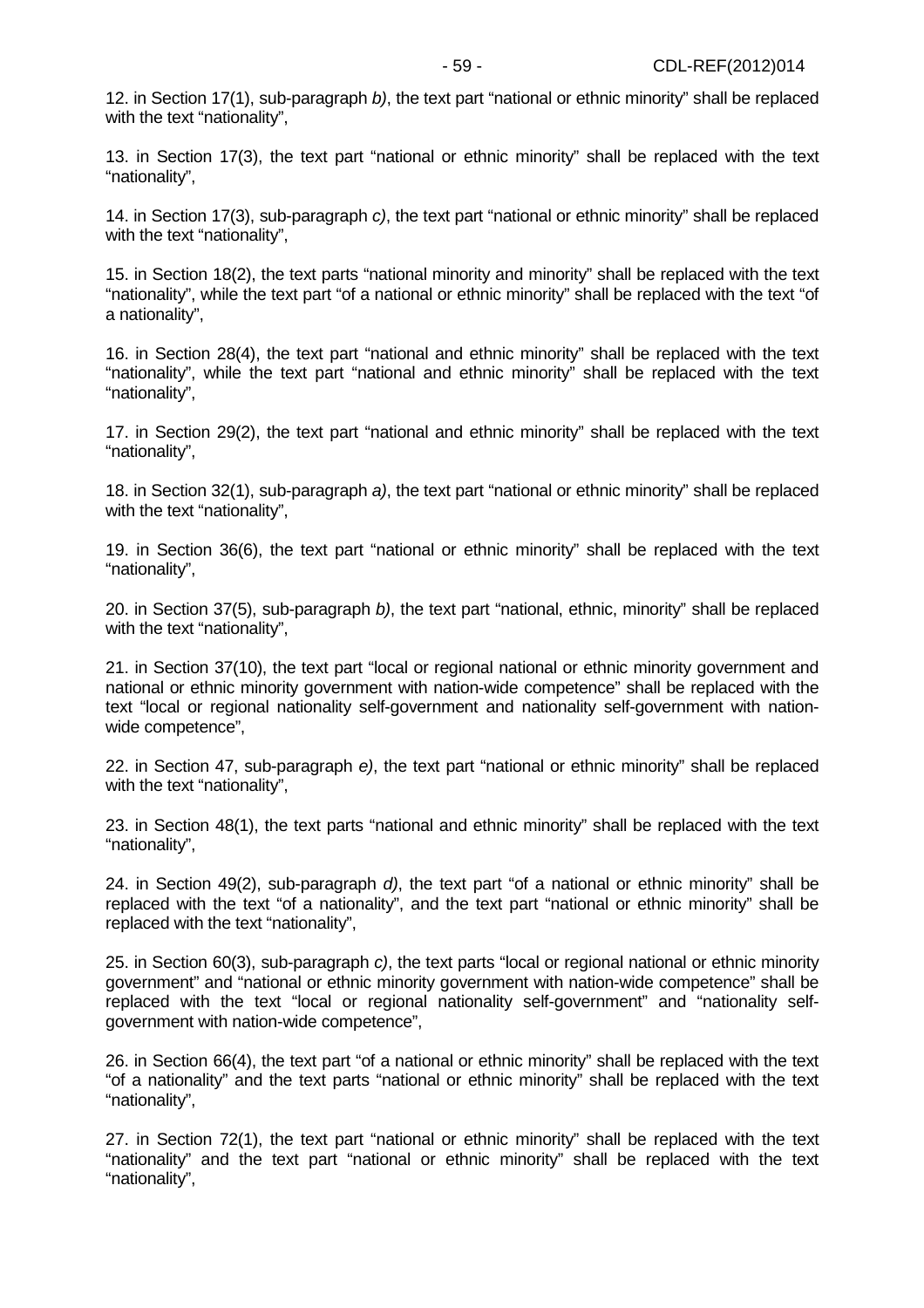12. in Section 17(1), sub-paragraph *b)*, the text part “national or ethnic minority” shall be replaced with the text “nationality”,

13. in Section 17(3), the text part “national or ethnic minority” shall be replaced with the text “nationality”,

14. in Section 17(3), sub-paragraph *c)*, the text part “national or ethnic minority” shall be replaced with the text “nationality”,

15. in Section 18(2), the text parts “national minority and minority” shall be replaced with the text “nationality”, while the text part “of a national or ethnic minority” shall be replaced with the text “of a nationality”,

16. in Section 28(4), the text part “national and ethnic minority” shall be replaced with the text “nationality”, while the text part “national and ethnic minority” shall be replaced with the text “nationality”,

17. in Section 29(2), the text part “national and ethnic minority” shall be replaced with the text “nationality”,

18. in Section 32(1), sub-paragraph *a)*, the text part “national or ethnic minority” shall be replaced with the text “nationality”,

19. in Section 36(6), the text part “national or ethnic minority” shall be replaced with the text “nationality”,

20. in Section 37(5), sub-paragraph *b)*, the text part “national, ethnic, minority” shall be replaced with the text “nationality”,

21. in Section 37(10), the text part “local or regional national or ethnic minority government and national or ethnic minority government with nation-wide competence” shall be replaced with the text “local or regional nationality self-government and nationality self-government with nation-wide competence”,

22. in Section 47, sub-paragraph *e)*, the text part “national or ethnic minority” shall be replaced with the text “nationality”,

23. in Section 48(1), the text parts “national and ethnic minority” shall be replaced with the text “nationality”,

24. in Section 49(2), sub-paragraph *d)*, the text part “of a national or ethnic minority” shall be replaced with the text “of a nationality”, and the text part “national or ethnic minority” shall be replaced with the text “nationality”,

25. in Section 60(3), sub-paragraph *c)*, the text parts “local or regional national or ethnic minority government” and “national or ethnic minority government with nation-wide competence” shall be replaced with the text “local or regional nationality self-government” and “nationality self-government with nation-wide competence”,

26. in Section 66(4), the text part “of a national or ethnic minority” shall be replaced with the text “of a nationality” and the text parts “national or ethnic minority” shall be replaced with the text “nationality”,

27. in Section 72(1), the text part “national or ethnic minority” shall be replaced with the text “nationality” and the text part “national or ethnic minority” shall be replaced with the text “nationality”,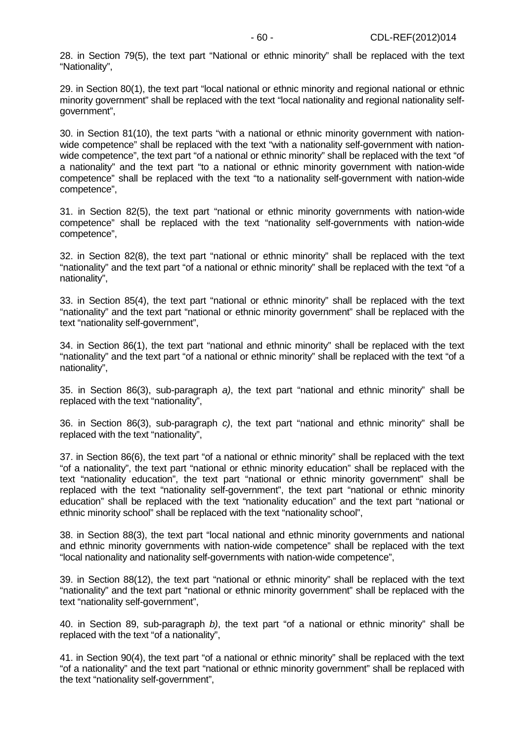28. in Section 79(5), the text part “National or ethnic minority” shall be replaced with the text “Nationality”,

29. in Section 80(1), the text part “local national or ethnic minority and regional national or ethnic minority government” shall be replaced with the text “local nationality and regional nationality self-government”,

30. in Section 81(10), the text parts “with a national or ethnic minority government with nation-wide competence” shall be replaced with the text “with a nationality self-government with nation-wide competence”, the text part “of a national or ethnic minority” shall be replaced with the text “of a nationality” and the text part “to a national or ethnic minority government with nation-wide competence” shall be replaced with the text “to a nationality self-government with nation-wide competence”,

31. in Section 82(5), the text part “national or ethnic minority governments with nation-wide competence” shall be replaced with the text “nationality self-governments with nation-wide competence”,

32. in Section 82(8), the text part “national or ethnic minority” shall be replaced with the text “nationality” and the text part “of a national or ethnic minority” shall be replaced with the text “of a nationality”,

33. in Section 85(4), the text part “national or ethnic minority” shall be replaced with the text “nationality” and the text part “national or ethnic minority government” shall be replaced with the text “nationality self-government”,

34. in Section 86(1), the text part “national and ethnic minority” shall be replaced with the text “nationality” and the text part “of a national or ethnic minority” shall be replaced with the text “of a nationality”,

35. in Section 86(3), sub-paragraph *a)*, the text part “national and ethnic minority” shall be replaced with the text “nationality”,

36. in Section 86(3), sub-paragraph *c)*, the text part “national and ethnic minority” shall be replaced with the text “nationality”,

37. in Section 86(6), the text part “of a national or ethnic minority” shall be replaced with the text “of a nationality”, the text part “national or ethnic minority education” shall be replaced with the text “nationality education”, the text part “national or ethnic minority government” shall be replaced with the text “nationality self-government”, the text part “national or ethnic minority education” shall be replaced with the text “nationality education” and the text part “national or ethnic minority school” shall be replaced with the text “nationality school”,

38. in Section 88(3), the text part “local national and ethnic minority governments and national and ethnic minority governments with nation-wide competence” shall be replaced with the text “local nationality and nationality self-governments with nation-wide competence”,

39. in Section 88(12), the text part “national or ethnic minority” shall be replaced with the text “nationality” and the text part “national or ethnic minority government” shall be replaced with the text “nationality self-government”,

40. in Section 89, sub-paragraph *b)*, the text part “of a national or ethnic minority” shall be replaced with the text “of a nationality”,

41. in Section 90(4), the text part “of a national or ethnic minority” shall be replaced with the text “of a nationality” and the text part “national or ethnic minority government” shall be replaced with the text “nationality self-government”,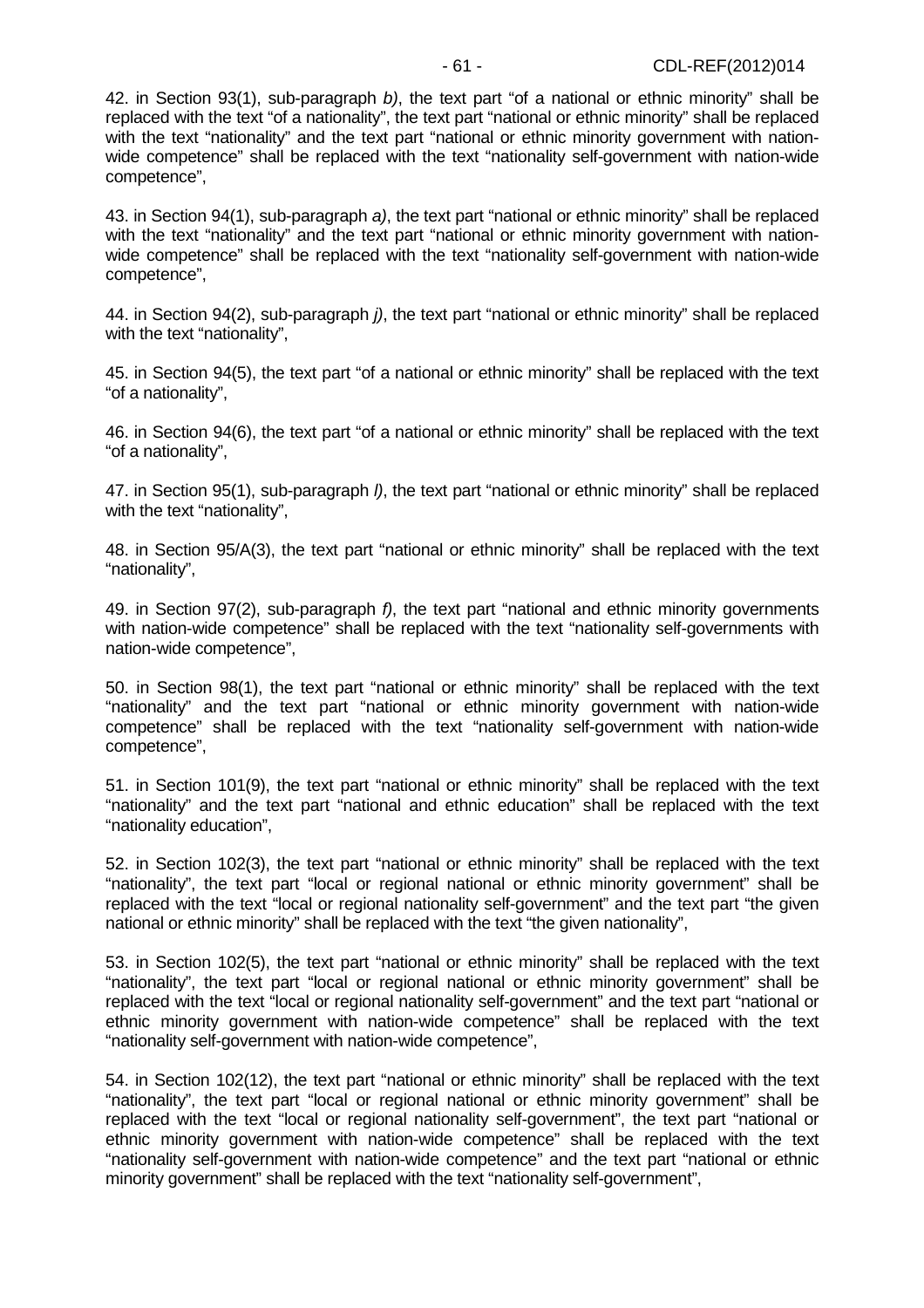42. in Section 93(1), sub-paragraph *b)*, the text part "of a national or ethnic minority" shall be replaced with the text "of a nationality", the text part "national or ethnic minority" shall be replaced with the text "nationality" and the text part "national or ethnic minority government with nation-wide competence" shall be replaced with the text "nationality self-government with nation-wide competence",

43. in Section 94(1), sub-paragraph *a)*, the text part "national or ethnic minority" shall be replaced with the text "nationality" and the text part "national or ethnic minority government with nation-wide competence" shall be replaced with the text "nationality self-government with nation-wide competence",

44. in Section 94(2), sub-paragraph *j)*, the text part "national or ethnic minority" shall be replaced with the text "nationality",

45. in Section 94(5), the text part "of a national or ethnic minority" shall be replaced with the text "of a nationality",

46. in Section 94(6), the text part "of a national or ethnic minority" shall be replaced with the text "of a nationality",

47. in Section 95(1), sub-paragraph *l)*, the text part "national or ethnic minority" shall be replaced with the text "nationality",

48. in Section 95/A(3), the text part "national or ethnic minority" shall be replaced with the text "nationality",

49. in Section 97(2), sub-paragraph *f)*, the text part "national and ethnic minority governments with nation-wide competence" shall be replaced with the text "nationality self-governments with nation-wide competence",

50. in Section 98(1), the text part "national or ethnic minority" shall be replaced with the text "nationality" and the text part "national or ethnic minority government with nation-wide competence" shall be replaced with the text "nationality self-government with nation-wide competence",

51. in Section 101(9), the text part "national or ethnic minority" shall be replaced with the text "nationality" and the text part "national and ethnic education" shall be replaced with the text "nationality education",

52. in Section 102(3), the text part "national or ethnic minority" shall be replaced with the text "nationality", the text part "local or regional national or ethnic minority government" shall be replaced with the text "local or regional nationality self-government" and the text part "the given national or ethnic minority" shall be replaced with the text "the given nationality",

53. in Section 102(5), the text part "national or ethnic minority" shall be replaced with the text "nationality", the text part "local or regional national or ethnic minority government" shall be replaced with the text "local or regional nationality self-government" and the text part "national or ethnic minority government with nation-wide competence" shall be replaced with the text "nationality self-government with nation-wide competence",

54. in Section 102(12), the text part "national or ethnic minority" shall be replaced with the text "nationality", the text part "local or regional national or ethnic minority government" shall be replaced with the text "local or regional nationality self-government", the text part "national or ethnic minority government with nation-wide competence" shall be replaced with the text "nationality self-government with nation-wide competence" and the text part "national or ethnic minority government" shall be replaced with the text "nationality self-government",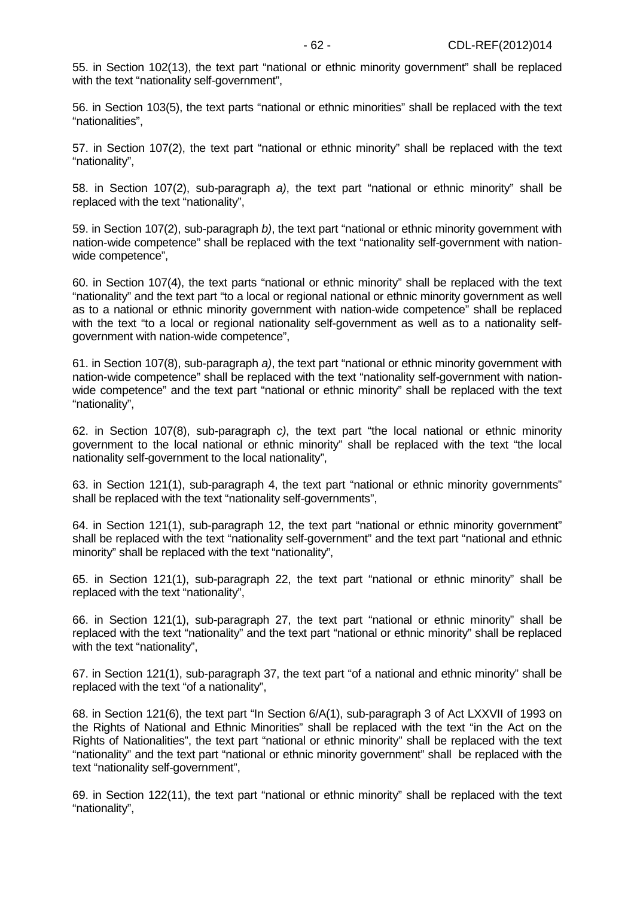55. in Section 102(13), the text part “national or ethnic minority government” shall be replaced with the text “nationality self-government”,

56. in Section 103(5), the text parts “national or ethnic minorities” shall be replaced with the text “nationalities”,

57. in Section 107(2), the text part “national or ethnic minority” shall be replaced with the text “nationality”,

58. in Section 107(2), sub-paragraph *a)*, the text part “national or ethnic minority” shall be replaced with the text “nationality”,

59. in Section 107(2), sub-paragraph *b)*, the text part “national or ethnic minority government with nation-wide competence” shall be replaced with the text “nationality self-government with nation-wide competence”,

60. in Section 107(4), the text parts “national or ethnic minority” shall be replaced with the text “nationality” and the text part “to a local or regional national or ethnic minority government as well as to a national or ethnic minority government with nation-wide competence” shall be replaced with the text “to a local or regional nationality self-government as well as to a nationality self-government with nation-wide competence”,

61. in Section 107(8), sub-paragraph *a)*, the text part “national or ethnic minority government with nation-wide competence” shall be replaced with the text “nationality self-government with nation-wide competence” and the text part “national or ethnic minority” shall be replaced with the text “nationality”,

62. in Section 107(8), sub-paragraph *c)*, the text part “the local national or ethnic minority government to the local national or ethnic minority” shall be replaced with the text “the local nationality self-government to the local nationality”,

63. in Section 121(1), sub-paragraph 4, the text part “national or ethnic minority governments” shall be replaced with the text “nationality self-governments”,

64. in Section 121(1), sub-paragraph 12, the text part “national or ethnic minority government” shall be replaced with the text “nationality self-government” and the text part “national and ethnic minority” shall be replaced with the text “nationality”,

65. in Section 121(1), sub-paragraph 22, the text part “national or ethnic minority” shall be replaced with the text “nationality”,

66. in Section 121(1), sub-paragraph 27, the text part “national or ethnic minority” shall be replaced with the text “nationality” and the text part “national or ethnic minority” shall be replaced with the text “nationality”,

67. in Section 121(1), sub-paragraph 37, the text part “of a national and ethnic minority” shall be replaced with the text “of a nationality”,

68. in Section 121(6), the text part “In Section 6/A(1), sub-paragraph 3 of Act LXXVII of 1993 on the Rights of National and Ethnic Minorities” shall be replaced with the text “in the Act on the Rights of Nationalities”, the text part “national or ethnic minority” shall be replaced with the text “nationality” and the text part “national or ethnic minority government” shall be replaced with the text “nationality self-government”,

69. in Section 122(11), the text part “national or ethnic minority” shall be replaced with the text “nationality”,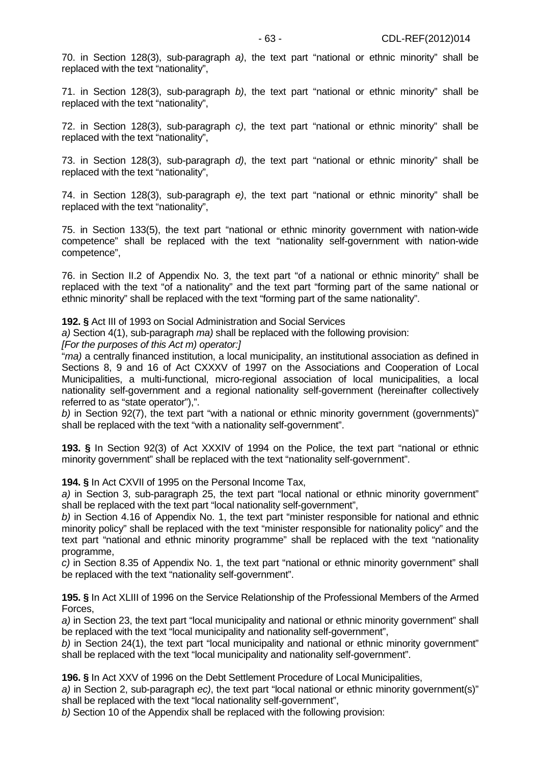70. in Section 128(3), sub-paragraph *a)*, the text part "national or ethnic minority" shall be replaced with the text "nationality",

71. in Section 128(3), sub-paragraph *b)*, the text part "national or ethnic minority" shall be replaced with the text "nationality",

72. in Section 128(3), sub-paragraph *c)*, the text part "national or ethnic minority" shall be replaced with the text "nationality",

73. in Section 128(3), sub-paragraph *d)*, the text part "national or ethnic minority" shall be replaced with the text "nationality",

74. in Section 128(3), sub-paragraph *e)*, the text part "national or ethnic minority" shall be replaced with the text "nationality",

75. in Section 133(5), the text part "national or ethnic minority government with nation-wide competence" shall be replaced with the text "nationality self-government with nation-wide competence",

76. in Section II.2 of Appendix No. 3, the text part "of a national or ethnic minority" shall be replaced with the text "of a nationality" and the text part "forming part of the same national or ethnic minority" shall be replaced with the text "forming part of the same nationality".

**192. §** Act III of 1993 on Social Administration and Social Services
*a)* Section 4(1), sub-paragraph *ma)* shall be replaced with the following provision:
*[For the purposes of this Act m) operator:]*
"*ma)* a centrally financed institution, a local municipality, an institutional association as defined in Sections 8, 9 and 16 of Act CXXXV of 1997 on the Associations and Cooperation of Local Municipalities, a multi-functional, micro-regional association of local municipalities, a local nationality self-government and a regional nationality self-government (hereinafter collectively referred to as "state operator"),".
*b)* in Section 92(7), the text part "with a national or ethnic minority government (governments)" shall be replaced with the text "with a nationality self-government".

**193. §** In Section 92(3) of Act XXXIV of 1994 on the Police, the text part "national or ethnic minority government" shall be replaced with the text "nationality self-government".

**194. §** In Act CXVII of 1995 on the Personal Income Tax,
*a)* in Section 3, sub-paragraph 25, the text part "local national or ethnic minority government" shall be replaced with the text part "local nationality self-government",
*b)* in Section 4.16 of Appendix No. 1, the text part "minister responsible for national and ethnic minority policy" shall be replaced with the text "minister responsible for nationality policy" and the text part "national and ethnic minority programme" shall be replaced with the text "nationality programme,
*c)* in Section 8.35 of Appendix No. 1, the text part "national or ethnic minority government" shall be replaced with the text "nationality self-government".

**195. §** In Act XLIII of 1996 on the Service Relationship of the Professional Members of the Armed Forces,
*a)* in Section 23, the text part "local municipality and national or ethnic minority government" shall be replaced with the text "local municipality and nationality self-government",
*b)* in Section 24(1), the text part "local municipality and national or ethnic minority government" shall be replaced with the text "local municipality and nationality self-government".

**196. §** In Act XXV of 1996 on the Debt Settlement Procedure of Local Municipalities,
*a)* in Section 2, sub-paragraph *ec)*, the text part "local national or ethnic minority government(s)" shall be replaced with the text "local nationality self-government",
*b)* Section 10 of the Appendix shall be replaced with the following provision: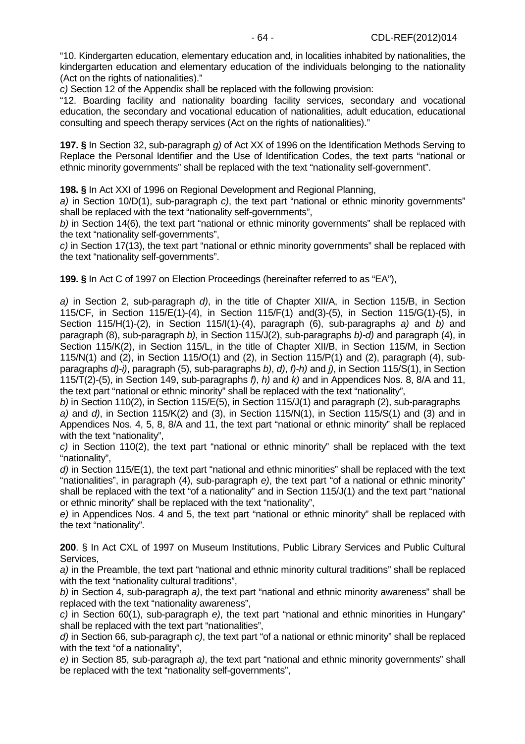"10. Kindergarten education, elementary education and, in localities inhabited by nationalities, the kindergarten education and elementary education of the individuals belonging to the nationality (Act on the rights of nationalities)."

*c)* Section 12 of the Appendix shall be replaced with the following provision:

"12. Boarding facility and nationality boarding facility services, secondary and vocational education, the secondary and vocational education of nationalities, adult education, educational consulting and speech therapy services (Act on the rights of nationalities)."

**197. §** In Section 32, sub-paragraph *g)* of Act XX of 1996 on the Identification Methods Serving to Replace the Personal Identifier and the Use of Identification Codes, the text parts "national or ethnic minority governments" shall be replaced with the text "nationality self-government".

**198. §** In Act XXI of 1996 on Regional Development and Regional Planning,

*a)* in Section 10/D(1), sub-paragraph *c)*, the text part "national or ethnic minority governments" shall be replaced with the text "nationality self-governments",

*b)* in Section 14(6), the text part "national or ethnic minority governments" shall be replaced with the text "nationality self-governments",

*c)* in Section 17(13), the text part "national or ethnic minority governments" shall be replaced with the text "nationality self-governments".

**199. §** In Act C of 1997 on Election Proceedings (hereinafter referred to as "EA"),

*a)* in Section 2, sub-paragraph *d)*, in the title of Chapter XII/A, in Section 115/B, in Section 115/CF, in Section 115/E(1)-(4), in Section 115/F(1) and(3)-(5), in Section 115/G(1)-(5), in Section 115/H(1)-(2), in Section 115/I(1)-(4), paragraph (6), sub-paragraphs *a)* and *b)* and paragraph (8), sub-paragraph *b)*, in Section 115/J(2), sub-paragraphs *b)-d)* and paragraph (4), in Section 115/K(2), in Section 115/L, in the title of Chapter XII/B, in Section 115/M, in Section 115/N(1) and (2), in Section 115/O(1) and (2), in Section 115/P(1) and (2), paragraph (4), sub-paragraphs *d)-i)*, paragraph (5), sub-paragraphs *b)*, *d)*, *f)-h)* and *j)*, in Section 115/S(1), in Section 115/T(2)-(5), in Section 149, sub-paragraphs *f)*, *h)* and *k)* and in Appendices Nos. 8, 8/A and 11, the text part "national or ethnic minority" shall be replaced with the text "nationality",

*b)* in Section 110(2), in Section 115/E(5), in Section 115/J(1) and paragraph (2), sub-paragraphs *a)* and *d)*, in Section 115/K(2) and (3), in Section 115/N(1), in Section 115/S(1) and (3) and in Appendices Nos. 4, 5, 8, 8/A and 11, the text part "national or ethnic minority" shall be replaced with the text "nationality",

*c)* in Section 110(2), the text part "national or ethnic minority" shall be replaced with the text "nationality",

*d)* in Section 115/E(1), the text part "national and ethnic minorities" shall be replaced with the text "nationalities", in paragraph (4), sub-paragraph *e)*, the text part "of a national or ethnic minority" shall be replaced with the text "of a nationality" and in Section 115/J(1) and the text part "national or ethnic minority" shall be replaced with the text "nationality",

*e)* in Appendices Nos. 4 and 5, the text part "national or ethnic minority" shall be replaced with the text "nationality".

**200**. § In Act CXL of 1997 on Museum Institutions, Public Library Services and Public Cultural Services,

*a)* in the Preamble, the text part "national and ethnic minority cultural traditions" shall be replaced with the text "nationality cultural traditions",

*b)* in Section 4, sub-paragraph *a)*, the text part "national and ethnic minority awareness" shall be replaced with the text "nationality awareness",

*c)* in Section 60(1), sub-paragraph *e)*, the text part "national and ethnic minorities in Hungary" shall be replaced with the text part "nationalities",

*d)* in Section 66, sub-paragraph *c)*, the text part "of a national or ethnic minority" shall be replaced with the text "of a nationality",

*e)* in Section 85, sub-paragraph *a)*, the text part "national and ethnic minority governments" shall be replaced with the text "nationality self-governments",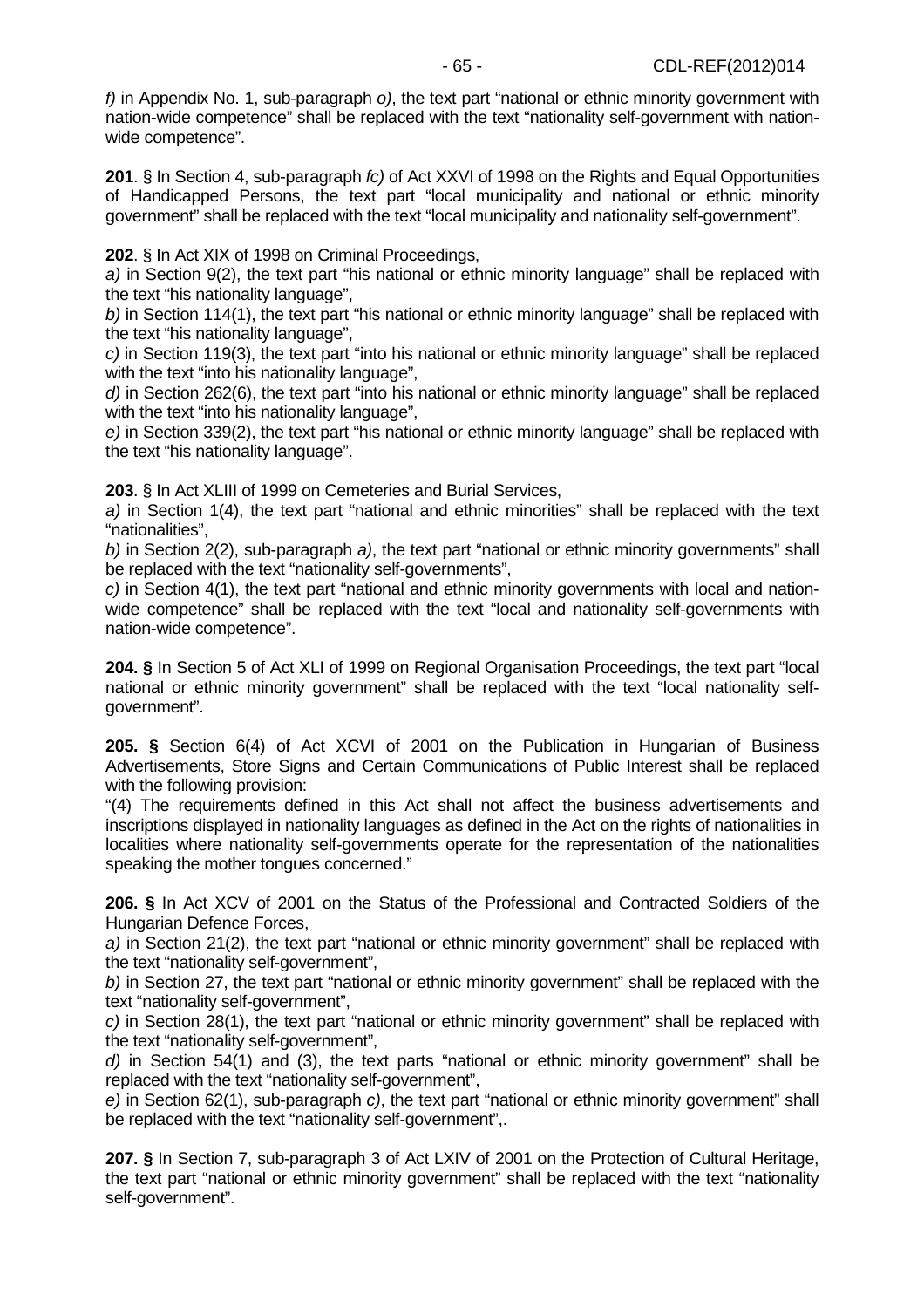*f)* in Appendix No. 1, sub-paragraph *o)*, the text part "national or ethnic minority government with nation-wide competence" shall be replaced with the text "nationality self-government with nation-wide competence".

**201**. § In Section 4, sub-paragraph *fc)* of Act XXVI of 1998 on the Rights and Equal Opportunities of Handicapped Persons, the text part "local municipality and national or ethnic minority government" shall be replaced with the text "local municipality and nationality self-government".

**202**. § In Act XIX of 1998 on Criminal Proceedings,

*a)* in Section 9(2), the text part "his national or ethnic minority language" shall be replaced with the text "his nationality language",

*b)* in Section 114(1), the text part "his national or ethnic minority language" shall be replaced with the text "his nationality language",

*c)* in Section 119(3), the text part "into his national or ethnic minority language" shall be replaced with the text "into his nationality language",

*d)* in Section 262(6), the text part "into his national or ethnic minority language" shall be replaced with the text "into his nationality language",

*e)* in Section 339(2), the text part "his national or ethnic minority language" shall be replaced with the text "his nationality language".

**203**. § In Act XLIII of 1999 on Cemeteries and Burial Services,

*a)* in Section 1(4), the text part "national and ethnic minorities" shall be replaced with the text "nationalities",

*b)* in Section 2(2), sub-paragraph *a)*, the text part "national or ethnic minority governments" shall be replaced with the text "nationality self-governments",

*c)* in Section 4(1), the text part "national and ethnic minority governments with local and nation-wide competence" shall be replaced with the text "local and nationality self-governments with nation-wide competence".

**204. §** In Section 5 of Act XLI of 1999 on Regional Organisation Proceedings, the text part "local national or ethnic minority government" shall be replaced with the text "local nationality self-government".

**205. §** Section 6(4) of Act XCVI of 2001 on the Publication in Hungarian of Business Advertisements, Store Signs and Certain Communications of Public Interest shall be replaced with the following provision:

"(4) The requirements defined in this Act shall not affect the business advertisements and inscriptions displayed in nationality languages as defined in the Act on the rights of nationalities in localities where nationality self-governments operate for the representation of the nationalities speaking the mother tongues concerned."

**206. §** In Act XCV of 2001 on the Status of the Professional and Contracted Soldiers of the Hungarian Defence Forces,

*a)* in Section 21(2), the text part "national or ethnic minority government" shall be replaced with the text "nationality self-government",

*b)* in Section 27, the text part "national or ethnic minority government" shall be replaced with the text "nationality self-government",

*c)* in Section 28(1), the text part "national or ethnic minority government" shall be replaced with the text "nationality self-government",

*d)* in Section 54(1) and (3), the text parts "national or ethnic minority government" shall be replaced with the text "nationality self-government",

*e)* in Section 62(1), sub-paragraph *c)*, the text part "national or ethnic minority government" shall be replaced with the text "nationality self-government",.

**207. §** In Section 7, sub-paragraph 3 of Act LXIV of 2001 on the Protection of Cultural Heritage, the text part "national or ethnic minority government" shall be replaced with the text "nationality self-government".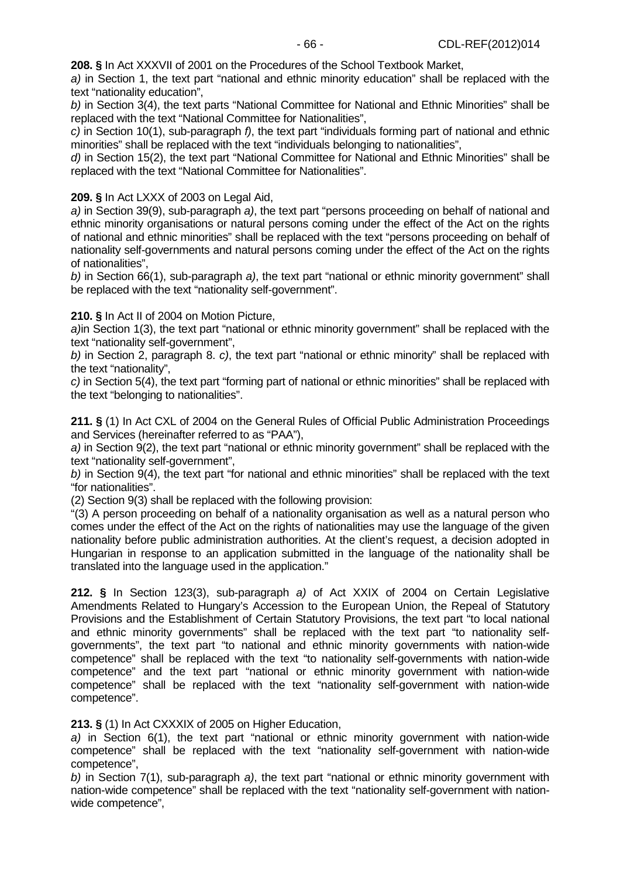**208. §** In Act XXXVII of 2001 on the Procedures of the School Textbook Market,

*a)* in Section 1, the text part "national and ethnic minority education" shall be replaced with the text "nationality education",

*b)* in Section 3(4), the text parts "National Committee for National and Ethnic Minorities" shall be replaced with the text "National Committee for Nationalities",

*c)* in Section 10(1), sub-paragraph *f)*, the text part "individuals forming part of national and ethnic minorities" shall be replaced with the text "individuals belonging to nationalities",

*d)* in Section 15(2), the text part "National Committee for National and Ethnic Minorities" shall be replaced with the text "National Committee for Nationalities".

**209. §** In Act LXXX of 2003 on Legal Aid,

*a)* in Section 39(9), sub-paragraph *a)*, the text part "persons proceeding on behalf of national and ethnic minority organisations or natural persons coming under the effect of the Act on the rights of national and ethnic minorities" shall be replaced with the text "persons proceeding on behalf of nationality self-governments and natural persons coming under the effect of the Act on the rights of nationalities",

*b)* in Section 66(1), sub-paragraph *a)*, the text part "national or ethnic minority government" shall be replaced with the text "nationality self-government".

**210. §** In Act II of 2004 on Motion Picture,

*a)*in Section 1(3), the text part "national or ethnic minority government" shall be replaced with the text "nationality self-government",

*b)* in Section 2, paragraph 8. *c)*, the text part "national or ethnic minority" shall be replaced with the text "nationality",

*c)* in Section 5(4), the text part "forming part of national or ethnic minorities" shall be replaced with the text "belonging to nationalities".

**211. §** (1) In Act CXL of 2004 on the General Rules of Official Public Administration Proceedings and Services (hereinafter referred to as "PAA"),

*a)* in Section 9(2), the text part "national or ethnic minority government" shall be replaced with the text "nationality self-government",

*b)* in Section 9(4), the text part "for national and ethnic minorities" shall be replaced with the text "for nationalities".

(2) Section 9(3) shall be replaced with the following provision:

"(3) A person proceeding on behalf of a nationality organisation as well as a natural person who comes under the effect of the Act on the rights of nationalities may use the language of the given nationality before public administration authorities. At the client's request, a decision adopted in Hungarian in response to an application submitted in the language of the nationality shall be translated into the language used in the application."

**212. §** In Section 123(3), sub-paragraph *a)* of Act XXIX of 2004 on Certain Legislative Amendments Related to Hungary's Accession to the European Union, the Repeal of Statutory Provisions and the Establishment of Certain Statutory Provisions, the text part "to local national and ethnic minority governments" shall be replaced with the text part "to nationality self-governments", the text part "to national and ethnic minority governments with nation-wide competence" shall be replaced with the text "to nationality self-governments with nation-wide competence" and the text part "national or ethnic minority government with nation-wide competence" shall be replaced with the text "nationality self-government with nation-wide competence".

**213. §** (1) In Act CXXXIX of 2005 on Higher Education,

*a)* in Section 6(1), the text part "national or ethnic minority government with nation-wide competence" shall be replaced with the text "nationality self-government with nation-wide competence",

*b)* in Section 7(1), sub-paragraph *a)*, the text part "national or ethnic minority government with nation-wide competence" shall be replaced with the text "nationality self-government with nation-wide competence",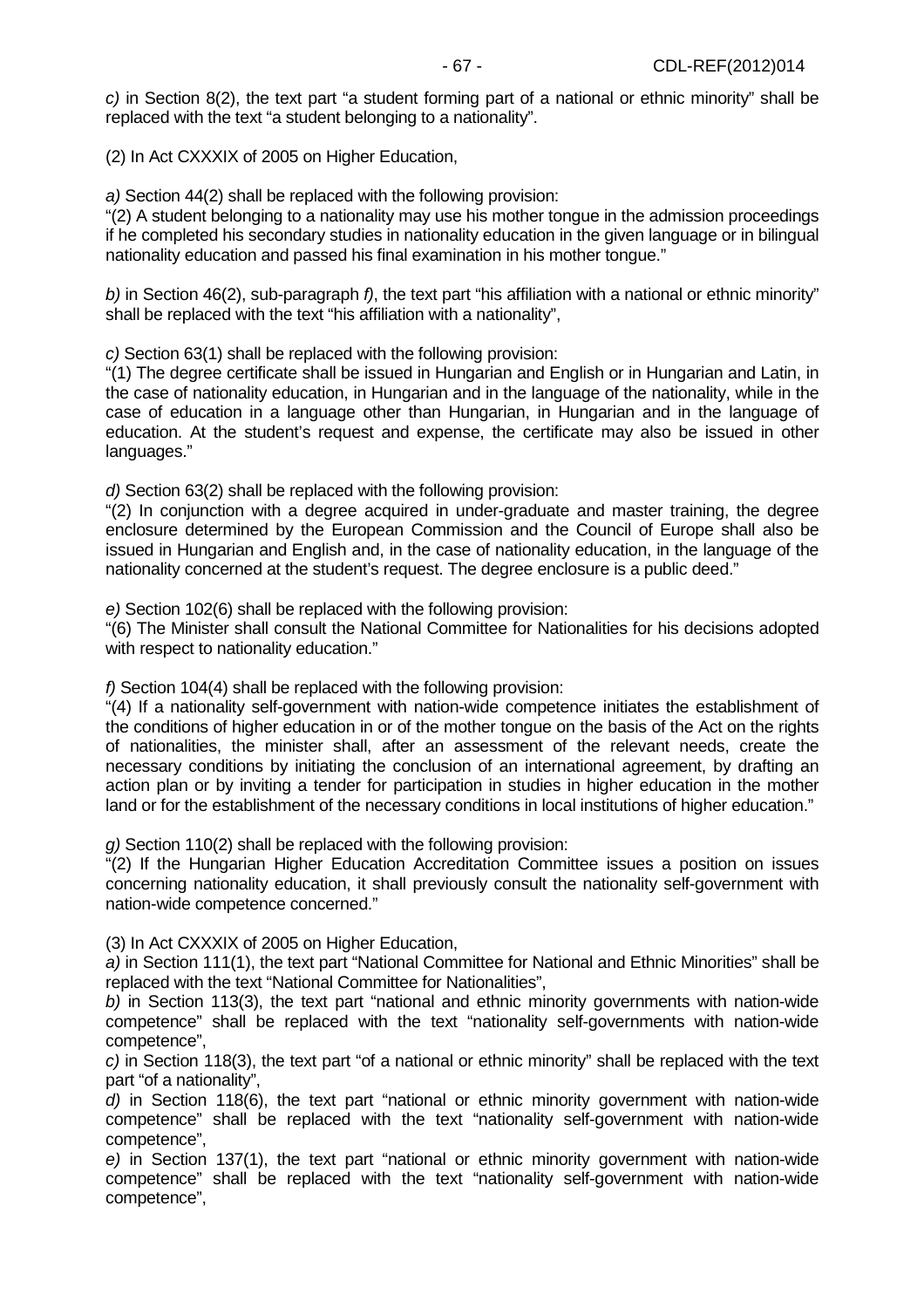*c)* in Section 8(2), the text part “a student forming part of a national or ethnic minority” shall be replaced with the text “a student belonging to a nationality”.

(2) In Act CXXXIX of 2005 on Higher Education,

*a)* Section 44(2) shall be replaced with the following provision:
“(2) A student belonging to a nationality may use his mother tongue in the admission proceedings if he completed his secondary studies in nationality education in the given language or in bilingual nationality education and passed his final examination in his mother tongue.”

*b)* in Section 46(2), sub-paragraph *f)*, the text part “his affiliation with a national or ethnic minority” shall be replaced with the text “his affiliation with a nationality”,

*c)* Section 63(1) shall be replaced with the following provision:
“(1) The degree certificate shall be issued in Hungarian and English or in Hungarian and Latin, in the case of nationality education, in Hungarian and in the language of the nationality, while in the case of education in a language other than Hungarian, in Hungarian and in the language of education. At the student’s request and expense, the certificate may also be issued in other languages.”

*d)* Section 63(2) shall be replaced with the following provision:
“(2) In conjunction with a degree acquired in under-graduate and master training, the degree enclosure determined by the European Commission and the Council of Europe shall also be issued in Hungarian and English and, in the case of nationality education, in the language of the nationality concerned at the student's request. The degree enclosure is a public deed.”

*e)* Section 102(6) shall be replaced with the following provision:
“(6) The Minister shall consult the National Committee for Nationalities for his decisions adopted with respect to nationality education.”

*f)* Section 104(4) shall be replaced with the following provision:
“(4) If a nationality self-government with nation-wide competence initiates the establishment of the conditions of higher education in or of the mother tongue on the basis of the Act on the rights of nationalities, the minister shall, after an assessment of the relevant needs, create the necessary conditions by initiating the conclusion of an international agreement, by drafting an action plan or by inviting a tender for participation in studies in higher education in the mother land or for the establishment of the necessary conditions in local institutions of higher education.”

*g)* Section 110(2) shall be replaced with the following provision:
“(2) If the Hungarian Higher Education Accreditation Committee issues a position on issues concerning nationality education, it shall previously consult the nationality self-government with nation-wide competence concerned.”

(3) In Act CXXXIX of 2005 on Higher Education,
*a)* in Section 111(1), the text part “National Committee for National and Ethnic Minorities” shall be replaced with the text “National Committee for Nationalities”,
*b)* in Section 113(3), the text part “national and ethnic minority governments with nation-wide competence” shall be replaced with the text “nationality self-governments with nation-wide competence”,
*c)* in Section 118(3), the text part “of a national or ethnic minority” shall be replaced with the text part “of a nationality”,
*d)* in Section 118(6), the text part “national or ethnic minority government with nation-wide competence” shall be replaced with the text “nationality self-government with nation-wide competence”,
*e)* in Section 137(1), the text part “national or ethnic minority government with nation-wide competence” shall be replaced with the text “nationality self-government with nation-wide competence”,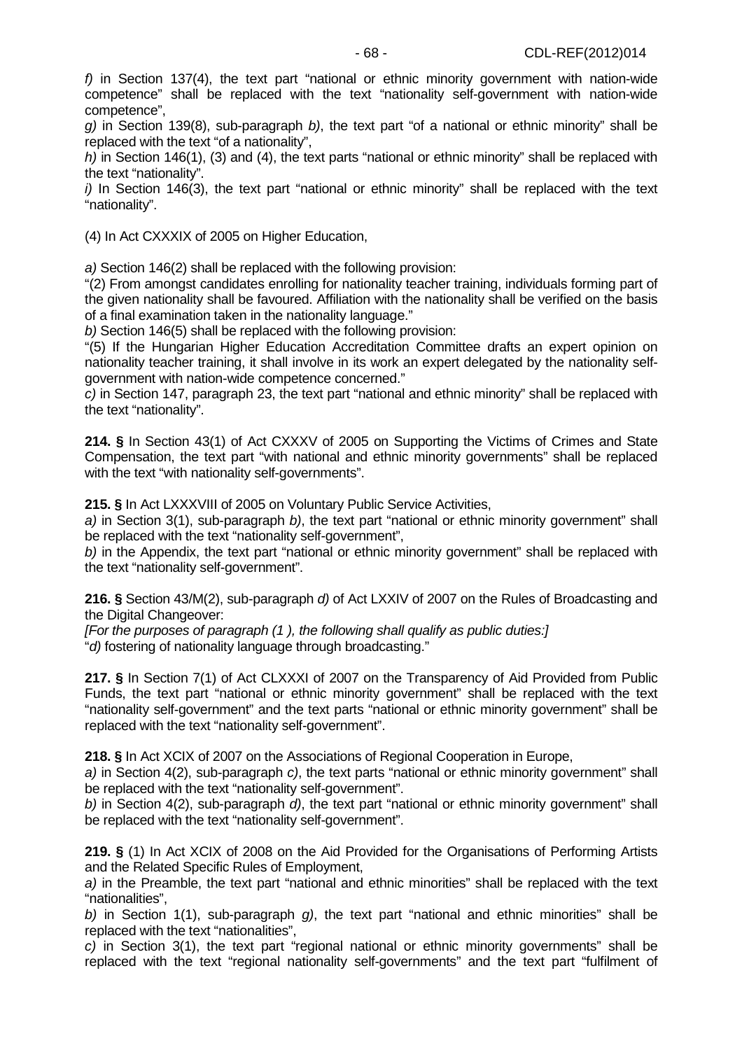*f)* in Section 137(4), the text part "national or ethnic minority government with nation-wide competence" shall be replaced with the text "nationality self-government with nation-wide competence",

*g)* in Section 139(8), sub-paragraph *b)*, the text part "of a national or ethnic minority" shall be replaced with the text "of a nationality",

*h)* in Section 146(1), (3) and (4), the text parts "national or ethnic minority" shall be replaced with the text "nationality".

*i)* In Section 146(3), the text part "national or ethnic minority" shall be replaced with the text "nationality".

(4) In Act CXXXIX of 2005 on Higher Education,

*a)* Section 146(2) shall be replaced with the following provision:

"(2) From amongst candidates enrolling for nationality teacher training, individuals forming part of the given nationality shall be favoured. Affiliation with the nationality shall be verified on the basis of a final examination taken in the nationality language."

*b)* Section 146(5) shall be replaced with the following provision:

"(5) If the Hungarian Higher Education Accreditation Committee drafts an expert opinion on nationality teacher training, it shall involve in its work an expert delegated by the nationality self-government with nation-wide competence concerned."

*c)* in Section 147, paragraph 23, the text part "national and ethnic minority" shall be replaced with the text "nationality".

**214. §** In Section 43(1) of Act CXXXV of 2005 on Supporting the Victims of Crimes and State Compensation, the text part "with national and ethnic minority governments" shall be replaced with the text "with nationality self-governments".

**215. §** In Act LXXXVIII of 2005 on Voluntary Public Service Activities,

*a)* in Section 3(1), sub-paragraph *b)*, the text part "national or ethnic minority government" shall be replaced with the text "nationality self-government",

*b)* in the Appendix, the text part "national or ethnic minority government" shall be replaced with the text "nationality self-government".

**216. §** Section 43/M(2), sub-paragraph *d)* of Act LXXIV of 2007 on the Rules of Broadcasting and the Digital Changeover:

*[For the purposes of paragraph (1 ), the following shall qualify as public duties:]*

"*d)* fostering of nationality language through broadcasting."

**217. §** In Section 7(1) of Act CLXXXI of 2007 on the Transparency of Aid Provided from Public Funds, the text part "national or ethnic minority government" shall be replaced with the text "nationality self-government" and the text parts "national or ethnic minority government" shall be replaced with the text "nationality self-government".

**218. §** In Act XCIX of 2007 on the Associations of Regional Cooperation in Europe,

*a)* in Section 4(2), sub-paragraph *c)*, the text parts "national or ethnic minority government" shall be replaced with the text "nationality self-government".

*b)* in Section 4(2), sub-paragraph *d)*, the text part "national or ethnic minority government" shall be replaced with the text "nationality self-government".

**219. §** (1) In Act XCIX of 2008 on the Aid Provided for the Organisations of Performing Artists and the Related Specific Rules of Employment,

*a)* in the Preamble, the text part "national and ethnic minorities" shall be replaced with the text "nationalities",

*b)* in Section 1(1), sub-paragraph *g)*, the text part "national and ethnic minorities" shall be replaced with the text "nationalities",

*c)* in Section 3(1), the text part "regional national or ethnic minority governments" shall be replaced with the text "regional nationality self-governments" and the text part "fulfilment of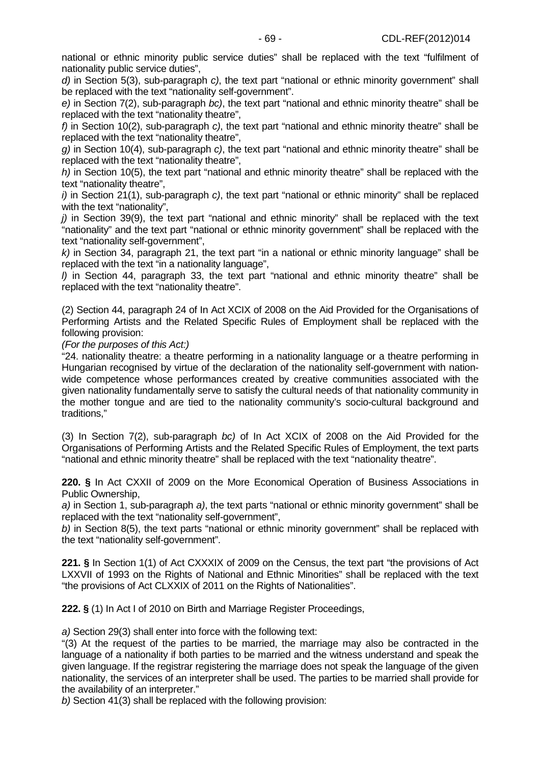national or ethnic minority public service duties" shall be replaced with the text "fulfilment of nationality public service duties",

*d)* in Section 5(3), sub-paragraph *c)*, the text part "national or ethnic minority government" shall be replaced with the text "nationality self-government".

*e)* in Section 7(2), sub-paragraph *bc)*, the text part "national and ethnic minority theatre" shall be replaced with the text "nationality theatre",

*f)* in Section 10(2), sub-paragraph *c)*, the text part "national and ethnic minority theatre" shall be replaced with the text "nationality theatre",

*g)* in Section 10(4), sub-paragraph *c)*, the text part "national and ethnic minority theatre" shall be replaced with the text "nationality theatre",

*h)* in Section 10(5), the text part "national and ethnic minority theatre" shall be replaced with the text "nationality theatre",

*i)* in Section 21(1), sub-paragraph *c)*, the text part "national or ethnic minority" shall be replaced with the text "nationality",

*j)* in Section 39(9), the text part "national and ethnic minority" shall be replaced with the text "nationality" and the text part "national or ethnic minority government" shall be replaced with the text "nationality self-government",

*k)* in Section 34, paragraph 21, the text part "in a national or ethnic minority language" shall be replaced with the text "in a nationality language",

*l)* in Section 44, paragraph 33, the text part "national and ethnic minority theatre" shall be replaced with the text "nationality theatre".

(2) Section 44, paragraph 24 of In Act XCIX of 2008 on the Aid Provided for the Organisations of Performing Artists and the Related Specific Rules of Employment shall be replaced with the following provision:

*(For the purposes of this Act:)*

"24. nationality theatre: a theatre performing in a nationality language or a theatre performing in Hungarian recognised by virtue of the declaration of the nationality self-government with nation-wide competence whose performances created by creative communities associated with the given nationality fundamentally serve to satisfy the cultural needs of that nationality community in the mother tongue and are tied to the nationality community's socio-cultural background and traditions,"

(3) In Section 7(2), sub-paragraph *bc)* of In Act XCIX of 2008 on the Aid Provided for the Organisations of Performing Artists and the Related Specific Rules of Employment, the text parts "national and ethnic minority theatre" shall be replaced with the text "nationality theatre".

**220. §** In Act CXXII of 2009 on the More Economical Operation of Business Associations in Public Ownership,

*a)* in Section 1, sub-paragraph *a)*, the text parts "national or ethnic minority government" shall be replaced with the text "nationality self-government",

*b)* in Section 8(5), the text parts "national or ethnic minority government" shall be replaced with the text "nationality self-government".

**221. §** In Section 1(1) of Act CXXXIX of 2009 on the Census, the text part "the provisions of Act LXXVII of 1993 on the Rights of National and Ethnic Minorities" shall be replaced with the text "the provisions of Act CLXXIX of 2011 on the Rights of Nationalities".

**222. §** (1) In Act I of 2010 on Birth and Marriage Register Proceedings,

*a)* Section 29(3) shall enter into force with the following text:

"(3) At the request of the parties to be married, the marriage may also be contracted in the language of a nationality if both parties to be married and the witness understand and speak the given language. If the registrar registering the marriage does not speak the language of the given nationality, the services of an interpreter shall be used. The parties to be married shall provide for the availability of an interpreter."

*b)* Section 41(3) shall be replaced with the following provision: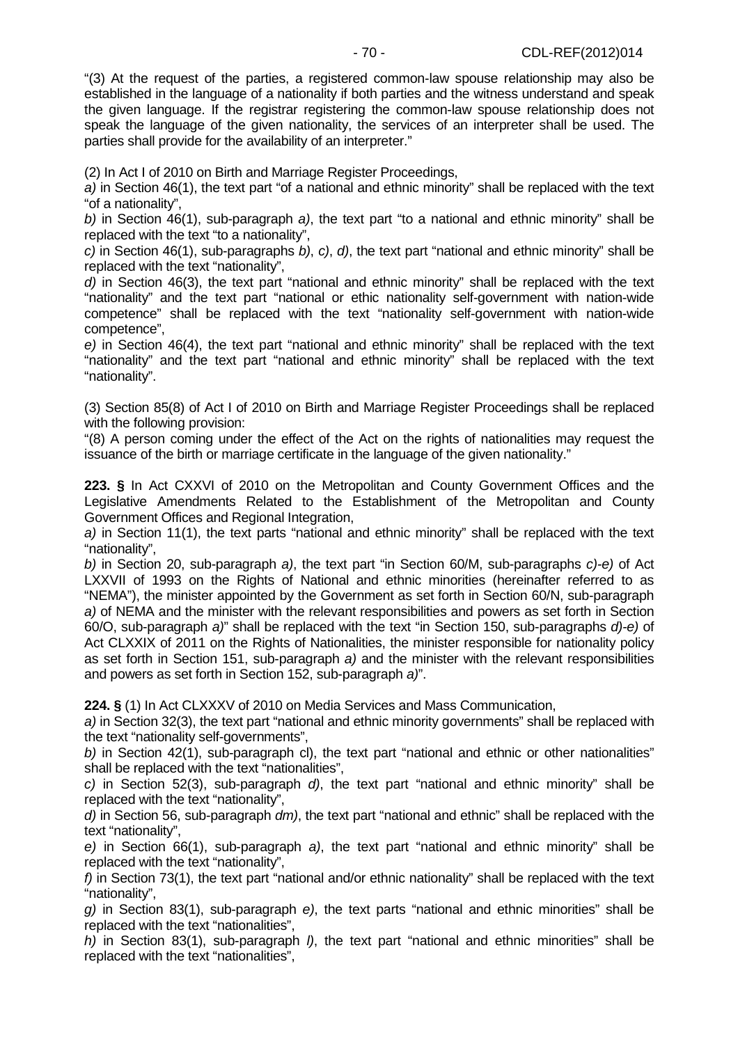"(3) At the request of the parties, a registered common-law spouse relationship may also be established in the language of a nationality if both parties and the witness understand and speak the given language. If the registrar registering the common-law spouse relationship does not speak the language of the given nationality, the services of an interpreter shall be used. The parties shall provide for the availability of an interpreter."

(2) In Act I of 2010 on Birth and Marriage Register Proceedings,

*a)* in Section 46(1), the text part "of a national and ethnic minority" shall be replaced with the text "of a nationality",

*b)* in Section 46(1), sub-paragraph *a)*, the text part "to a national and ethnic minority" shall be replaced with the text "to a nationality",

*c)* in Section 46(1), sub-paragraphs *b)*, *c)*, *d)*, the text part "national and ethnic minority" shall be replaced with the text "nationality",

*d)* in Section 46(3), the text part "national and ethnic minority" shall be replaced with the text "nationality" and the text part "national or ethic nationality self-government with nation-wide competence" shall be replaced with the text "nationality self-government with nation-wide competence",

*e)* in Section 46(4), the text part "national and ethnic minority" shall be replaced with the text "nationality" and the text part "national and ethnic minority" shall be replaced with the text "nationality".

(3) Section 85(8) of Act I of 2010 on Birth and Marriage Register Proceedings shall be replaced with the following provision:

"(8) A person coming under the effect of the Act on the rights of nationalities may request the issuance of the birth or marriage certificate in the language of the given nationality."

**223. §** In Act CXXVI of 2010 on the Metropolitan and County Government Offices and the Legislative Amendments Related to the Establishment of the Metropolitan and County Government Offices and Regional Integration,

*a)* in Section 11(1), the text parts "national and ethnic minority" shall be replaced with the text "nationality",

*b)* in Section 20, sub-paragraph *a)*, the text part "in Section 60/M, sub-paragraphs *c)-e)* of Act LXXVII of 1993 on the Rights of National and ethnic minorities (hereinafter referred to as "NEMA"), the minister appointed by the Government as set forth in Section 60/N, sub-paragraph *a)* of NEMA and the minister with the relevant responsibilities and powers as set forth in Section 60/O, sub-paragraph *a)*" shall be replaced with the text "in Section 150, sub-paragraphs *d)-e)* of Act CLXXIX of 2011 on the Rights of Nationalities, the minister responsible for nationality policy as set forth in Section 151, sub-paragraph *a)* and the minister with the relevant responsibilities and powers as set forth in Section 152, sub-paragraph *a)*".

**224. §** (1) In Act CLXXXV of 2010 on Media Services and Mass Communication,

*a)* in Section 32(3), the text part "national and ethnic minority governments" shall be replaced with the text "nationality self-governments",

*b)* in Section 42(1), sub-paragraph cl), the text part "national and ethnic or other nationalities" shall be replaced with the text "nationalities",

*c)* in Section 52(3), sub-paragraph *d)*, the text part "national and ethnic minority" shall be replaced with the text "nationality",

*d)* in Section 56, sub-paragraph *dm)*, the text part "national and ethnic" shall be replaced with the text "nationality",

*e)* in Section 66(1), sub-paragraph *a)*, the text part "national and ethnic minority" shall be replaced with the text "nationality",

*f)* in Section 73(1), the text part "national and/or ethnic nationality" shall be replaced with the text "nationality",

*g)* in Section 83(1), sub-paragraph *e)*, the text parts "national and ethnic minorities" shall be replaced with the text "nationalities",

*h)* in Section 83(1), sub-paragraph *l)*, the text part "national and ethnic minorities" shall be replaced with the text "nationalities",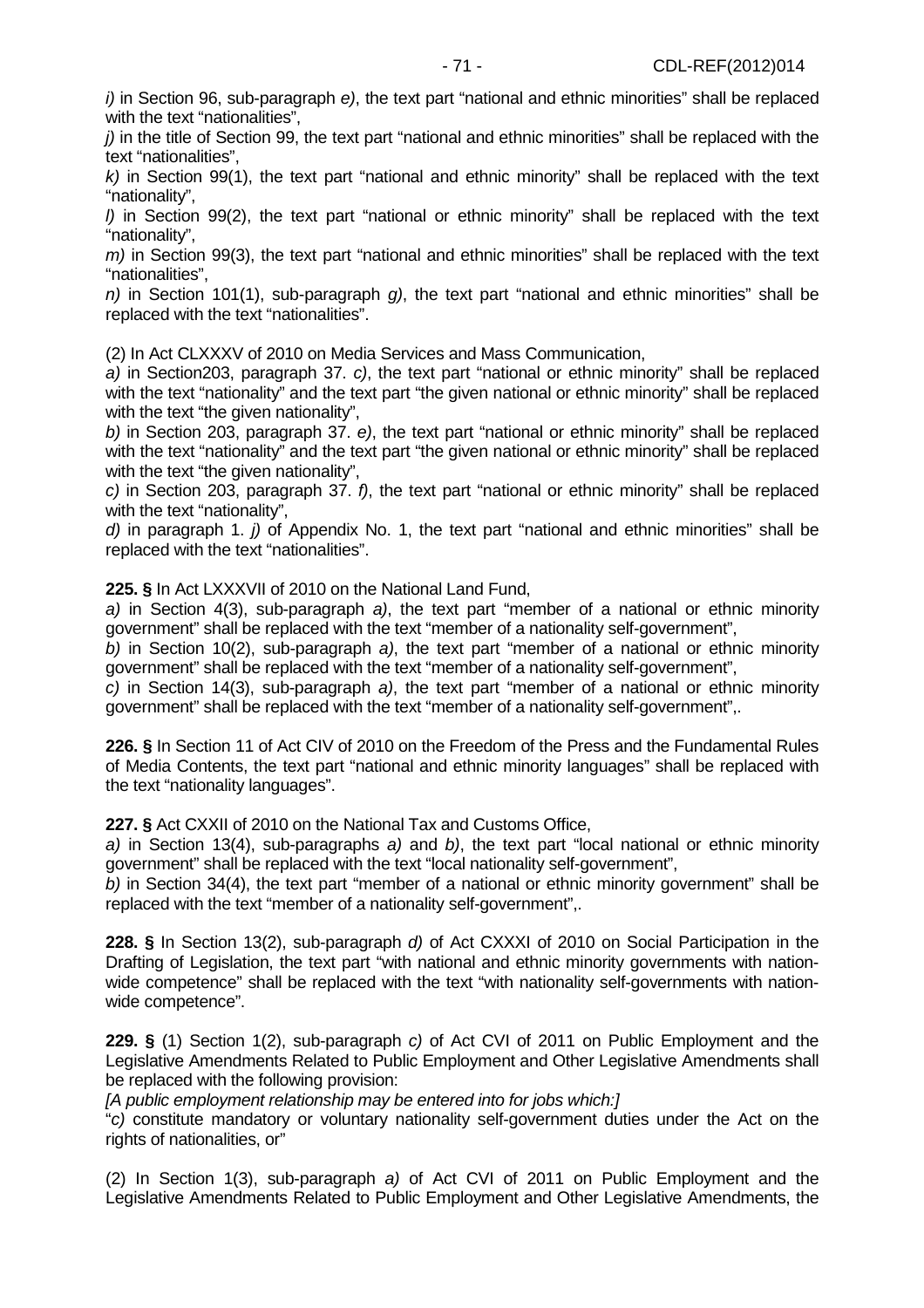*i)* in Section 96, sub-paragraph *e)*, the text part "national and ethnic minorities" shall be replaced with the text "nationalities",

*j)* in the title of Section 99, the text part "national and ethnic minorities" shall be replaced with the text "nationalities",

*k)* in Section 99(1), the text part "national and ethnic minority" shall be replaced with the text "nationality",

*l)* in Section 99(2), the text part "national or ethnic minority" shall be replaced with the text "nationality",

*m)* in Section 99(3), the text part "national and ethnic minorities" shall be replaced with the text "nationalities",

*n)* in Section 101(1), sub-paragraph *g)*, the text part "national and ethnic minorities" shall be replaced with the text "nationalities".

(2) In Act CLXXXV of 2010 on Media Services and Mass Communication,

*a)* in Section203, paragraph 37. *c)*, the text part "national or ethnic minority" shall be replaced with the text "nationality" and the text part "the given national or ethnic minority" shall be replaced with the text "the given nationality",

*b)* in Section 203, paragraph 37. *e)*, the text part "national or ethnic minority" shall be replaced with the text "nationality" and the text part "the given national or ethnic minority" shall be replaced with the text "the given nationality",

*c)* in Section 203, paragraph 37. *f)*, the text part "national or ethnic minority" shall be replaced with the text "nationality",

*d)* in paragraph 1. *j)* of Appendix No. 1, the text part "national and ethnic minorities" shall be replaced with the text "nationalities".

**225. §** In Act LXXXVII of 2010 on the National Land Fund,

*a)* in Section 4(3), sub-paragraph *a)*, the text part "member of a national or ethnic minority government" shall be replaced with the text "member of a nationality self-government",

*b)* in Section 10(2), sub-paragraph *a)*, the text part "member of a national or ethnic minority government" shall be replaced with the text "member of a nationality self-government",

*c)* in Section 14(3), sub-paragraph *a)*, the text part "member of a national or ethnic minority government" shall be replaced with the text "member of a nationality self-government",.

**226. §** In Section 11 of Act CIV of 2010 on the Freedom of the Press and the Fundamental Rules of Media Contents, the text part "national and ethnic minority languages" shall be replaced with the text "nationality languages".

**227. §** Act CXXII of 2010 on the National Tax and Customs Office,

*a)* in Section 13(4), sub-paragraphs *a)* and *b)*, the text part "local national or ethnic minority government" shall be replaced with the text "local nationality self-government",

*b)* in Section 34(4), the text part "member of a national or ethnic minority government" shall be replaced with the text "member of a nationality self-government",.

**228. §** In Section 13(2), sub-paragraph *d)* of Act CXXXI of 2010 on Social Participation in the Drafting of Legislation, the text part "with national and ethnic minority governments with nation-wide competence" shall be replaced with the text "with nationality self-governments with nation-wide competence".

**229. §** (1) Section 1(2), sub-paragraph *c)* of Act CVI of 2011 on Public Employment and the Legislative Amendments Related to Public Employment and Other Legislative Amendments shall be replaced with the following provision:

*[A public employment relationship may be entered into for jobs which:]*

"*c)* constitute mandatory or voluntary nationality self-government duties under the Act on the rights of nationalities, or"

(2) In Section 1(3), sub-paragraph *a)* of Act CVI of 2011 on Public Employment and the Legislative Amendments Related to Public Employment and Other Legislative Amendments, the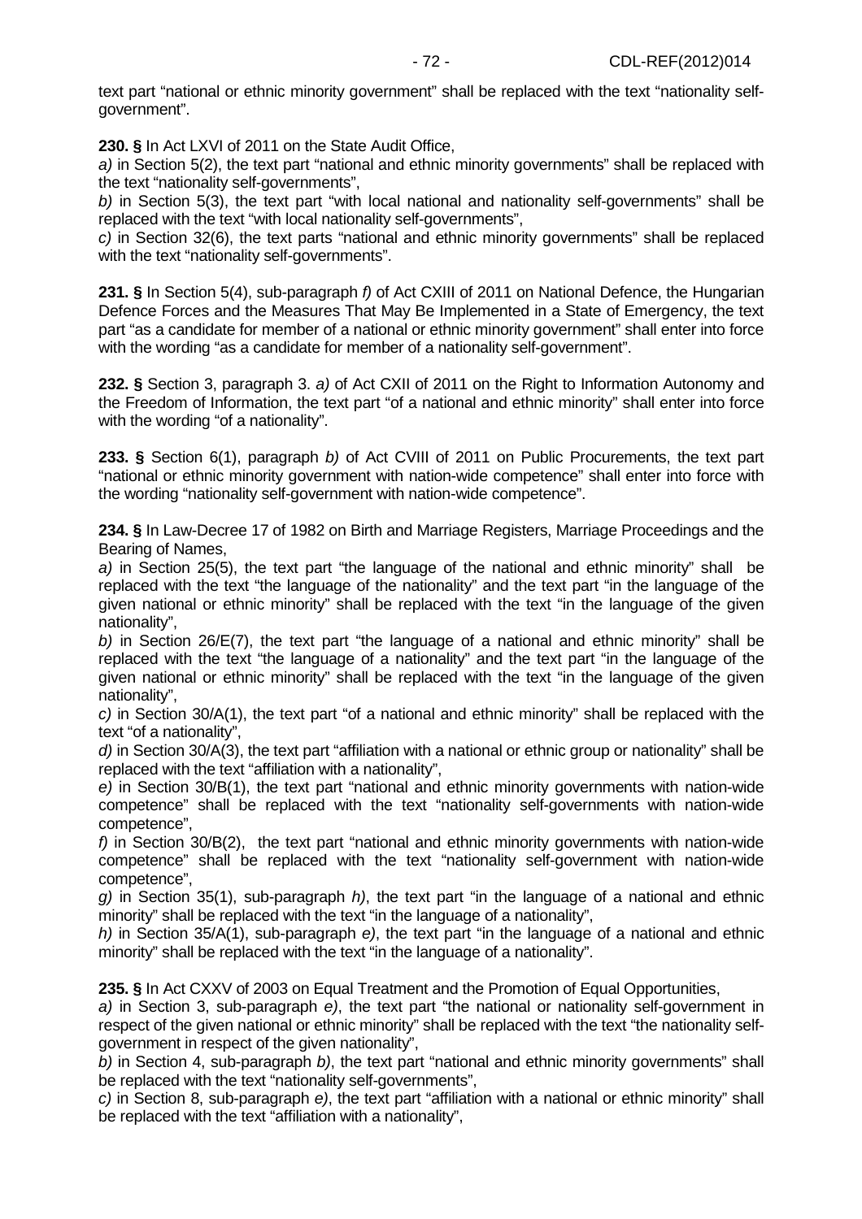text part "national or ethnic minority government" shall be replaced with the text "nationality self-government".

**230. §** In Act LXVI of 2011 on the State Audit Office,
*a)* in Section 5(2), the text part "national and ethnic minority governments" shall be replaced with the text "nationality self-governments",
*b)* in Section 5(3), the text part "with local national and nationality self-governments" shall be replaced with the text "with local nationality self-governments",
*c)* in Section 32(6), the text parts "national and ethnic minority governments" shall be replaced with the text "nationality self-governments".

**231. §** In Section 5(4), sub-paragraph *f)* of Act CXIII of 2011 on National Defence, the Hungarian Defence Forces and the Measures That May Be Implemented in a State of Emergency, the text part "as a candidate for member of a national or ethnic minority government" shall enter into force with the wording "as a candidate for member of a nationality self-government".

**232. §** Section 3, paragraph 3. *a)* of Act CXII of 2011 on the Right to Information Autonomy and the Freedom of Information, the text part "of a national and ethnic minority" shall enter into force with the wording "of a nationality".

**233. §** Section 6(1), paragraph *b)* of Act CVIII of 2011 on Public Procurements, the text part "national or ethnic minority government with nation-wide competence" shall enter into force with the wording "nationality self-government with nation-wide competence".

**234. §** In Law-Decree 17 of 1982 on Birth and Marriage Registers, Marriage Proceedings and the Bearing of Names,
*a)* in Section 25(5), the text part "the language of the national and ethnic minority" shall be replaced with the text "the language of the nationality" and the text part "in the language of the given national or ethnic minority" shall be replaced with the text "in the language of the given nationality",
*b)* in Section 26/E(7), the text part "the language of a national and ethnic minority" shall be replaced with the text "the language of a nationality" and the text part "in the language of the given national or ethnic minority" shall be replaced with the text "in the language of the given nationality",
*c)* in Section 30/A(1), the text part "of a national and ethnic minority" shall be replaced with the text "of a nationality",
*d)* in Section 30/A(3), the text part "affiliation with a national or ethnic group or nationality" shall be replaced with the text "affiliation with a nationality",
*e)* in Section 30/B(1), the text part "national and ethnic minority governments with nation-wide competence" shall be replaced with the text "nationality self-governments with nation-wide competence",
*f)* in Section 30/B(2), the text part "national and ethnic minority governments with nation-wide competence" shall be replaced with the text "nationality self-government with nation-wide competence",
*g)* in Section 35(1), sub-paragraph *h)*, the text part "in the language of a national and ethnic minority" shall be replaced with the text "in the language of a nationality",
*h)* in Section 35/A(1), sub-paragraph *e)*, the text part "in the language of a national and ethnic minority" shall be replaced with the text "in the language of a nationality".

**235. §** In Act CXXV of 2003 on Equal Treatment and the Promotion of Equal Opportunities,
*a)* in Section 3, sub-paragraph *e)*, the text part "the national or nationality self-government in respect of the given national or ethnic minority" shall be replaced with the text "the nationality self-government in respect of the given nationality",
*b)* in Section 4, sub-paragraph *b)*, the text part "national and ethnic minority governments" shall be replaced with the text "nationality self-governments",
*c)* in Section 8, sub-paragraph *e)*, the text part "affiliation with a national or ethnic minority" shall be replaced with the text "affiliation with a nationality",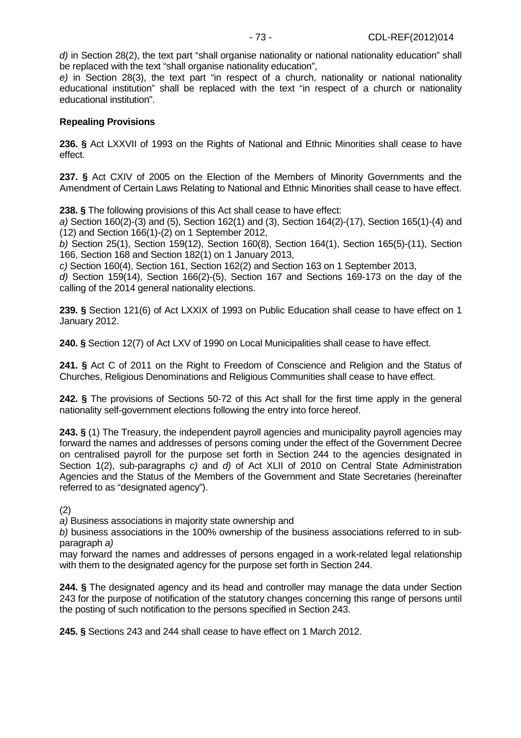*d)* in Section 28(2), the text part "shall organise nationality or national nationality education" shall be replaced with the text "shall organise nationality education",

*e)* in Section 28(3), the text part "in respect of a church, nationality or national nationality educational institution" shall be replaced with the text "in respect of a church or nationality educational institution".

**Repealing Provisions**

**236. §** Act LXXVII of 1993 on the Rights of National and Ethnic Minorities shall cease to have effect.

**237. §** Act CXIV of 2005 on the Election of the Members of Minority Governments and the Amendment of Certain Laws Relating to National and Ethnic Minorities shall cease to have effect.

**238. §** The following provisions of this Act shall cease to have effect:

*a)* Section 160(2)-(3) and (5), Section 162(1) and (3), Section 164(2)-(17), Section 165(1)-(4) and (12) and Section 166(1)-(2) on 1 September 2012,

*b)* Section 25(1), Section 159(12), Section 160(8), Section 164(1), Section 165(5)-(11), Section 166, Section 168 and Section 182(1) on 1 January 2013,

*c)* Section 160(4), Section 161, Section 162(2) and Section 163 on 1 September 2013,

*d)* Section 159(14), Section 166(2)-(5), Section 167 and Sections 169-173 on the day of the calling of the 2014 general nationality elections.

**239. §** Section 121(6) of Act LXXIX of 1993 on Public Education shall cease to have effect on 1 January 2012.

**240. §** Section 12(7) of Act LXV of 1990 on Local Municipalities shall cease to have effect.

**241. §** Act C of 2011 on the Right to Freedom of Conscience and Religion and the Status of Churches, Religious Denominations and Religious Communities shall cease to have effect.

**242. §** The provisions of Sections 50-72 of this Act shall for the first time apply in the general nationality self-government elections following the entry into force hereof.

**243. §** (1) The Treasury, the independent payroll agencies and municipality payroll agencies may forward the names and addresses of persons coming under the effect of the Government Decree on centralised payroll for the purpose set forth in Section 244 to the agencies designated in Section 1(2), sub-paragraphs *c)* and *d)* of Act XLII of 2010 on Central State Administration Agencies and the Status of the Members of the Government and State Secretaries (hereinafter referred to as "designated agency").

(2)

*a)* Business associations in majority state ownership and

*b)* business associations in the 100% ownership of the business associations referred to in sub-paragraph *a)*

may forward the names and addresses of persons engaged in a work-related legal relationship with them to the designated agency for the purpose set forth in Section 244.

**244. §** The designated agency and its head and controller may manage the data under Section 243 for the purpose of notification of the statutory changes concerning this range of persons until the posting of such notification to the persons specified in Section 243.

**245. §** Sections 243 and 244 shall cease to have effect on 1 March 2012.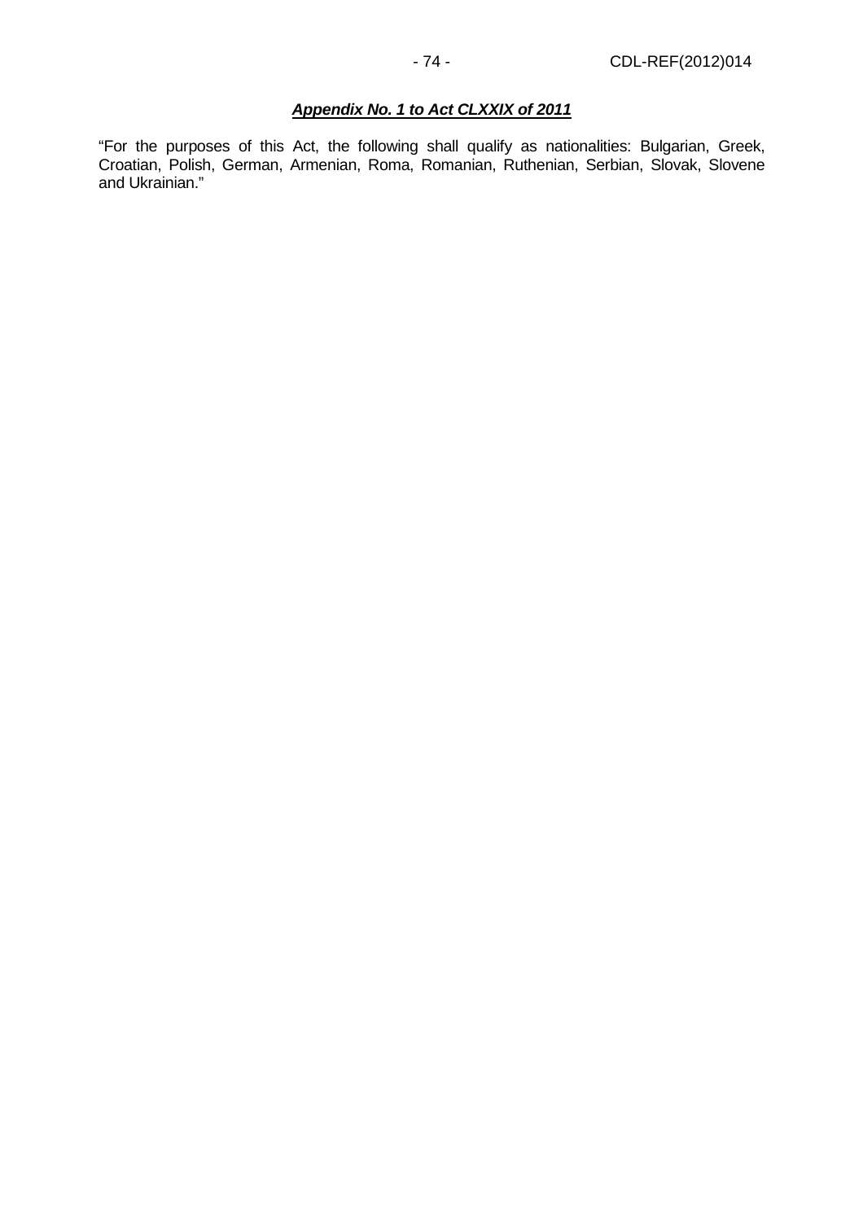***Appendix No. 1 to Act CLXXIX of 2011***

"For the purposes of this Act, the following shall qualify as nationalities: Bulgarian, Greek, Croatian, Polish, German, Armenian, Roma, Romanian, Ruthenian, Serbian, Slovak, Slovene and Ukrainian."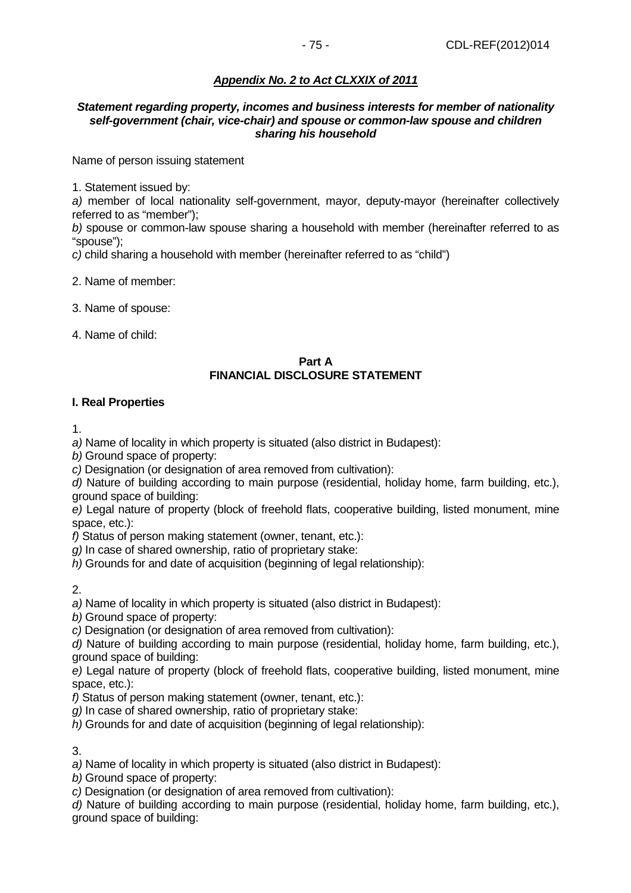***Appendix No. 2 to Act CLXXIX of 2011***

***Statement regarding property, incomes and business interests for member of nationality self-government (chair, vice-chair) and spouse or common-law spouse and children sharing his household***

Name of person issuing statement

1. Statement issued by:

*a)* member of local nationality self-government, mayor, deputy-mayor (hereinafter collectively referred to as "member");

*b)* spouse or common-law spouse sharing a household with member (hereinafter referred to as "spouse");

*c)* child sharing a household with member (hereinafter referred to as "child")

2. Name of member:

3. Name of spouse:

4. Name of child:

**Part A**
**FINANCIAL DISCLOSURE STATEMENT**

**I. Real Properties**

1.

*a)* Name of locality in which property is situated (also district in Budapest):

*b)* Ground space of property:

*c)* Designation (or designation of area removed from cultivation):

*d)* Nature of building according to main purpose (residential, holiday home, farm building, etc.), ground space of building:

*e)* Legal nature of property (block of freehold flats, cooperative building, listed monument, mine space, etc.):

*f)* Status of person making statement (owner, tenant, etc.):

*g)* In case of shared ownership, ratio of proprietary stake:

*h)* Grounds for and date of acquisition (beginning of legal relationship):

2.

*a)* Name of locality in which property is situated (also district in Budapest):

*b)* Ground space of property:

*c)* Designation (or designation of area removed from cultivation):

*d)* Nature of building according to main purpose (residential, holiday home, farm building, etc.), ground space of building:

*e)* Legal nature of property (block of freehold flats, cooperative building, listed monument, mine space, etc.):

*f)* Status of person making statement (owner, tenant, etc.):

*g)* In case of shared ownership, ratio of proprietary stake:

*h)* Grounds for and date of acquisition (beginning of legal relationship):

3.

*a)* Name of locality in which property is situated (also district in Budapest):

*b)* Ground space of property:

*c)* Designation (or designation of area removed from cultivation):

*d)* Nature of building according to main purpose (residential, holiday home, farm building, etc.), ground space of building: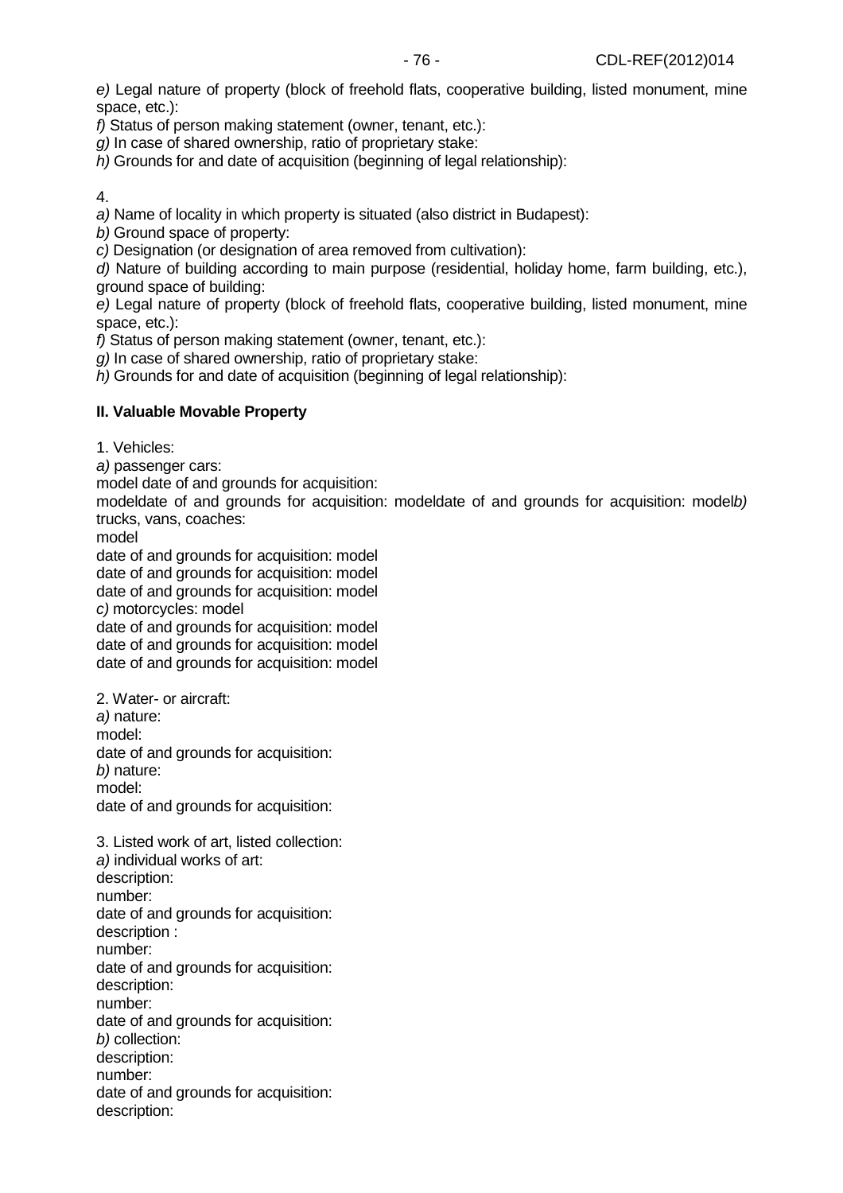*e)* Legal nature of property (block of freehold flats, cooperative building, listed monument, mine space, etc.):

*f)* Status of person making statement (owner, tenant, etc.):

*g)* In case of shared ownership, ratio of proprietary stake:

*h)* Grounds for and date of acquisition (beginning of legal relationship):

4.

*a)* Name of locality in which property is situated (also district in Budapest):

*b)* Ground space of property:

*c)* Designation (or designation of area removed from cultivation):

*d)* Nature of building according to main purpose (residential, holiday home, farm building, etc.), ground space of building:

*e)* Legal nature of property (block of freehold flats, cooperative building, listed monument, mine space, etc.):

*f)* Status of person making statement (owner, tenant, etc.):

*g)* In case of shared ownership, ratio of proprietary stake:

*h)* Grounds for and date of acquisition (beginning of legal relationship):

**II. Valuable Movable Property**

1. Vehicles:

*a)* passenger cars:

model date of and grounds for acquisition:

modeldate of and grounds for acquisition: modeldate of and grounds for acquisition: model*b)* trucks, vans, coaches:

model

date of and grounds for acquisition: model

date of and grounds for acquisition: model

date of and grounds for acquisition: model

*c)* motorcycles: model

date of and grounds for acquisition: model

date of and grounds for acquisition: model

date of and grounds for acquisition: model

2. Water- or aircraft:

*a)* nature:

model:

date of and grounds for acquisition:

*b)* nature:

model:

date of and grounds for acquisition:

3. Listed work of art, listed collection:

*a)* individual works of art:

description:

number:

date of and grounds for acquisition:

description :

number:

date of and grounds for acquisition:

description:

number:

date of and grounds for acquisition:

*b)* collection:

description:

number:

date of and grounds for acquisition:

description: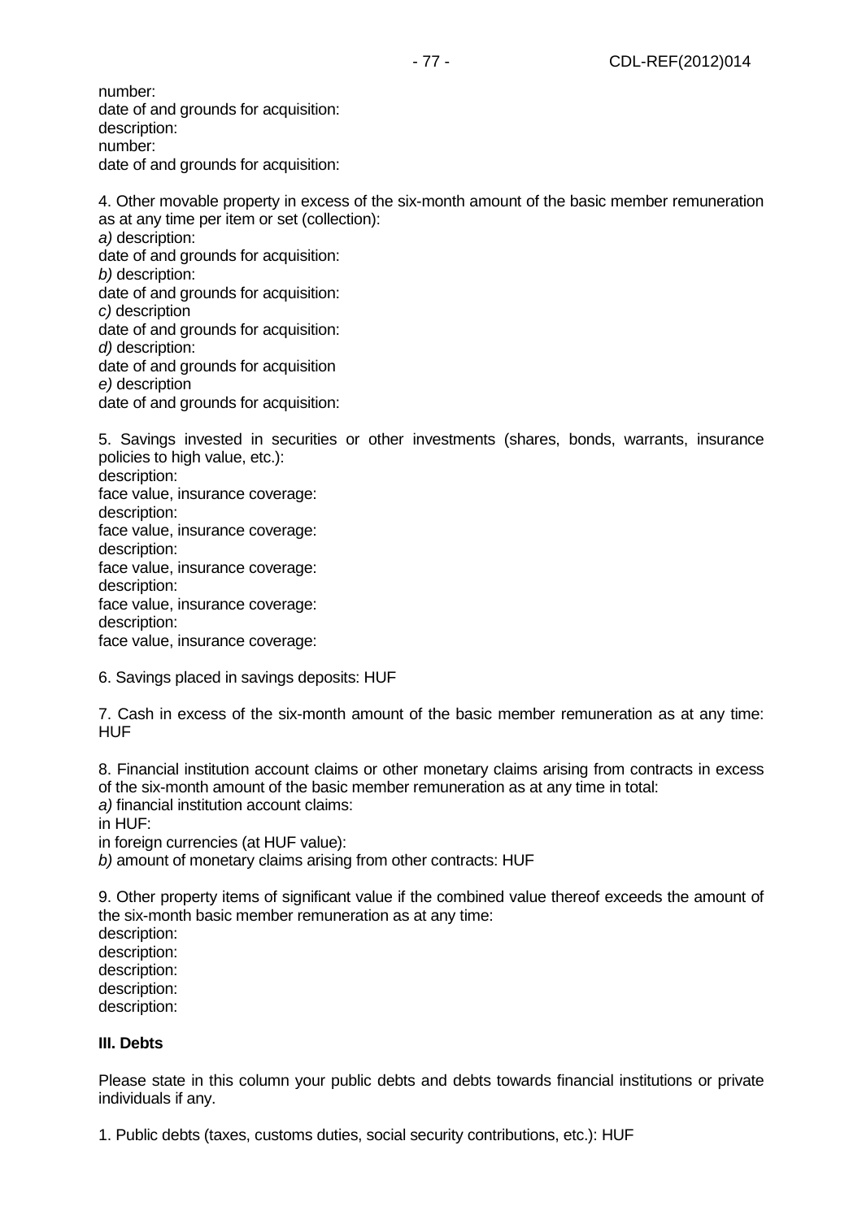number:
date of and grounds for acquisition:
description:
number:
date of and grounds for acquisition:

4. Other movable property in excess of the six-month amount of the basic member remuneration as at any time per item or set (collection):
*a)* description:
date of and grounds for acquisition:
*b)* description:
date of and grounds for acquisition:
*c)* description
date of and grounds for acquisition:
*d)* description:
date of and grounds for acquisition
*e)* description
date of and grounds for acquisition:

5. Savings invested in securities or other investments (shares, bonds, warrants, insurance policies to high value, etc.):
description:
face value, insurance coverage:
description:
face value, insurance coverage:
description:
face value, insurance coverage:
description:
face value, insurance coverage:
description:
face value, insurance coverage:

6. Savings placed in savings deposits: HUF

7. Cash in excess of the six-month amount of the basic member remuneration as at any time: HUF

8. Financial institution account claims or other monetary claims arising from contracts in excess of the six-month amount of the basic member remuneration as at any time in total:
*a)* financial institution account claims:
in HUF:
in foreign currencies (at HUF value):
*b)* amount of monetary claims arising from other contracts: HUF

9. Other property items of significant value if the combined value thereof exceeds the amount of the six-month basic member remuneration as at any time:
description:
description:
description:
description:
description:

**III. Debts**

Please state in this column your public debts and debts towards financial institutions or private individuals if any.

1. Public debts (taxes, customs duties, social security contributions, etc.): HUF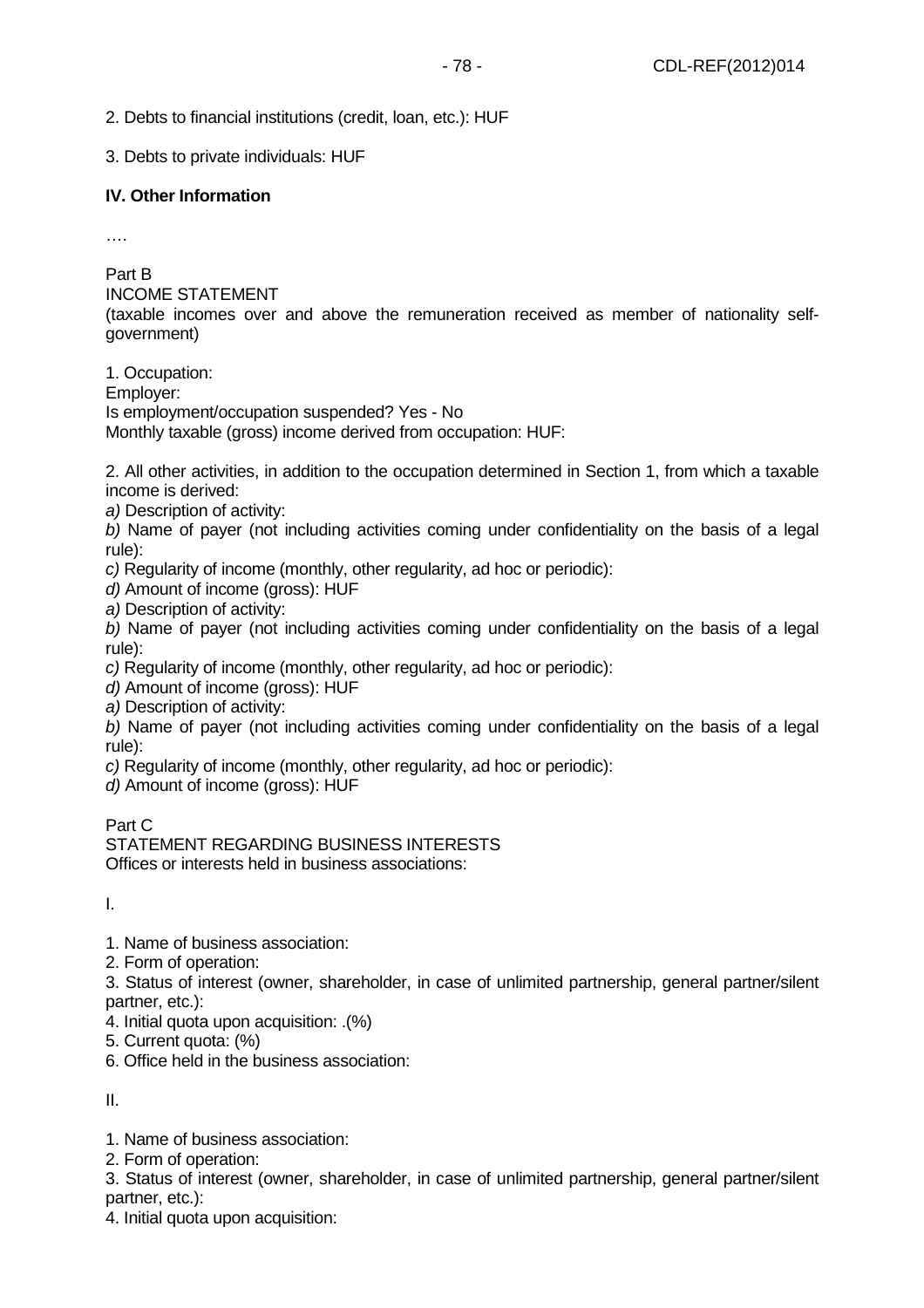2. Debts to financial institutions (credit, loan, etc.): HUF

3. Debts to private individuals: HUF

**IV. Other Information**

….

Part B

INCOME STATEMENT

(taxable incomes over and above the remuneration received as member of nationality self-government)

1. Occupation:

Employer:

Is employment/occupation suspended? Yes - No

Monthly taxable (gross) income derived from occupation: HUF:

2. All other activities, in addition to the occupation determined in Section 1, from which a taxable income is derived:

*a)* Description of activity:

*b)* Name of payer (not including activities coming under confidentiality on the basis of a legal rule):

*c)* Regularity of income (monthly, other regularity, ad hoc or periodic):

*d)* Amount of income (gross): HUF

*a)* Description of activity:

*b)* Name of payer (not including activities coming under confidentiality on the basis of a legal rule):

*c)* Regularity of income (monthly, other regularity, ad hoc or periodic):

*d)* Amount of income (gross): HUF

*a)* Description of activity:

*b)* Name of payer (not including activities coming under confidentiality on the basis of a legal rule):

*c)* Regularity of income (monthly, other regularity, ad hoc or periodic):

*d)* Amount of income (gross): HUF

Part C

STATEMENT REGARDING BUSINESS INTERESTS

Offices or interests held in business associations:

I.

1. Name of business association:
2. Form of operation:
3. Status of interest (owner, shareholder, in case of unlimited partnership, general partner/silent partner, etc.):
4. Initial quota upon acquisition: .(%)
5. Current quota: (%)
6. Office held in the business association:

II.

1. Name of business association:
2. Form of operation:
3. Status of interest (owner, shareholder, in case of unlimited partnership, general partner/silent partner, etc.):
4. Initial quota upon acquisition: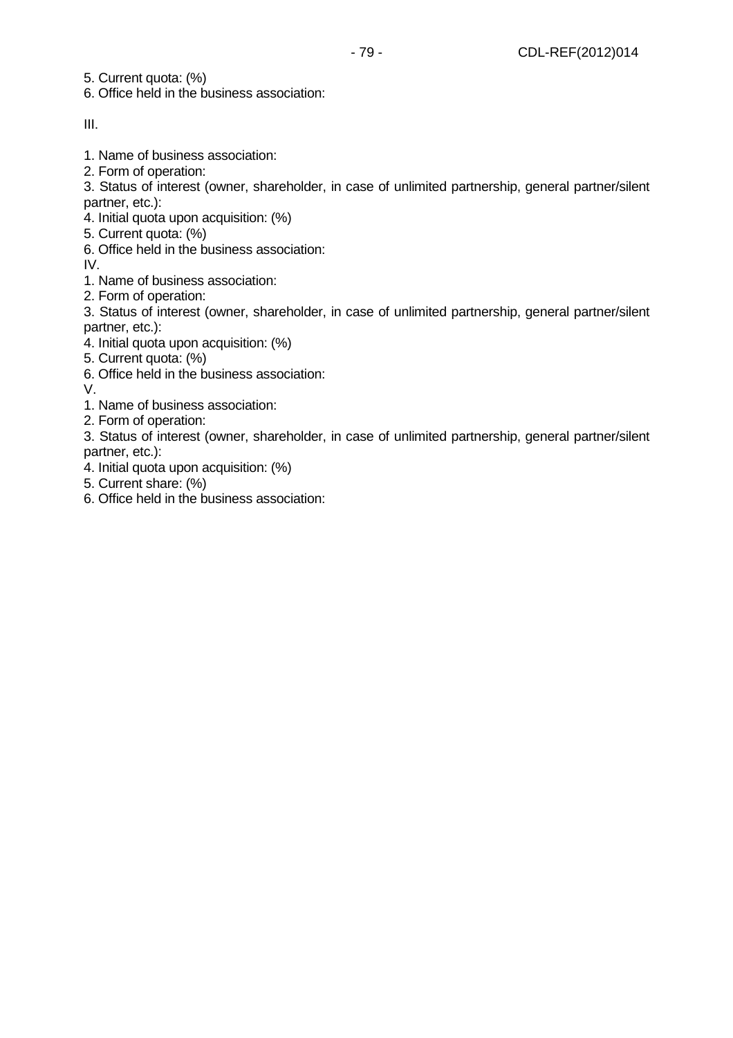5. Current quota: (%)

6. Office held in the business association:

III.

1. Name of business association:

2. Form of operation:

3. Status of interest (owner, shareholder, in case of unlimited partnership, general partner/silent partner, etc.):

4. Initial quota upon acquisition: (%)

5. Current quota: (%)

6. Office held in the business association:

IV.

1. Name of business association:

2. Form of operation:

3. Status of interest (owner, shareholder, in case of unlimited partnership, general partner/silent partner, etc.):

4. Initial quota upon acquisition: (%)

5. Current quota: (%)

6. Office held in the business association:

V.

1. Name of business association:

2. Form of operation:

3. Status of interest (owner, shareholder, in case of unlimited partnership, general partner/silent partner, etc.):

4. Initial quota upon acquisition: (%)

5. Current share: (%)

6. Office held in the business association: